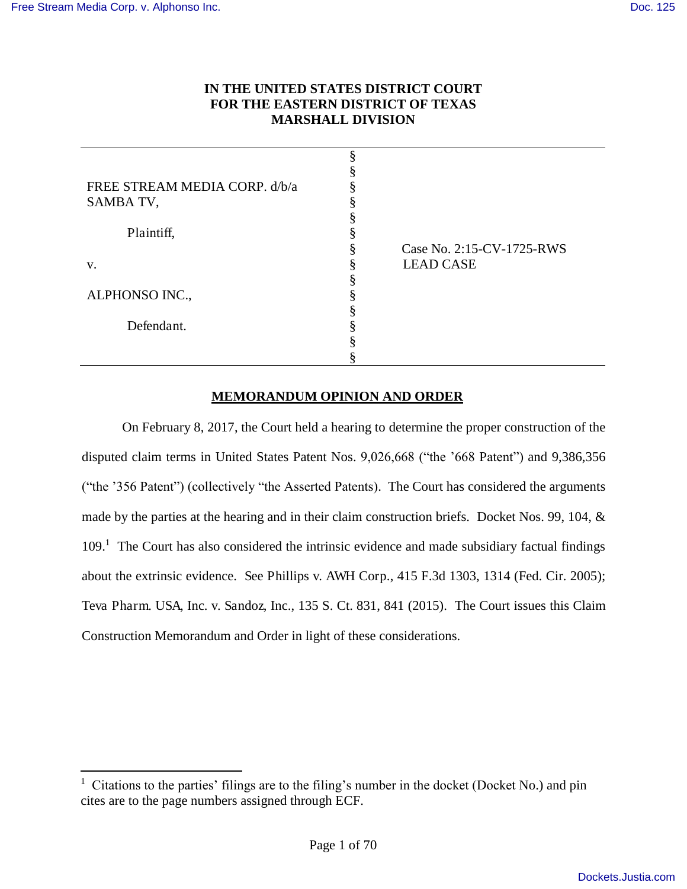# IN THE UNITED STATES DISTRICT COURT FOR THE EASTERN DISTRICT OF TEXAS MARSHALL DIVISION

| | | |
|---|---|---|
| FREE STREAM MEDIA CORP. d/b/a SAMBA TV, | § | |
| Plaintiff, | § | Case No. 2:15-CV-1725-RWS |
| v. | § | LEAD CASE |
| ALPHONSO INC., | § | |
| Defendant. | § | |

## MEMORANDUM OPINION AND ORDER

On February 8, 2017, the Court held a hearing to determine the proper construction of the disputed claim terms in United States Patent Nos. 9,026,668 ("the '668 Patent") and 9,386,356 ("the '356 Patent") (collectively "the Asserted Patents). The Court has considered the arguments made by the parties at the hearing and in their claim construction briefs. Docket Nos. 99, 104, & 109.[1] The Court has also considered the intrinsic evidence and made subsidiary factual findings about the extrinsic evidence. See Phillips v. AWH Corp., 415 F.3d 1303, 1314 (Fed. Cir. 2005); Teva Pharm. USA, Inc. v. Sandoz, Inc., 135 S. Ct. 831, 841 (2015). The Court issues this Claim Construction Memorandum and Order in light of these considerations.

[1] Citations to the parties' filings are to the filing's number in the docket (Docket No.) and pin cites are to the page numbers assigned through ECF.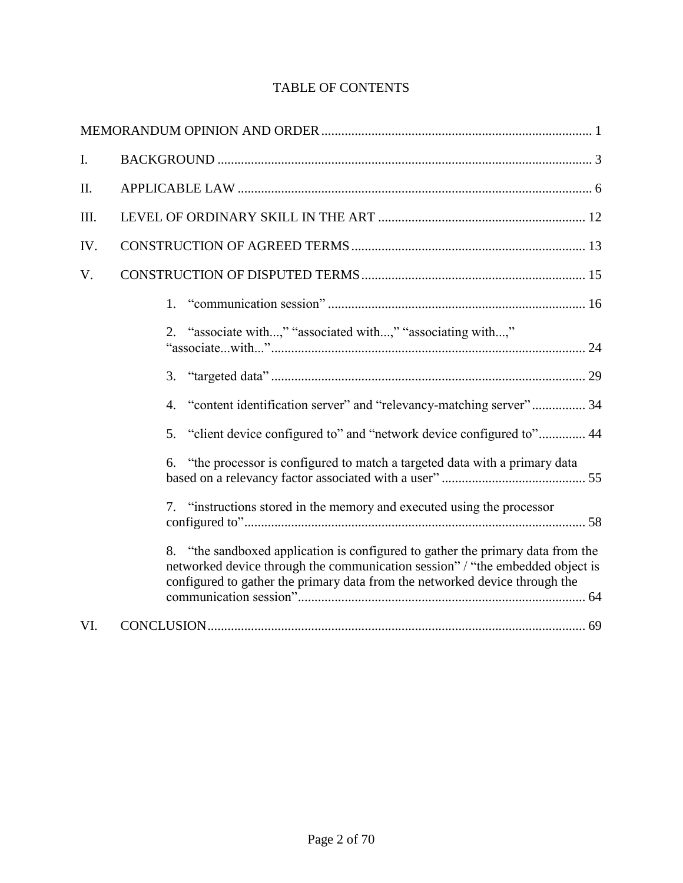# TABLE OF CONTENTS

MEMORANDUM OPINION AND ORDER ..... 1

I. BACKGROUND ..... 3

II. APPLICABLE LAW ..... 6

III. LEVEL OF ORDINARY SKILL IN THE ART ..... 12

IV. CONSTRUCTION OF AGREED TERMS ..... 13

V. CONSTRUCTION OF DISPUTED TERMS ..... 15

1. "communication session" ..... 16

2. "associate with...," "associated with...," "associating with...," "associate...with..." ..... 24

3. "targeted data" ..... 29

4. "content identification server" and "relevancy-matching server" ..... 34

5. "client device configured to" and "network device configured to" ..... 44

6. "the processor is configured to match a targeted data with a primary data based on a relevancy factor associated with a user" ..... 55

7. "instructions stored in the memory and executed using the processor configured to" ..... 58

8. "the sandboxed application is configured to gather the primary data from the networked device through the communication session" / "the embedded object is configured to gather the primary data from the networked device through the communication session" ..... 64

VI. CONCLUSION ..... 69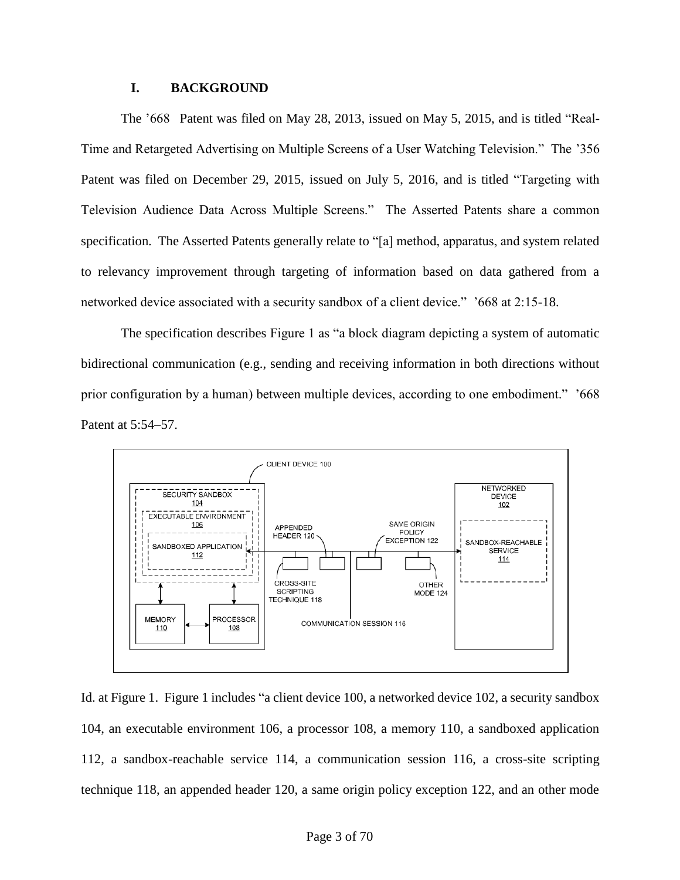## I. BACKGROUND

The '668 Patent was filed on May 28, 2013, issued on May 5, 2015, and is titled "Real-Time and Retargeted Advertising on Multiple Screens of a User Watching Television." The '356 Patent was filed on December 29, 2015, issued on July 5, 2016, and is titled "Targeting with Television Audience Data Across Multiple Screens." The Asserted Patents share a common specification. The Asserted Patents generally relate to "[a] method, apparatus, and system related to relevancy improvement through targeting of information based on data gathered from a networked device associated with a security sandbox of a client device." '668 at 2:15-18.

The specification describes Figure 1 as "a block diagram depicting a system of automatic bidirectional communication (e.g., sending and receiving information in both directions without prior configuration by a human) between multiple devices, according to one embodiment." '668 Patent at 5:54–57.

Id. at Figure 1. Figure 1 includes "a client device 100, a networked device 102, a security sandbox 104, an executable environment 106, a processor 108, a memory 110, a sandboxed application 112, a sandbox-reachable service 114, a communication session 116, a cross-site scripting technique 118, an appended header 120, a same origin policy exception 122, and an other mode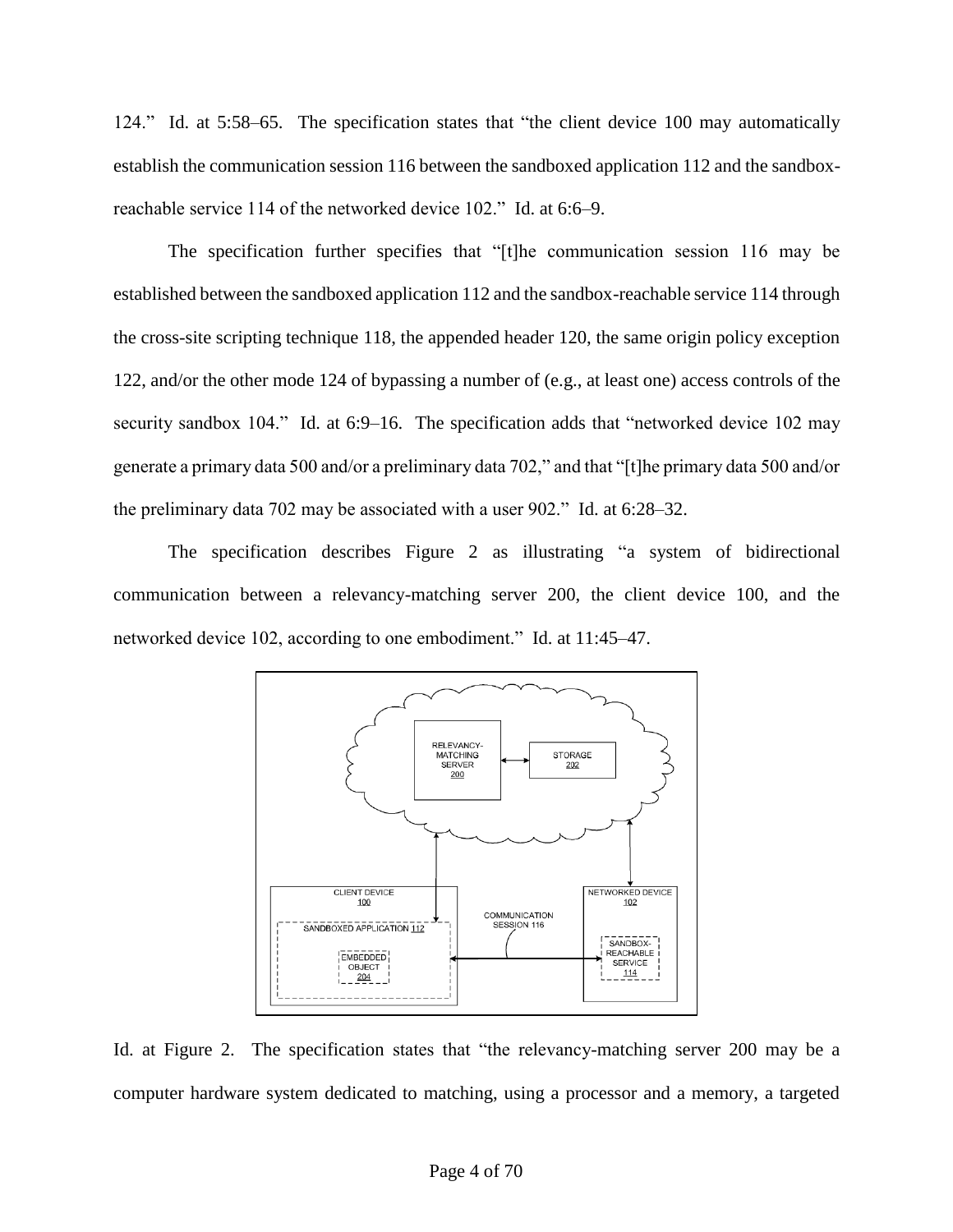124." Id. at 5:58–65. The specification states that "the client device 100 may automatically establish the communication session 116 between the sandboxed application 112 and the sandbox-reachable service 114 of the networked device 102." Id. at 6:6–9.

The specification further specifies that "[t]he communication session 116 may be established between the sandboxed application 112 and the sandbox-reachable service 114 through the cross-site scripting technique 118, the appended header 120, the same origin policy exception 122, and/or the other mode 124 of bypassing a number of (e.g., at least one) access controls of the security sandbox 104." Id. at 6:9–16. The specification adds that "networked device 102 may generate a primary data 500 and/or a preliminary data 702," and that "[t]he primary data 500 and/or the preliminary data 702 may be associated with a user 902." Id. at 6:28–32.

The specification describes Figure 2 as illustrating "a system of bidirectional communication between a relevancy-matching server 200, the client device 100, and the networked device 102, according to one embodiment." Id. at 11:45–47.

Id. at Figure 2. The specification states that "the relevancy-matching server 200 may be a computer hardware system dedicated to matching, using a processor and a memory, a targeted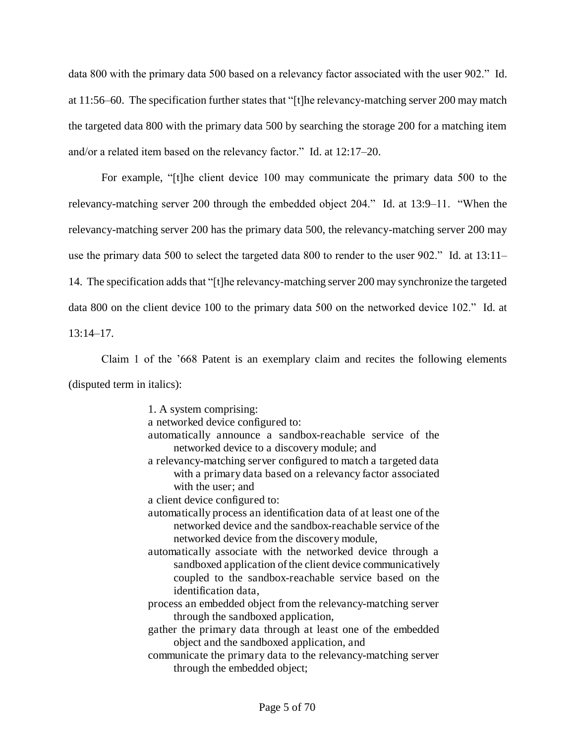data 800 with the primary data 500 based on a relevancy factor associated with the user 902." Id. at 11:56–60. The specification further states that "[t]he relevancy-matching server 200 may match the targeted data 800 with the primary data 500 by searching the storage 200 for a matching item and/or a related item based on the relevancy factor." Id. at 12:17–20.

For example, "[t]he client device 100 may communicate the primary data 500 to the relevancy-matching server 200 through the embedded object 204." Id. at 13:9–11. "When the relevancy-matching server 200 has the primary data 500, the relevancy-matching server 200 may use the primary data 500 to select the targeted data 800 to render to the user 902." Id. at 13:11–14. The specification adds that "[t]he relevancy-matching server 200 may synchronize the targeted data 800 on the client device 100 to the primary data 500 on the networked device 102." Id. at 13:14–17.

Claim 1 of the '668 Patent is an exemplary claim and recites the following elements (disputed term in italics):

> 1. A system comprising:
> a networked device configured to:
> automatically announce a sandbox-reachable service of the networked device to a discovery module; and
> a relevancy-matching server configured to match a targeted data with a primary data based on a relevancy factor associated with the user; and
> a client device configured to:
> automatically process an identification data of at least one of the networked device and the sandbox-reachable service of the networked device from the discovery module,
> automatically associate with the networked device through a sandboxed application of the client device communicatively coupled to the sandbox-reachable service based on the identification data,
> process an embedded object from the relevancy-matching server through the sandboxed application,
> gather the primary data through at least one of the embedded object and the sandboxed application, and
> communicate the primary data to the relevancy-matching server through the embedded object;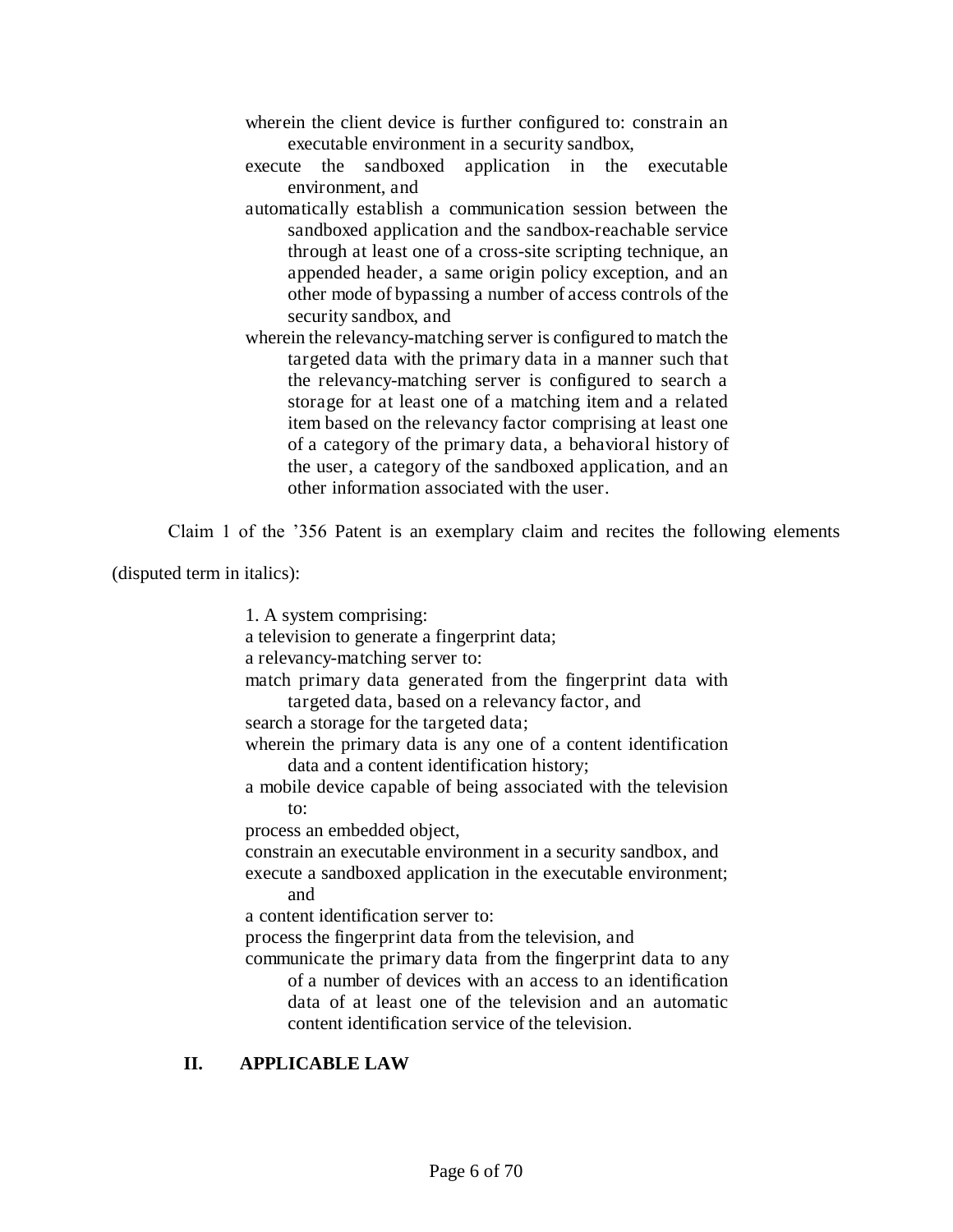wherein the client device is further configured to: constrain an executable environment in a security sandbox,

execute the sandboxed application in the executable environment, and

automatically establish a communication session between the sandboxed application and the sandbox-reachable service through at least one of a cross-site scripting technique, an appended header, a same origin policy exception, and an other mode of bypassing a number of access controls of the security sandbox, and

wherein the relevancy-matching server is configured to match the targeted data with the primary data in a manner such that the relevancy-matching server is configured to search a storage for at least one of a matching item and a related item based on the relevancy factor comprising at least one of a category of the primary data, a behavioral history of the user, a category of the sandboxed application, and an other information associated with the user.

Claim 1 of the '356 Patent is an exemplary claim and recites the following elements (disputed term in italics):

1. A system comprising:

a television to generate a fingerprint data;

a relevancy-matching server to:

match primary data generated from the fingerprint data with targeted data, based on a relevancy factor, and

search a storage for the targeted data;

wherein the primary data is any one of a content identification data and a content identification history;

a mobile device capable of being associated with the television to:

process an embedded object,

constrain an executable environment in a security sandbox, and

execute a sandboxed application in the executable environment; and

a content identification server to:

process the fingerprint data from the television, and

communicate the primary data from the fingerprint data to any of a number of devices with an access to an identification data of at least one of the television and an automatic content identification service of the television.

## II. APPLICABLE LAW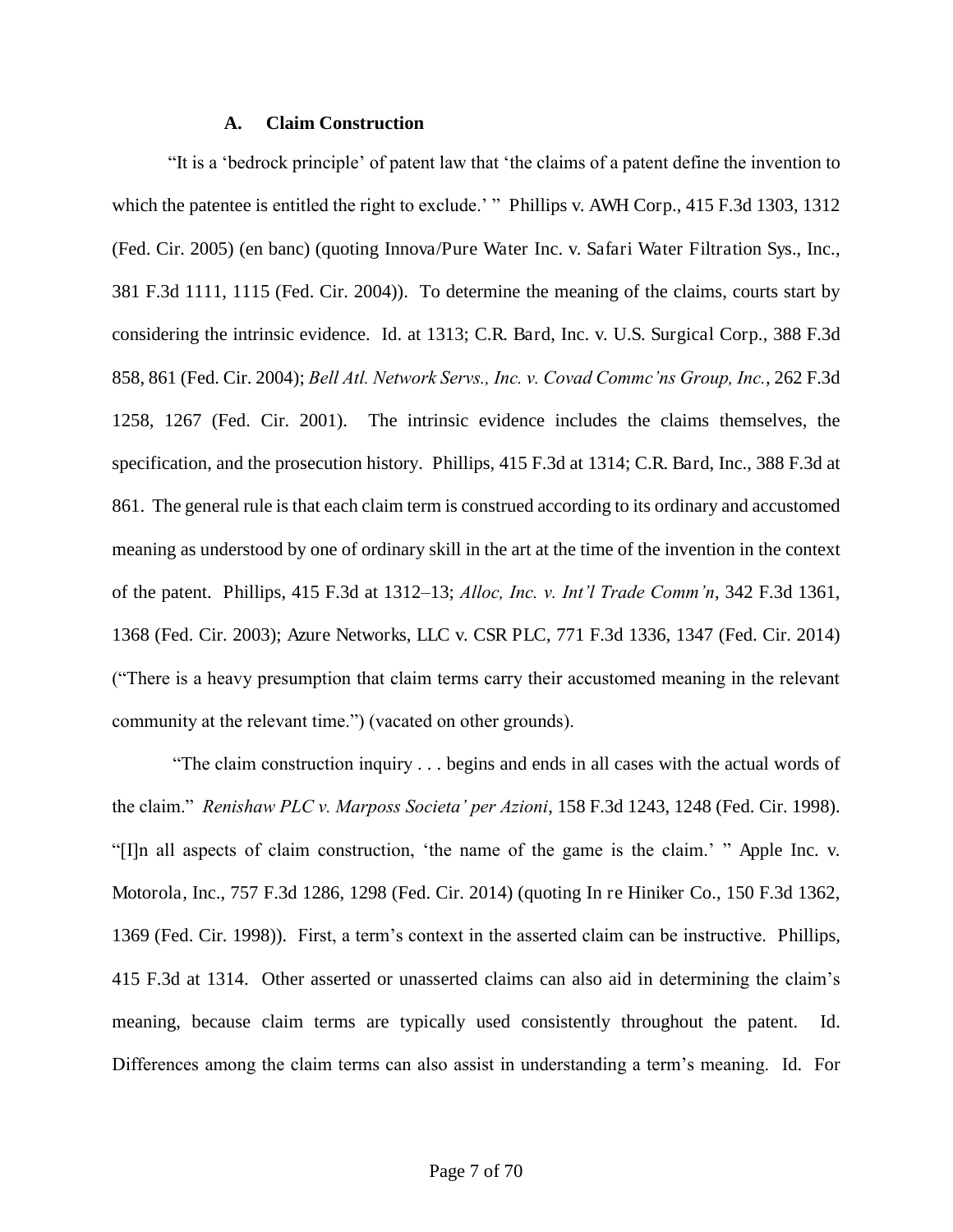### A. Claim Construction

"It is a 'bedrock principle' of patent law that 'the claims of a patent define the invention to which the patentee is entitled the right to exclude.' " Phillips v. AWH Corp., 415 F.3d 1303, 1312 (Fed. Cir. 2005) (en banc) (quoting Innova/Pure Water Inc. v. Safari Water Filtration Sys., Inc., 381 F.3d 1111, 1115 (Fed. Cir. 2004)). To determine the meaning of the claims, courts start by considering the intrinsic evidence. Id. at 1313; C.R. Bard, Inc. v. U.S. Surgical Corp., 388 F.3d 858, 861 (Fed. Cir. 2004); *Bell Atl. Network Servs., Inc. v. Covad Commc'ns Group, Inc.*, 262 F.3d 1258, 1267 (Fed. Cir. 2001). The intrinsic evidence includes the claims themselves, the specification, and the prosecution history. Phillips, 415 F.3d at 1314; C.R. Bard, Inc., 388 F.3d at 861. The general rule is that each claim term is construed according to its ordinary and accustomed meaning as understood by one of ordinary skill in the art at the time of the invention in the context of the patent. Phillips, 415 F.3d at 1312–13; *Alloc, Inc. v. Int'l Trade Comm'n*, 342 F.3d 1361, 1368 (Fed. Cir. 2003); Azure Networks, LLC v. CSR PLC, 771 F.3d 1336, 1347 (Fed. Cir. 2014) ("There is a heavy presumption that claim terms carry their accustomed meaning in the relevant community at the relevant time.") (vacated on other grounds).

"The claim construction inquiry . . . begins and ends in all cases with the actual words of the claim." *Renishaw PLC v. Marposs Societa' per Azioni*, 158 F.3d 1243, 1248 (Fed. Cir. 1998). "[I]n all aspects of claim construction, 'the name of the game is the claim.' " Apple Inc. v. Motorola, Inc., 757 F.3d 1286, 1298 (Fed. Cir. 2014) (quoting In re Hiniker Co., 150 F.3d 1362, 1369 (Fed. Cir. 1998)). First, a term's context in the asserted claim can be instructive. Phillips, 415 F.3d at 1314. Other asserted or unasserted claims can also aid in determining the claim's meaning, because claim terms are typically used consistently throughout the patent. Id. Differences among the claim terms can also assist in understanding a term's meaning. Id. For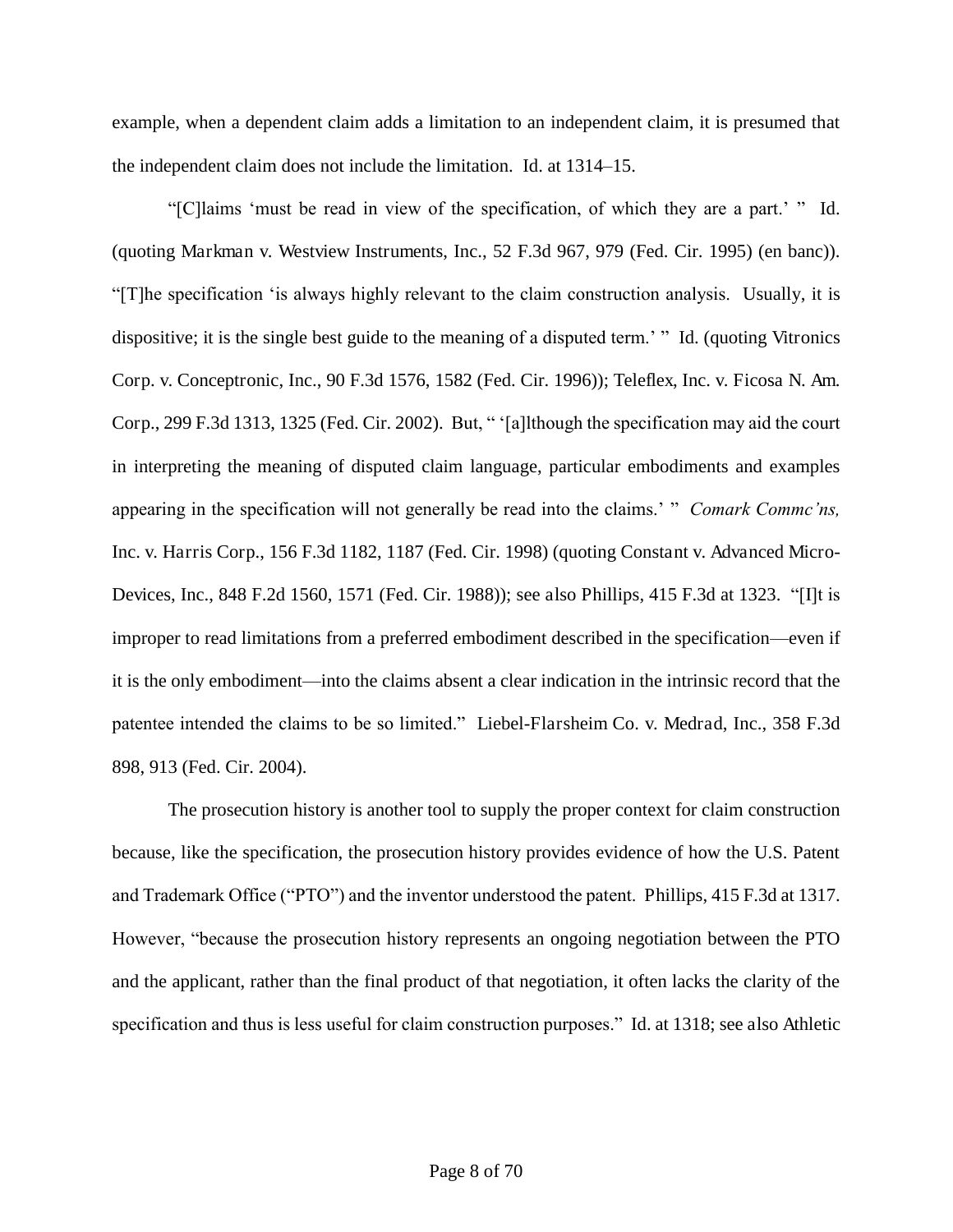example, when a dependent claim adds a limitation to an independent claim, it is presumed that the independent claim does not include the limitation. Id. at 1314–15.

"[C]laims 'must be read in view of the specification, of which they are a part.' " Id. (quoting Markman v. Westview Instruments, Inc., 52 F.3d 967, 979 (Fed. Cir. 1995) (en banc)). "[T]he specification 'is always highly relevant to the claim construction analysis. Usually, it is dispositive; it is the single best guide to the meaning of a disputed term.' " Id. (quoting Vitronics Corp. v. Conceptronic, Inc., 90 F.3d 1576, 1582 (Fed. Cir. 1996)); Teleflex, Inc. v. Ficosa N. Am. Corp., 299 F.3d 1313, 1325 (Fed. Cir. 2002). But, " '[a]lthough the specification may aid the court in interpreting the meaning of disputed claim language, particular embodiments and examples appearing in the specification will not generally be read into the claims.' " *Comark Commc'ns,* Inc. v. Harris Corp., 156 F.3d 1182, 1187 (Fed. Cir. 1998) (quoting Constant v. Advanced Micro-Devices, Inc., 848 F.2d 1560, 1571 (Fed. Cir. 1988)); see also Phillips, 415 F.3d at 1323. "[I]t is improper to read limitations from a preferred embodiment described in the specification—even if it is the only embodiment—into the claims absent a clear indication in the intrinsic record that the patentee intended the claims to be so limited." Liebel-Flarsheim Co. v. Medrad, Inc., 358 F.3d 898, 913 (Fed. Cir. 2004).

The prosecution history is another tool to supply the proper context for claim construction because, like the specification, the prosecution history provides evidence of how the U.S. Patent and Trademark Office ("PTO") and the inventor understood the patent. Phillips, 415 F.3d at 1317. However, "because the prosecution history represents an ongoing negotiation between the PTO and the applicant, rather than the final product of that negotiation, it often lacks the clarity of the specification and thus is less useful for claim construction purposes." Id. at 1318; see also Athletic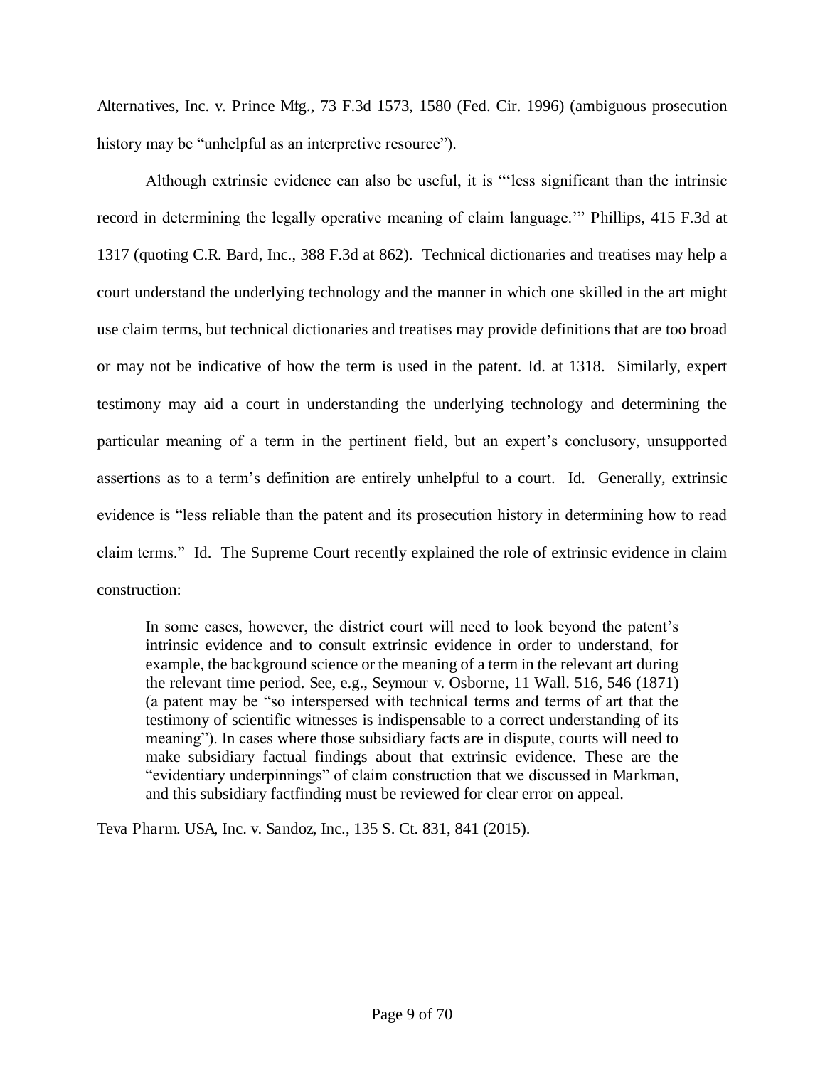Alternatives, Inc. v. Prince Mfg., 73 F.3d 1573, 1580 (Fed. Cir. 1996) (ambiguous prosecution history may be "unhelpful as an interpretive resource").

Although extrinsic evidence can also be useful, it is "'less significant than the intrinsic record in determining the legally operative meaning of claim language.'" Phillips, 415 F.3d at 1317 (quoting C.R. Bard, Inc., 388 F.3d at 862). Technical dictionaries and treatises may help a court understand the underlying technology and the manner in which one skilled in the art might use claim terms, but technical dictionaries and treatises may provide definitions that are too broad or may not be indicative of how the term is used in the patent. Id. at 1318. Similarly, expert testimony may aid a court in understanding the underlying technology and determining the particular meaning of a term in the pertinent field, but an expert's conclusory, unsupported assertions as to a term's definition are entirely unhelpful to a court. Id. Generally, extrinsic evidence is "less reliable than the patent and its prosecution history in determining how to read claim terms." Id. The Supreme Court recently explained the role of extrinsic evidence in claim construction:

> In some cases, however, the district court will need to look beyond the patent's intrinsic evidence and to consult extrinsic evidence in order to understand, for example, the background science or the meaning of a term in the relevant art during the relevant time period. See, e.g., Seymour v. Osborne, 11 Wall. 516, 546 (1871) (a patent may be "so interspersed with technical terms and terms of art that the testimony of scientific witnesses is indispensable to a correct understanding of its meaning"). In cases where those subsidiary facts are in dispute, courts will need to make subsidiary factual findings about that extrinsic evidence. These are the "evidentiary underpinnings" of claim construction that we discussed in Markman, and this subsidiary factfinding must be reviewed for clear error on appeal.

Teva Pharm. USA, Inc. v. Sandoz, Inc., 135 S. Ct. 831, 841 (2015).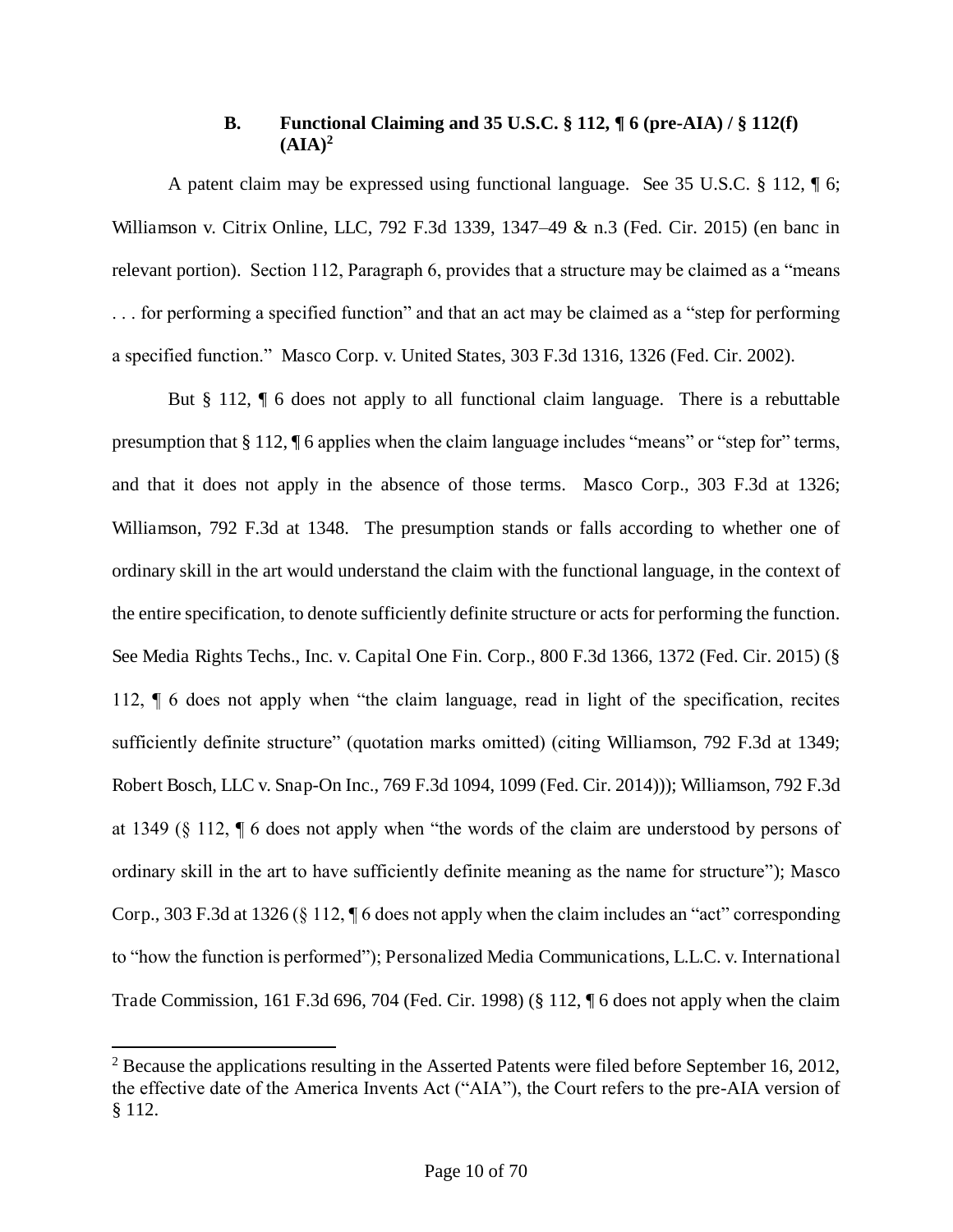### B. Functional Claiming and 35 U.S.C. § 112, ¶ 6 (pre-AIA) / § 112(f) (AIA)[2]

A patent claim may be expressed using functional language. See 35 U.S.C. § 112, ¶ 6; Williamson v. Citrix Online, LLC, 792 F.3d 1339, 1347–49 & n.3 (Fed. Cir. 2015) (en banc in relevant portion). Section 112, Paragraph 6, provides that a structure may be claimed as a "means . . . for performing a specified function" and that an act may be claimed as a "step for performing a specified function." Masco Corp. v. United States, 303 F.3d 1316, 1326 (Fed. Cir. 2002).

But § 112, ¶ 6 does not apply to all functional claim language. There is a rebuttable presumption that § 112, ¶ 6 applies when the claim language includes "means" or "step for" terms, and that it does not apply in the absence of those terms. Masco Corp., 303 F.3d at 1326; Williamson, 792 F.3d at 1348. The presumption stands or falls according to whether one of ordinary skill in the art would understand the claim with the functional language, in the context of the entire specification, to denote sufficiently definite structure or acts for performing the function. See Media Rights Techs., Inc. v. Capital One Fin. Corp., 800 F.3d 1366, 1372 (Fed. Cir. 2015) (§ 112, ¶ 6 does not apply when "the claim language, read in light of the specification, recites sufficiently definite structure" (quotation marks omitted) (citing Williamson, 792 F.3d at 1349; Robert Bosch, LLC v. Snap-On Inc., 769 F.3d 1094, 1099 (Fed. Cir. 2014))); Williamson, 792 F.3d at 1349 (§ 112, ¶ 6 does not apply when "the words of the claim are understood by persons of ordinary skill in the art to have sufficiently definite meaning as the name for structure"); Masco Corp., 303 F.3d at 1326 (§ 112, ¶ 6 does not apply when the claim includes an "act" corresponding to "how the function is performed"); Personalized Media Communications, L.L.C. v. International Trade Commission, 161 F.3d 696, 704 (Fed. Cir. 1998) (§ 112, ¶ 6 does not apply when the claim

[2] Because the applications resulting in the Asserted Patents were filed before September 16, 2012, the effective date of the America Invents Act ("AIA"), the Court refers to the pre-AIA version of § 112.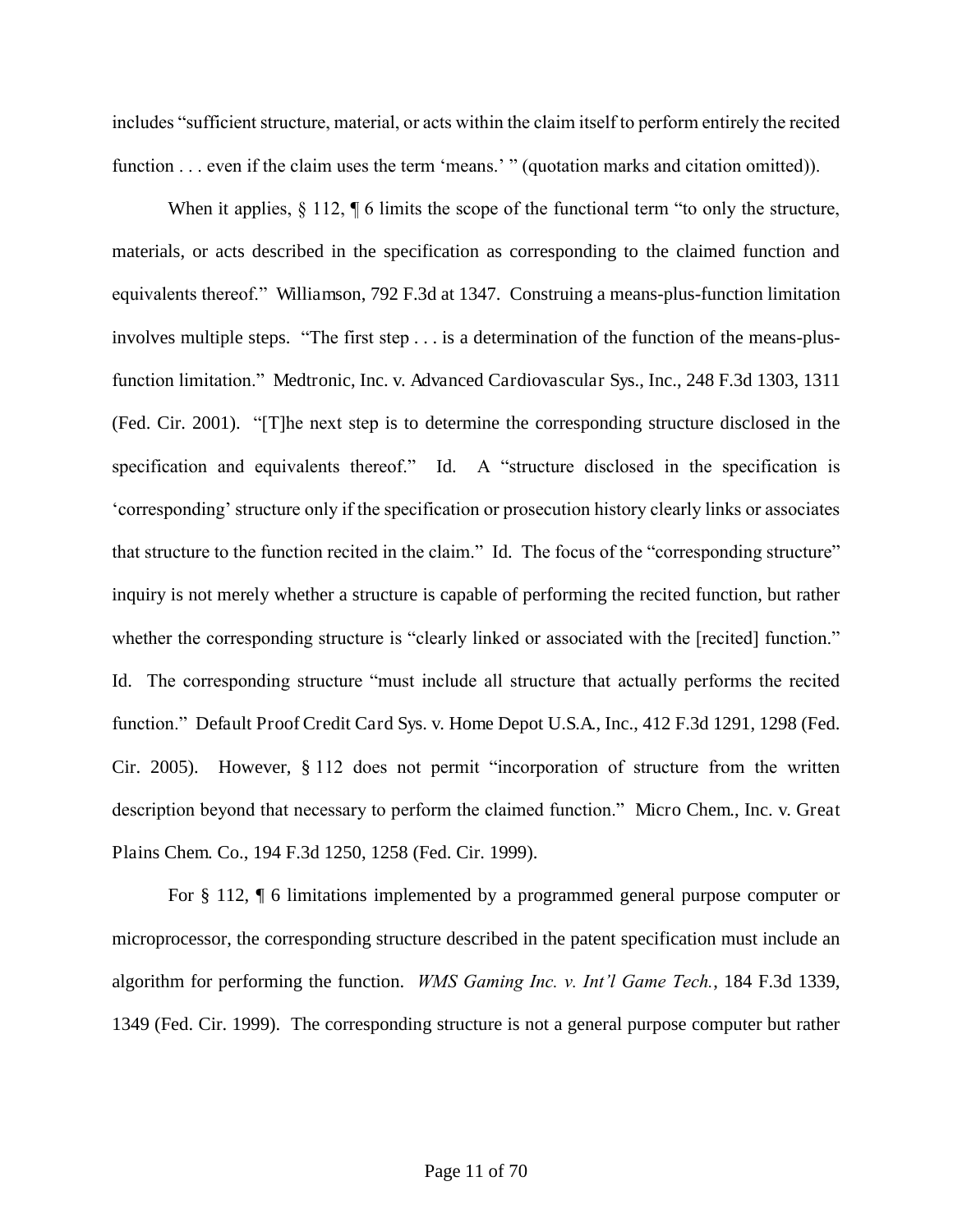includes "sufficient structure, material, or acts within the claim itself to perform entirely the recited function . . . even if the claim uses the term 'means.' " (quotation marks and citation omitted)).

When it applies, § 112, ¶ 6 limits the scope of the functional term "to only the structure, materials, or acts described in the specification as corresponding to the claimed function and equivalents thereof." Williamson, 792 F.3d at 1347. Construing a means-plus-function limitation involves multiple steps. "The first step . . . is a determination of the function of the means-plus-function limitation." Medtronic, Inc. v. Advanced Cardiovascular Sys., Inc., 248 F.3d 1303, 1311 (Fed. Cir. 2001). "[T]he next step is to determine the corresponding structure disclosed in the specification and equivalents thereof." Id. A "structure disclosed in the specification is 'corresponding' structure only if the specification or prosecution history clearly links or associates that structure to the function recited in the claim." Id. The focus of the "corresponding structure" inquiry is not merely whether a structure is capable of performing the recited function, but rather whether the corresponding structure is "clearly linked or associated with the [recited] function." Id. The corresponding structure "must include all structure that actually performs the recited function." Default Proof Credit Card Sys. v. Home Depot U.S.A., Inc., 412 F.3d 1291, 1298 (Fed. Cir. 2005). However, § 112 does not permit "incorporation of structure from the written description beyond that necessary to perform the claimed function." Micro Chem., Inc. v. Great Plains Chem. Co., 194 F.3d 1250, 1258 (Fed. Cir. 1999).

For § 112, ¶ 6 limitations implemented by a programmed general purpose computer or microprocessor, the corresponding structure described in the patent specification must include an algorithm for performing the function. *WMS Gaming Inc. v. Int'l Game Tech.*, 184 F.3d 1339, 1349 (Fed. Cir. 1999). The corresponding structure is not a general purpose computer but rather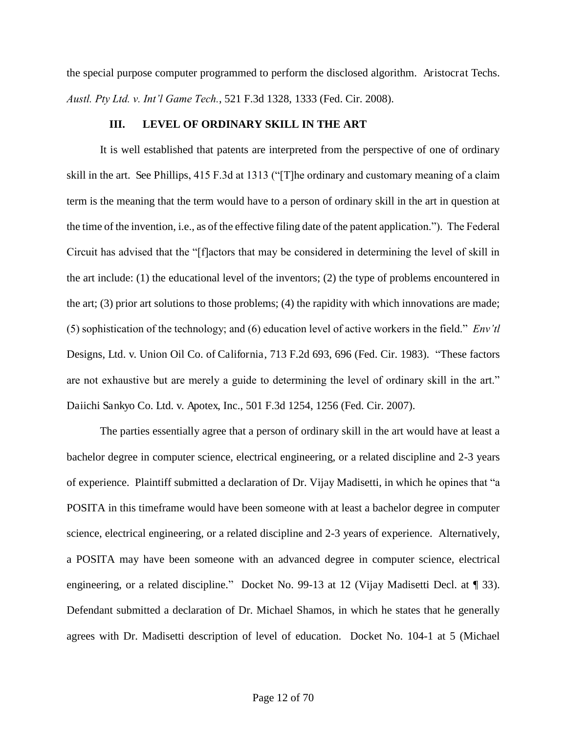the special purpose computer programmed to perform the disclosed algorithm. Aristocrat Techs. *Austl. Pty Ltd. v. Int'l Game Tech.*, 521 F.3d 1328, 1333 (Fed. Cir. 2008).

## III. LEVEL OF ORDINARY SKILL IN THE ART

It is well established that patents are interpreted from the perspective of one of ordinary skill in the art. See Phillips, 415 F.3d at 1313 ("[T]he ordinary and customary meaning of a claim term is the meaning that the term would have to a person of ordinary skill in the art in question at the time of the invention, i.e., as of the effective filing date of the patent application."). The Federal Circuit has advised that the "[f]actors that may be considered in determining the level of skill in the art include: (1) the educational level of the inventors; (2) the type of problems encountered in the art; (3) prior art solutions to those problems; (4) the rapidity with which innovations are made; (5) sophistication of the technology; and (6) education level of active workers in the field." *Env'tl* Designs, Ltd. v. Union Oil Co. of California, 713 F.2d 693, 696 (Fed. Cir. 1983). "These factors are not exhaustive but are merely a guide to determining the level of ordinary skill in the art." Daiichi Sankyo Co. Ltd. v. Apotex, Inc., 501 F.3d 1254, 1256 (Fed. Cir. 2007).

The parties essentially agree that a person of ordinary skill in the art would have at least a bachelor degree in computer science, electrical engineering, or a related discipline and 2-3 years of experience. Plaintiff submitted a declaration of Dr. Vijay Madisetti, in which he opines that "a POSITA in this timeframe would have been someone with at least a bachelor degree in computer science, electrical engineering, or a related discipline and 2-3 years of experience. Alternatively, a POSITA may have been someone with an advanced degree in computer science, electrical engineering, or a related discipline." Docket No. 99-13 at 12 (Vijay Madisetti Decl. at ¶ 33). Defendant submitted a declaration of Dr. Michael Shamos, in which he states that he generally agrees with Dr. Madisetti description of level of education. Docket No. 104-1 at 5 (Michael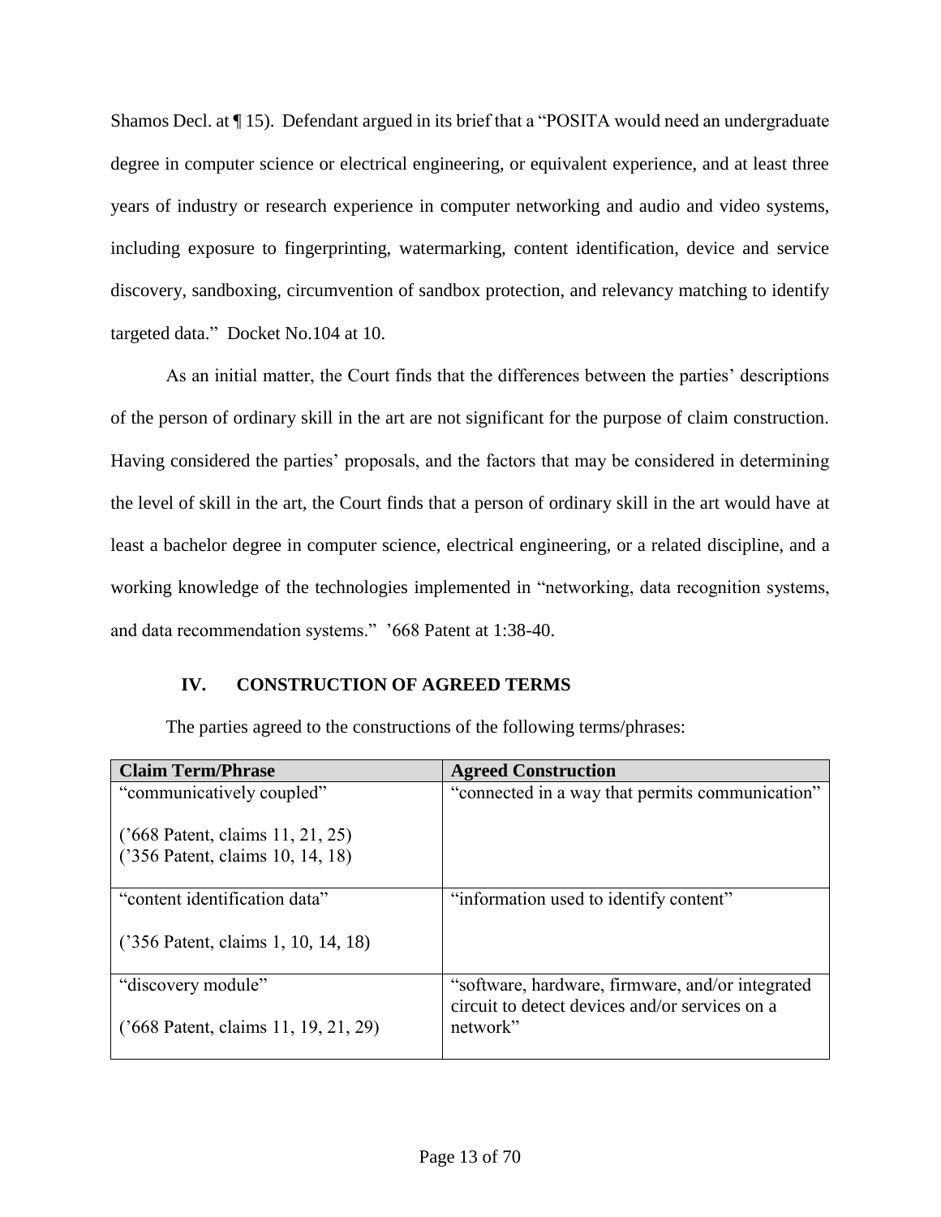Shamos Decl. at ¶ 15). Defendant argued in its brief that a "POSITA would need an undergraduate degree in computer science or electrical engineering, or equivalent experience, and at least three years of industry or research experience in computer networking and audio and video systems, including exposure to fingerprinting, watermarking, content identification, device and service discovery, sandboxing, circumvention of sandbox protection, and relevancy matching to identify targeted data." Docket No.104 at 10.

As an initial matter, the Court finds that the differences between the parties' descriptions of the person of ordinary skill in the art are not significant for the purpose of claim construction. Having considered the parties' proposals, and the factors that may be considered in determining the level of skill in the art, the Court finds that a person of ordinary skill in the art would have at least a bachelor degree in computer science, electrical engineering, or a related discipline, and a working knowledge of the technologies implemented in "networking, data recognition systems, and data recommendation systems." '668 Patent at 1:38-40.

## IV. CONSTRUCTION OF AGREED TERMS

The parties agreed to the constructions of the following terms/phrases:

| Claim Term/Phrase | Agreed Construction |
|---|---|
| "communicatively coupled"<br><br>('668 Patent, claims 11, 21, 25)<br>('356 Patent, claims 10, 14, 18) | "connected in a way that permits communication" |
| "content identification data"<br><br>('356 Patent, claims 1, 10, 14, 18) | "information used to identify content" |
| "discovery module"<br><br>('668 Patent, claims 11, 19, 21, 29) | "software, hardware, firmware, and/or integrated circuit to detect devices and/or services on a network" |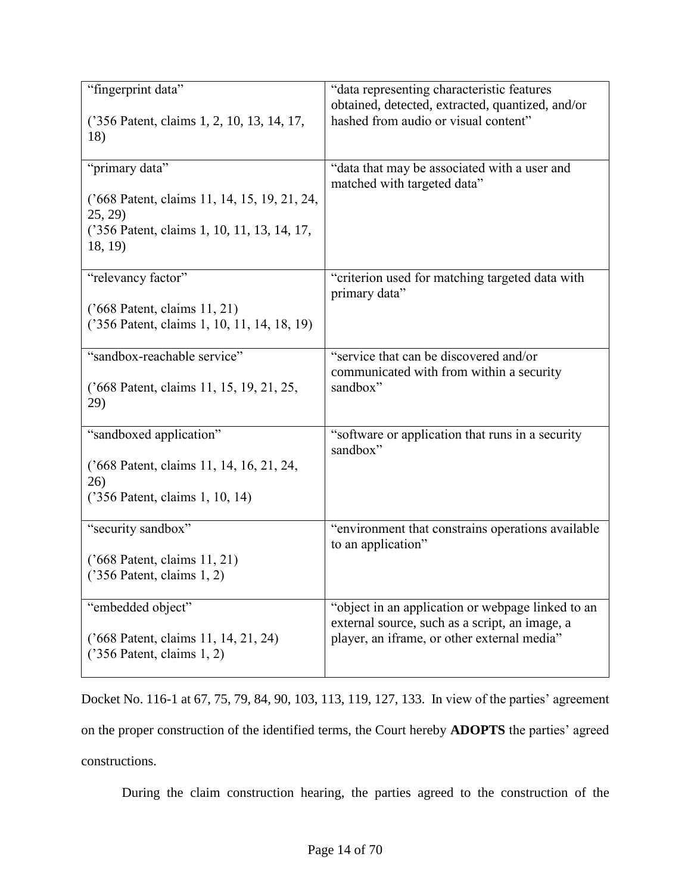| | |
|---|---|
| "fingerprint data"<br><br>('356 Patent, claims 1, 2, 10, 13, 14, 17, 18) | "data representing characteristic features obtained, detected, extracted, quantized, and/or hashed from audio or visual content" |
| "primary data"<br><br>('668 Patent, claims 11, 14, 15, 19, 21, 24, 25, 29)<br>('356 Patent, claims 1, 10, 11, 13, 14, 17, 18, 19) | "data that may be associated with a user and matched with targeted data" |
| "relevancy factor"<br><br>('668 Patent, claims 11, 21)<br>('356 Patent, claims 1, 10, 11, 14, 18, 19) | "criterion used for matching targeted data with primary data" |
| "sandbox-reachable service"<br><br>('668 Patent, claims 11, 15, 19, 21, 25, 29) | "service that can be discovered and/or communicated with from within a security sandbox" |
| "sandboxed application"<br><br>('668 Patent, claims 11, 14, 16, 21, 24, 26)<br>('356 Patent, claims 1, 10, 14) | "software or application that runs in a security sandbox" |
| "security sandbox"<br><br>('668 Patent, claims 11, 21)<br>('356 Patent, claims 1, 2) | "environment that constrains operations available to an application" |
| "embedded object"<br><br>('668 Patent, claims 11, 14, 21, 24)<br>('356 Patent, claims 1, 2) | "object in an application or webpage linked to an external source, such as a script, an image, a player, an iframe, or other external media" |

Docket No. 116-1 at 67, 75, 79, 84, 90, 103, 113, 119, 127, 133. In view of the parties' agreement on the proper construction of the identified terms, the Court hereby **ADOPTS** the parties' agreed constructions.

During the claim construction hearing, the parties agreed to the construction of the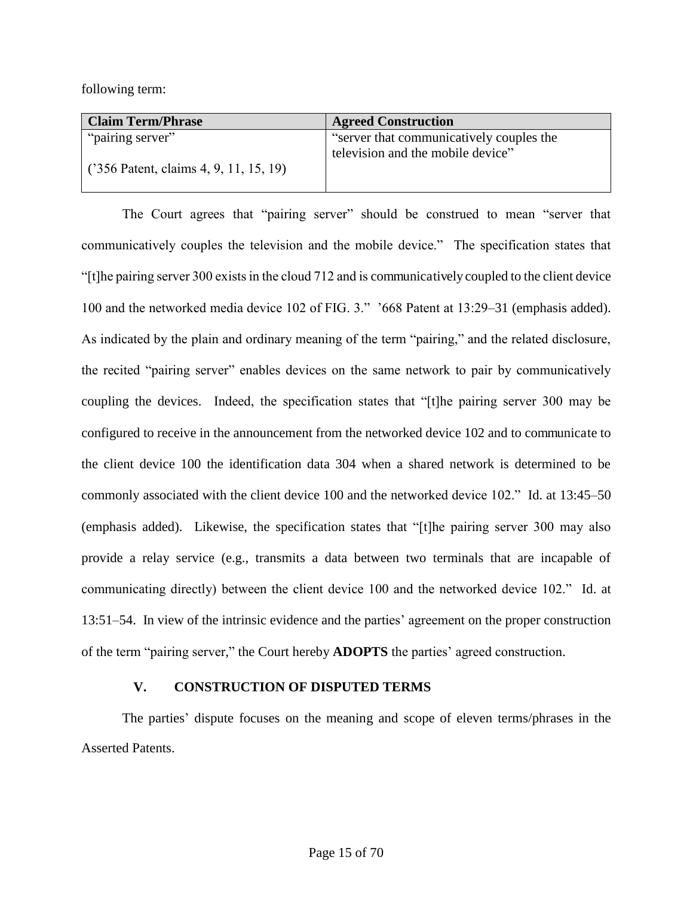following term:

| Claim Term/Phrase | Agreed Construction |
|---|---|
| "pairing server"<br><br>('356 Patent, claims 4, 9, 11, 15, 19) | "server that communicatively couples the television and the mobile device" |

The Court agrees that "pairing server" should be construed to mean "server that communicatively couples the television and the mobile device." The specification states that "[t]he pairing server 300 exists in the cloud 712 and is communicatively coupled to the client device 100 and the networked media device 102 of FIG. 3." '668 Patent at 13:29–31 (emphasis added). As indicated by the plain and ordinary meaning of the term "pairing," and the related disclosure, the recited "pairing server" enables devices on the same network to pair by communicatively coupling the devices. Indeed, the specification states that "[t]he pairing server 300 may be configured to receive in the announcement from the networked device 102 and to communicate to the client device 100 the identification data 304 when a shared network is determined to be commonly associated with the client device 100 and the networked device 102." Id. at 13:45–50 (emphasis added). Likewise, the specification states that "[t]he pairing server 300 may also provide a relay service (e.g., transmits a data between two terminals that are incapable of communicating directly) between the client device 100 and the networked device 102." Id. at 13:51–54. In view of the intrinsic evidence and the parties' agreement on the proper construction of the term "pairing server," the Court hereby **ADOPTS** the parties' agreed construction.

## V. CONSTRUCTION OF DISPUTED TERMS

The parties' dispute focuses on the meaning and scope of eleven terms/phrases in the Asserted Patents.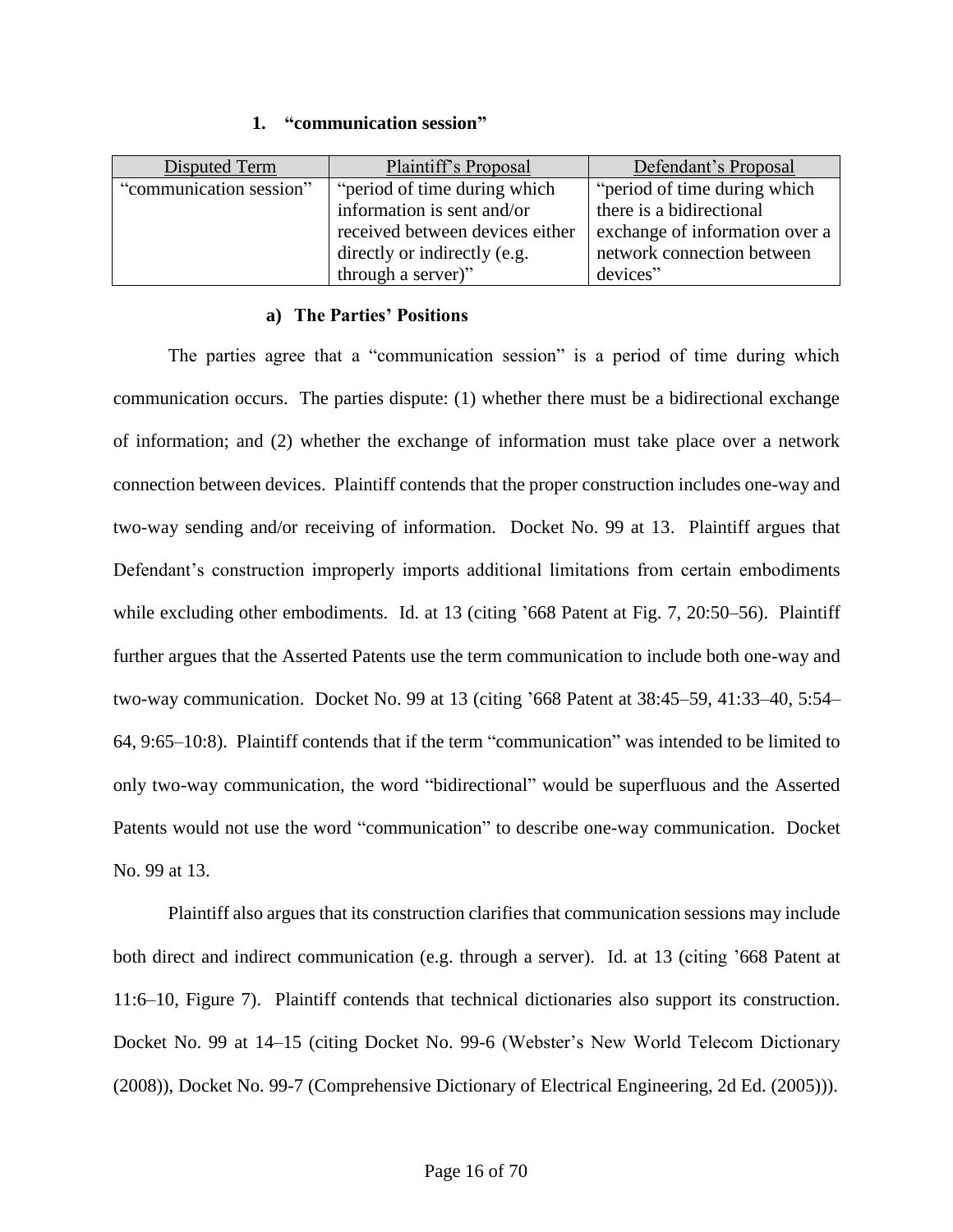### 1. "communication session"

| Disputed Term | Plaintiff's Proposal | Defendant's Proposal |
|---|---|---|
| "communication session" | "period of time during which information is sent and/or received between devices either directly or indirectly (e.g. through a server)" | "period of time during which there is a bidirectional exchange of information over a network connection between devices" |

#### a) The Parties' Positions

The parties agree that a "communication session" is a period of time during which communication occurs. The parties dispute: (1) whether there must be a bidirectional exchange of information; and (2) whether the exchange of information must take place over a network connection between devices. Plaintiff contends that the proper construction includes one-way and two-way sending and/or receiving of information. Docket No. 99 at 13. Plaintiff argues that Defendant's construction improperly imports additional limitations from certain embodiments while excluding other embodiments. Id. at 13 (citing '668 Patent at Fig. 7, 20:50–56). Plaintiff further argues that the Asserted Patents use the term communication to include both one-way and two-way communication. Docket No. 99 at 13 (citing '668 Patent at 38:45–59, 41:33–40, 5:54–64, 9:65–10:8). Plaintiff contends that if the term "communication" was intended to be limited to only two-way communication, the word "bidirectional" would be superfluous and the Asserted Patents would not use the word "communication" to describe one-way communication. Docket No. 99 at 13.

Plaintiff also argues that its construction clarifies that communication sessions may include both direct and indirect communication (e.g. through a server). Id. at 13 (citing '668 Patent at 11:6–10, Figure 7). Plaintiff contends that technical dictionaries also support its construction. Docket No. 99 at 14–15 (citing Docket No. 99-6 (Webster's New World Telecom Dictionary (2008)), Docket No. 99-7 (Comprehensive Dictionary of Electrical Engineering, 2d Ed. (2005))).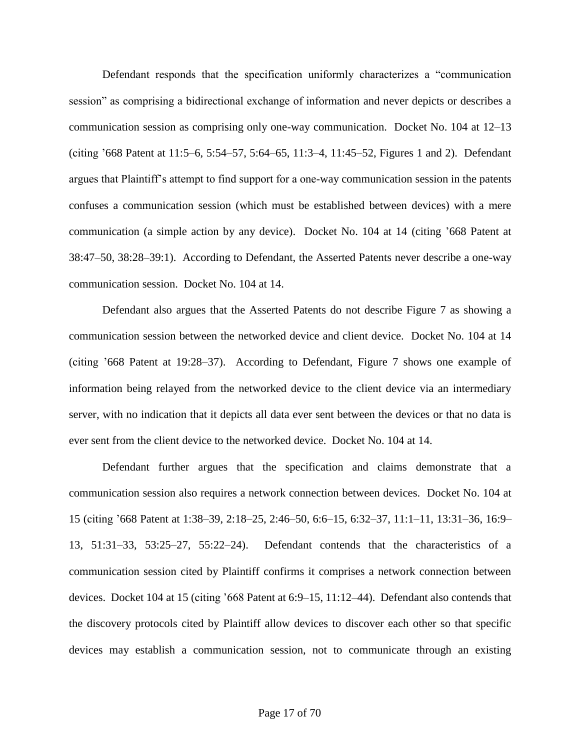Defendant responds that the specification uniformly characterizes a "communication session" as comprising a bidirectional exchange of information and never depicts or describes a communication session as comprising only one-way communication. Docket No. 104 at 12–13 (citing '668 Patent at 11:5–6, 5:54–57, 5:64–65, 11:3–4, 11:45–52, Figures 1 and 2). Defendant argues that Plaintiff's attempt to find support for a one-way communication session in the patents confuses a communication session (which must be established between devices) with a mere communication (a simple action by any device). Docket No. 104 at 14 (citing '668 Patent at 38:47–50, 38:28–39:1). According to Defendant, the Asserted Patents never describe a one-way communication session. Docket No. 104 at 14.

Defendant also argues that the Asserted Patents do not describe Figure 7 as showing a communication session between the networked device and client device. Docket No. 104 at 14 (citing '668 Patent at 19:28–37). According to Defendant, Figure 7 shows one example of information being relayed from the networked device to the client device via an intermediary server, with no indication that it depicts all data ever sent between the devices or that no data is ever sent from the client device to the networked device. Docket No. 104 at 14.

Defendant further argues that the specification and claims demonstrate that a communication session also requires a network connection between devices. Docket No. 104 at 15 (citing '668 Patent at 1:38–39, 2:18–25, 2:46–50, 6:6–15, 6:32–37, 11:1–11, 13:31–36, 16:9–13, 51:31–33, 53:25–27, 55:22–24). Defendant contends that the characteristics of a communication session cited by Plaintiff confirms it comprises a network connection between devices. Docket 104 at 15 (citing '668 Patent at 6:9–15, 11:12–44). Defendant also contends that the discovery protocols cited by Plaintiff allow devices to discover each other so that specific devices may establish a communication session, not to communicate through an existing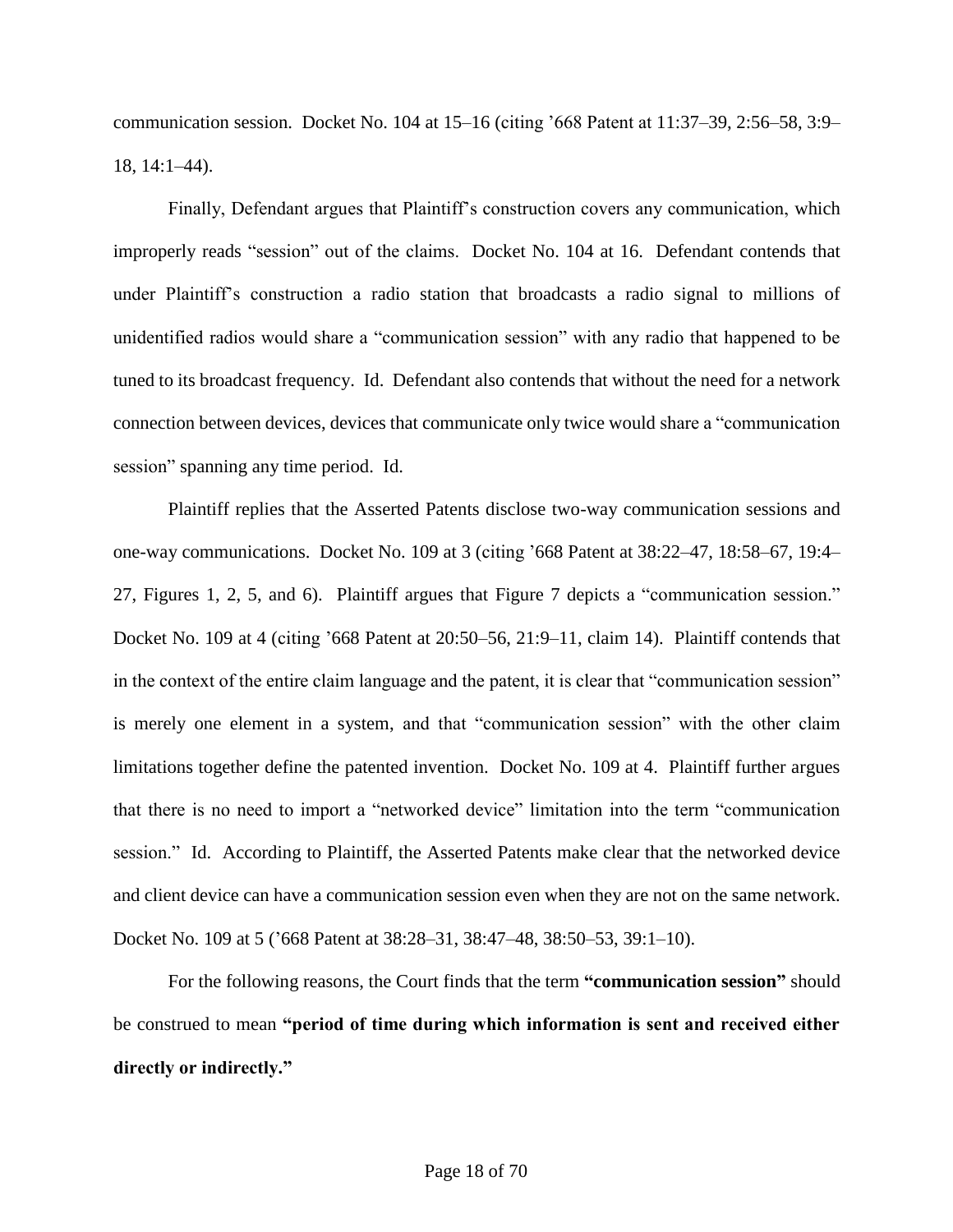communication session. Docket No. 104 at 15–16 (citing ’668 Patent at 11:37–39, 2:56–58, 3:9–18, 14:1–44).

Finally, Defendant argues that Plaintiff’s construction covers any communication, which improperly reads “session” out of the claims. Docket No. 104 at 16. Defendant contends that under Plaintiff’s construction a radio station that broadcasts a radio signal to millions of unidentified radios would share a “communication session” with any radio that happened to be tuned to its broadcast frequency. Id. Defendant also contends that without the need for a network connection between devices, devices that communicate only twice would share a “communication session” spanning any time period. Id.

Plaintiff replies that the Asserted Patents disclose two-way communication sessions and one-way communications. Docket No. 109 at 3 (citing ’668 Patent at 38:22–47, 18:58–67, 19:4–27, Figures 1, 2, 5, and 6). Plaintiff argues that Figure 7 depicts a “communication session.” Docket No. 109 at 4 (citing ’668 Patent at 20:50–56, 21:9–11, claim 14). Plaintiff contends that in the context of the entire claim language and the patent, it is clear that “communication session” is merely one element in a system, and that “communication session” with the other claim limitations together define the patented invention. Docket No. 109 at 4. Plaintiff further argues that there is no need to import a “networked device” limitation into the term “communication session.” Id. According to Plaintiff, the Asserted Patents make clear that the networked device and client device can have a communication session even when they are not on the same network. Docket No. 109 at 5 (’668 Patent at 38:28–31, 38:47–48, 38:50–53, 39:1–10).

For the following reasons, the Court finds that the term **“communication session”** should be construed to mean **“period of time during which information is sent and received either directly or indirectly.”**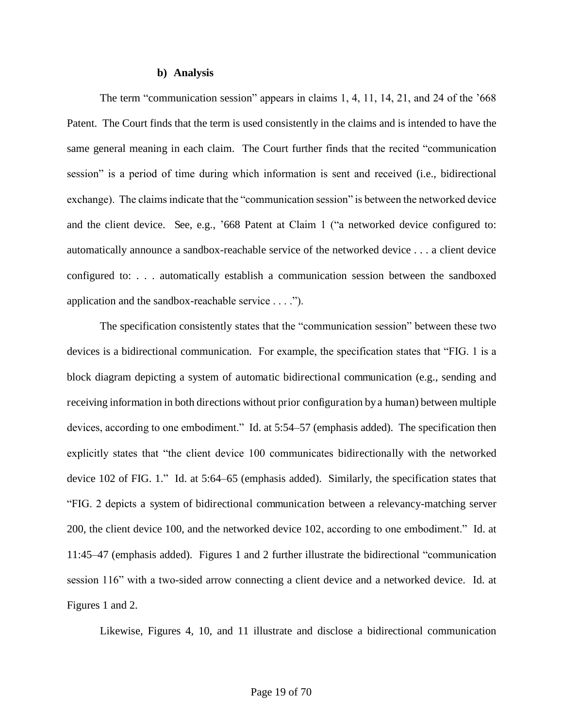#### b) Analysis

The term "communication session" appears in claims 1, 4, 11, 14, 21, and 24 of the '668 Patent. The Court finds that the term is used consistently in the claims and is intended to have the same general meaning in each claim. The Court further finds that the recited "communication session" is a period of time during which information is sent and received (i.e., bidirectional exchange). The claims indicate that the "communication session" is between the networked device and the client device. See, e.g., '668 Patent at Claim 1 ("a networked device configured to: automatically announce a sandbox-reachable service of the networked device . . . a client device configured to: . . . automatically establish a communication session between the sandboxed application and the sandbox-reachable service . . . .").

The specification consistently states that the "communication session" between these two devices is a bidirectional communication. For example, the specification states that "FIG. 1 is a block diagram depicting a system of automatic bidirectional communication (e.g., sending and receiving information in both directions without prior configuration by a human) between multiple devices, according to one embodiment." Id. at 5:54–57 (emphasis added). The specification then explicitly states that "the client device 100 communicates bidirectionally with the networked device 102 of FIG. 1." Id. at 5:64–65 (emphasis added). Similarly, the specification states that "FIG. 2 depicts a system of bidirectional communication between a relevancy-matching server 200, the client device 100, and the networked device 102, according to one embodiment." Id. at 11:45–47 (emphasis added). Figures 1 and 2 further illustrate the bidirectional "communication session 116" with a two-sided arrow connecting a client device and a networked device. Id. at Figures 1 and 2.

Likewise, Figures 4, 10, and 11 illustrate and disclose a bidirectional communication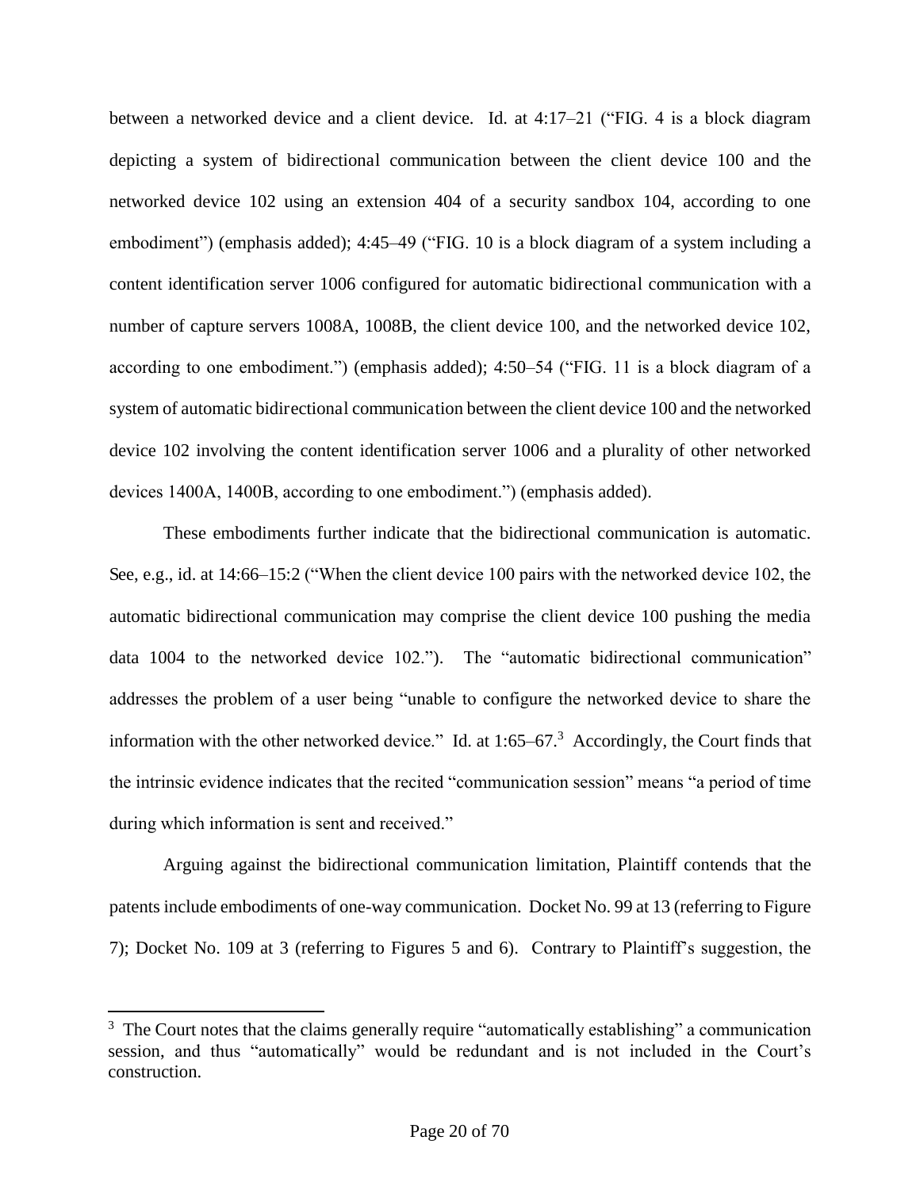between a networked device and a client device. Id. at 4:17–21 ("FIG. 4 is a block diagram depicting a system of bidirectional communication between the client device 100 and the networked device 102 using an extension 404 of a security sandbox 104, according to one embodiment") (emphasis added); 4:45–49 ("FIG. 10 is a block diagram of a system including a content identification server 1006 configured for automatic bidirectional communication with a number of capture servers 1008A, 1008B, the client device 100, and the networked device 102, according to one embodiment.") (emphasis added); 4:50–54 ("FIG. 11 is a block diagram of a system of automatic bidirectional communication between the client device 100 and the networked device 102 involving the content identification server 1006 and a plurality of other networked devices 1400A, 1400B, according to one embodiment.") (emphasis added).

These embodiments further indicate that the bidirectional communication is automatic. See, e.g., id. at 14:66–15:2 ("When the client device 100 pairs with the networked device 102, the automatic bidirectional communication may comprise the client device 100 pushing the media data 1004 to the networked device 102."). The "automatic bidirectional communication" addresses the problem of a user being "unable to configure the networked device to share the information with the other networked device." Id. at 1:65–67.[3] Accordingly, the Court finds that the intrinsic evidence indicates that the recited "communication session" means "a period of time during which information is sent and received."

Arguing against the bidirectional communication limitation, Plaintiff contends that the patents include embodiments of one-way communication. Docket No. 99 at 13 (referring to Figure 7); Docket No. 109 at 3 (referring to Figures 5 and 6). Contrary to Plaintiff's suggestion, the

---

[3] The Court notes that the claims generally require "automatically establishing" a communication session, and thus "automatically" would be redundant and is not included in the Court's construction.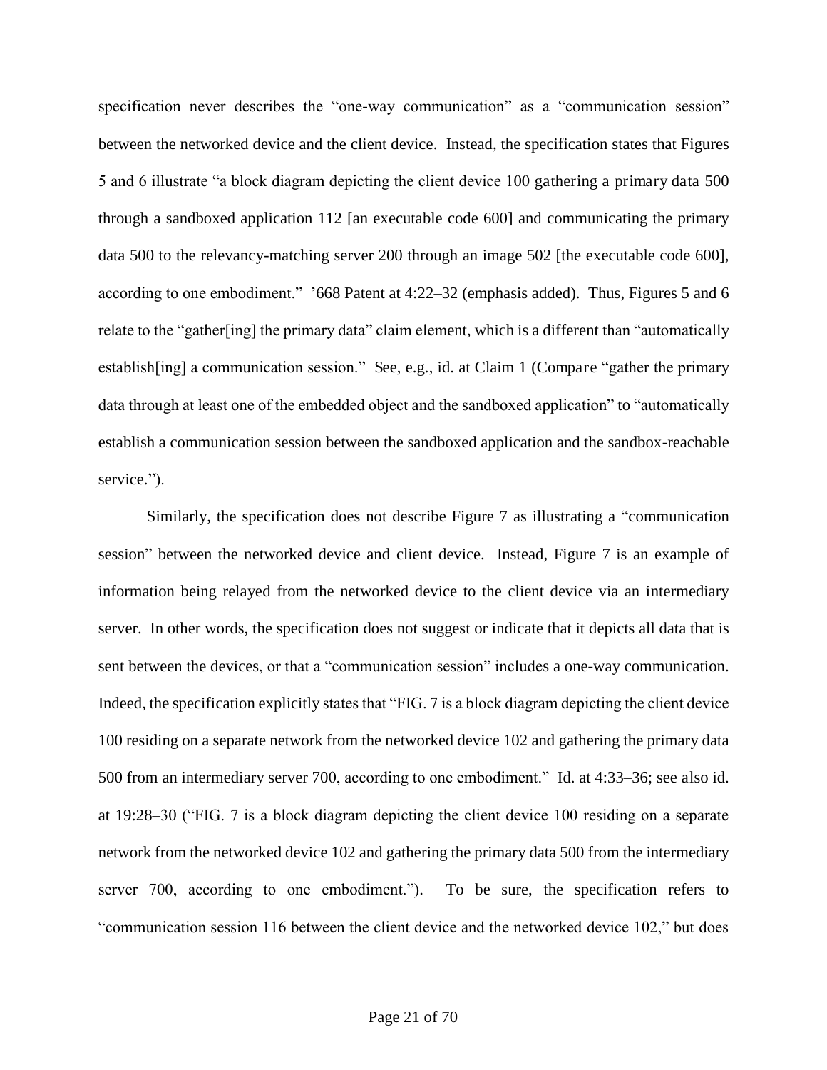specification never describes the "one-way communication" as a "communication session" between the networked device and the client device. Instead, the specification states that Figures 5 and 6 illustrate "a block diagram depicting the client device 100 gathering a primary data 500 through a sandboxed application 112 [an executable code 600] and communicating the primary data 500 to the relevancy-matching server 200 through an image 502 [the executable code 600], according to one embodiment." '668 Patent at 4:22–32 (emphasis added). Thus, Figures 5 and 6 relate to the "gather[ing] the primary data" claim element, which is a different than "automatically establish[ing] a communication session." See, e.g., id. at Claim 1 (Compare "gather the primary data through at least one of the embedded object and the sandboxed application" to "automatically establish a communication session between the sandboxed application and the sandbox-reachable service.").

Similarly, the specification does not describe Figure 7 as illustrating a "communication session" between the networked device and client device. Instead, Figure 7 is an example of information being relayed from the networked device to the client device via an intermediary server. In other words, the specification does not suggest or indicate that it depicts all data that is sent between the devices, or that a "communication session" includes a one-way communication. Indeed, the specification explicitly states that "FIG. 7 is a block diagram depicting the client device 100 residing on a separate network from the networked device 102 and gathering the primary data 500 from an intermediary server 700, according to one embodiment." Id. at 4:33–36; see also id. at 19:28–30 ("FIG. 7 is a block diagram depicting the client device 100 residing on a separate network from the networked device 102 and gathering the primary data 500 from the intermediary server 700, according to one embodiment."). To be sure, the specification refers to "communication session 116 between the client device and the networked device 102," but does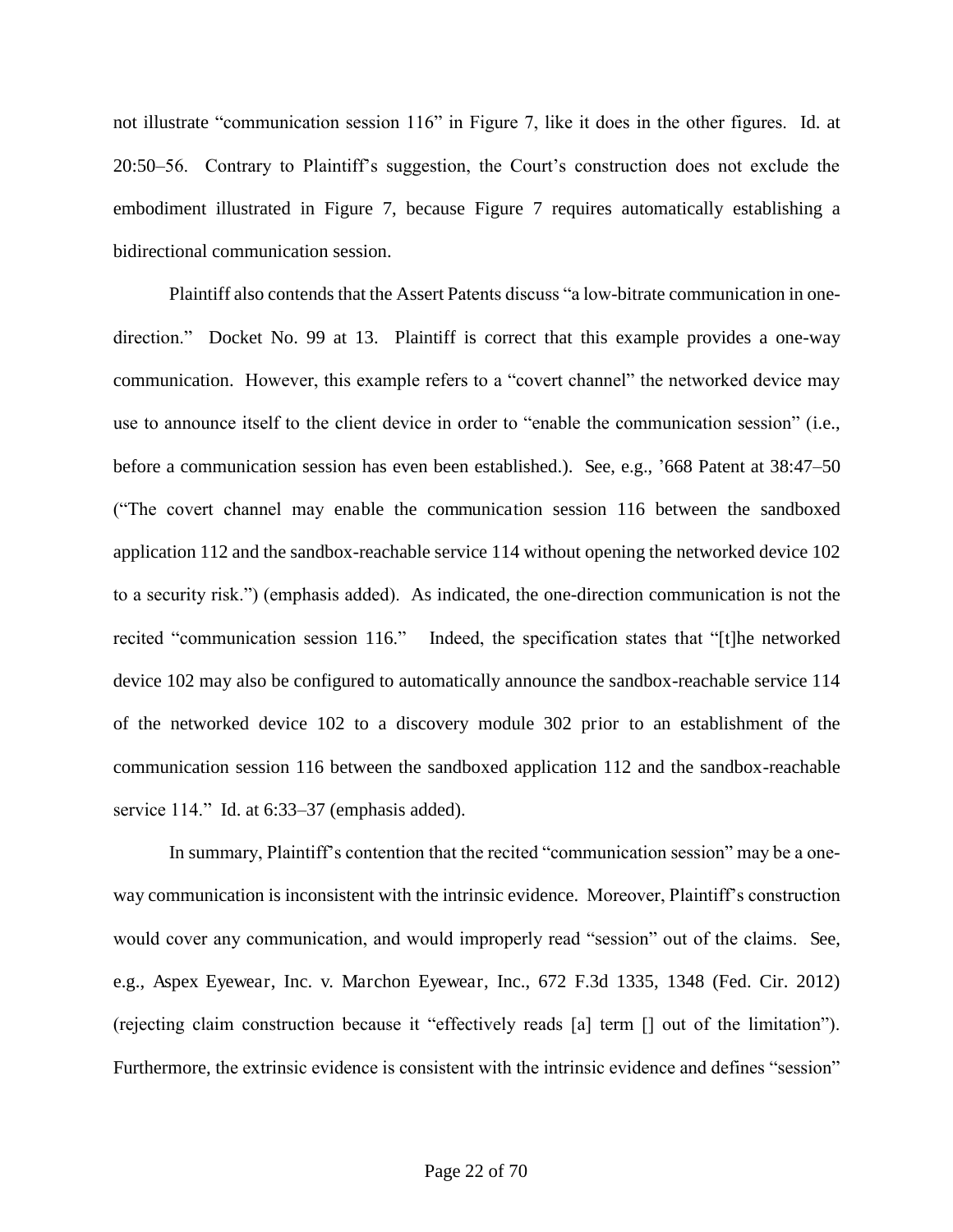not illustrate "communication session 116" in Figure 7, like it does in the other figures. Id. at 20:50–56. Contrary to Plaintiff's suggestion, the Court's construction does not exclude the embodiment illustrated in Figure 7, because Figure 7 requires automatically establishing a bidirectional communication session.

Plaintiff also contends that the Assert Patents discuss "a low-bitrate communication in one-direction." Docket No. 99 at 13. Plaintiff is correct that this example provides a one-way communication. However, this example refers to a "covert channel" the networked device may use to announce itself to the client device in order to "enable the communication session" (i.e., before a communication session has even been established.). See, e.g., '668 Patent at 38:47–50 ("The covert channel may enable the communication session 116 between the sandboxed application 112 and the sandbox-reachable service 114 without opening the networked device 102 to a security risk.") (emphasis added). As indicated, the one-direction communication is not the recited "communication session 116." Indeed, the specification states that "[t]he networked device 102 may also be configured to automatically announce the sandbox-reachable service 114 of the networked device 102 to a discovery module 302 prior to an establishment of the communication session 116 between the sandboxed application 112 and the sandbox-reachable service 114." Id. at 6:33–37 (emphasis added).

In summary, Plaintiff's contention that the recited "communication session" may be a one-way communication is inconsistent with the intrinsic evidence. Moreover, Plaintiff's construction would cover any communication, and would improperly read "session" out of the claims. See, e.g., Aspex Eyewear, Inc. v. Marchon Eyewear, Inc., 672 F.3d 1335, 1348 (Fed. Cir. 2012) (rejecting claim construction because it "effectively reads [a] term [] out of the limitation"). Furthermore, the extrinsic evidence is consistent with the intrinsic evidence and defines "session"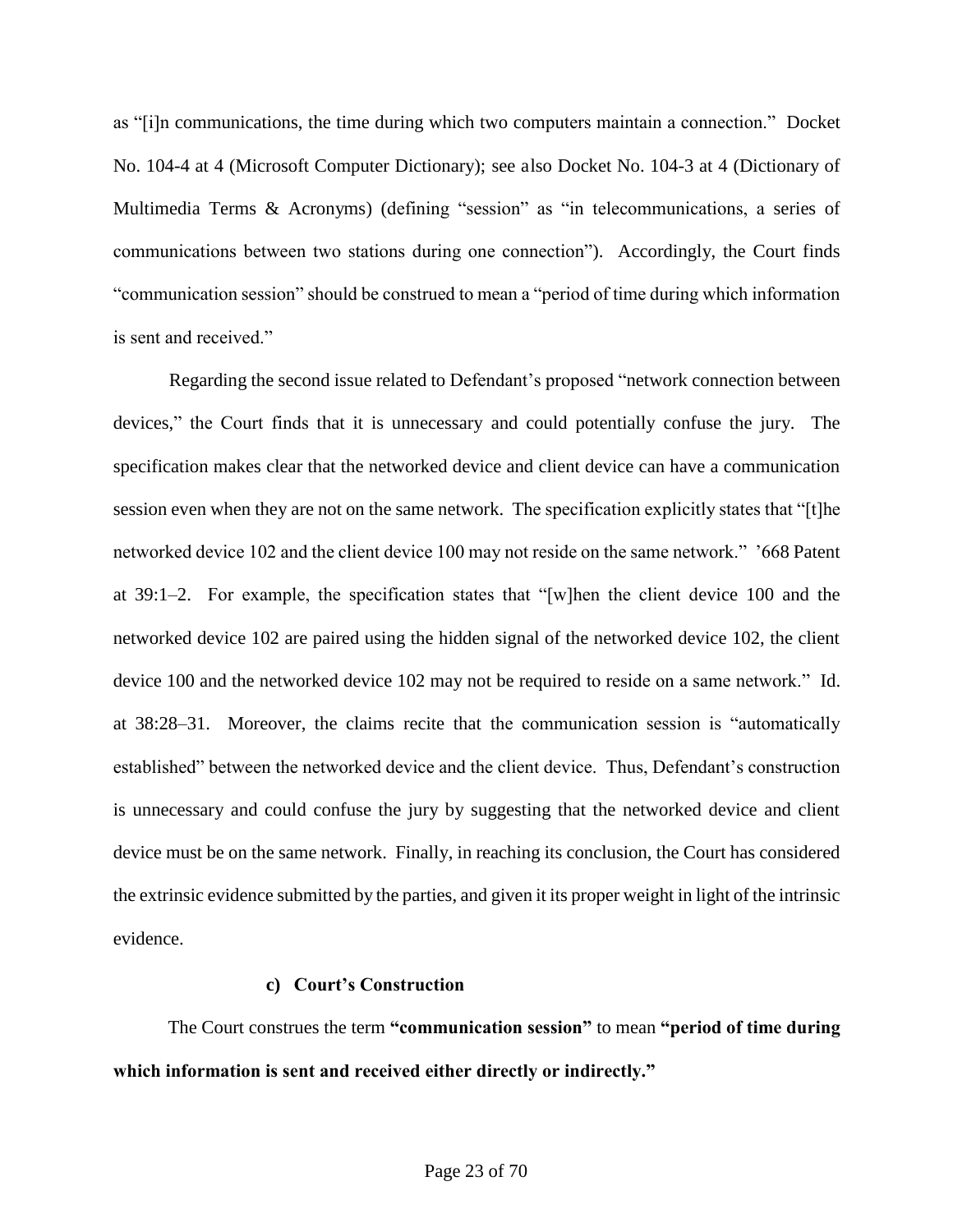as "[i]n communications, the time during which two computers maintain a connection." Docket No. 104-4 at 4 (Microsoft Computer Dictionary); see also Docket No. 104-3 at 4 (Dictionary of Multimedia Terms & Acronyms) (defining "session" as "in telecommunications, a series of communications between two stations during one connection"). Accordingly, the Court finds "communication session" should be construed to mean a "period of time during which information is sent and received."

Regarding the second issue related to Defendant's proposed "network connection between devices," the Court finds that it is unnecessary and could potentially confuse the jury. The specification makes clear that the networked device and client device can have a communication session even when they are not on the same network. The specification explicitly states that "[t]he networked device 102 and the client device 100 may not reside on the same network." '668 Patent at 39:1–2. For example, the specification states that "[w]hen the client device 100 and the networked device 102 are paired using the hidden signal of the networked device 102, the client device 100 and the networked device 102 may not be required to reside on a same network." Id. at 38:28–31. Moreover, the claims recite that the communication session is "automatically established" between the networked device and the client device. Thus, Defendant's construction is unnecessary and could confuse the jury by suggesting that the networked device and client device must be on the same network. Finally, in reaching its conclusion, the Court has considered the extrinsic evidence submitted by the parties, and given it its proper weight in light of the intrinsic evidence.

#### c) Court's Construction

The Court construes the term **"communication session"** to mean **"period of time during which information is sent and received either directly or indirectly."**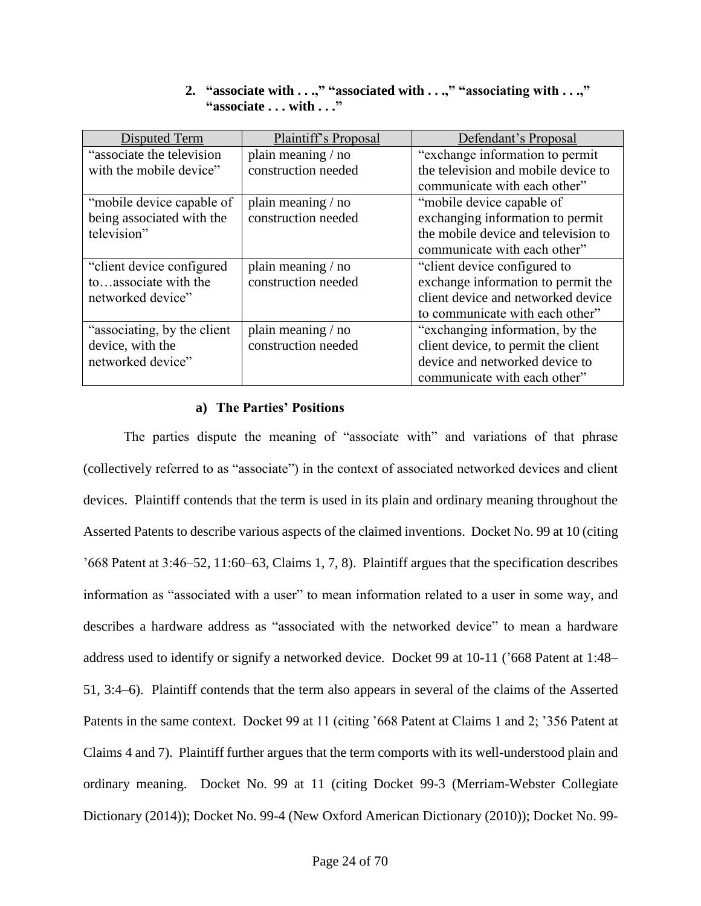### 2. "associate with . . .," "associated with . . .," "associating with . . .," "associate . . . with . . ."

| Disputed Term | Plaintiff's Proposal | Defendant's Proposal |
|---|---|---|
| "associate the television with the mobile device" | plain meaning / no construction needed | "exchange information to permit the television and mobile device to communicate with each other" |
| "mobile device capable of being associated with the television" | plain meaning / no construction needed | "mobile device capable of exchanging information to permit the mobile device and television to communicate with each other" |
| "client device configured to…associate with the networked device" | plain meaning / no construction needed | "client device configured to exchange information to permit the client device and networked device to communicate with each other" |
| "associating, by the client device, with the networked device" | plain meaning / no construction needed | "exchanging information, by the client device, to permit the client device and networked device to communicate with each other" |

#### a) The Parties' Positions

The parties dispute the meaning of "associate with" and variations of that phrase (collectively referred to as "associate") in the context of associated networked devices and client devices. Plaintiff contends that the term is used in its plain and ordinary meaning throughout the Asserted Patents to describe various aspects of the claimed inventions. Docket No. 99 at 10 (citing '668 Patent at 3:46–52, 11:60–63, Claims 1, 7, 8). Plaintiff argues that the specification describes information as "associated with a user" to mean information related to a user in some way, and describes a hardware address as "associated with the networked device" to mean a hardware address used to identify or signify a networked device. Docket 99 at 10-11 ('668 Patent at 1:48–51, 3:4–6). Plaintiff contends that the term also appears in several of the claims of the Asserted Patents in the same context. Docket 99 at 11 (citing '668 Patent at Claims 1 and 2; '356 Patent at Claims 4 and 7). Plaintiff further argues that the term comports with its well-understood plain and ordinary meaning. Docket No. 99 at 11 (citing Docket 99-3 (Merriam-Webster Collegiate Dictionary (2014)); Docket No. 99-4 (New Oxford American Dictionary (2010)); Docket No. 99-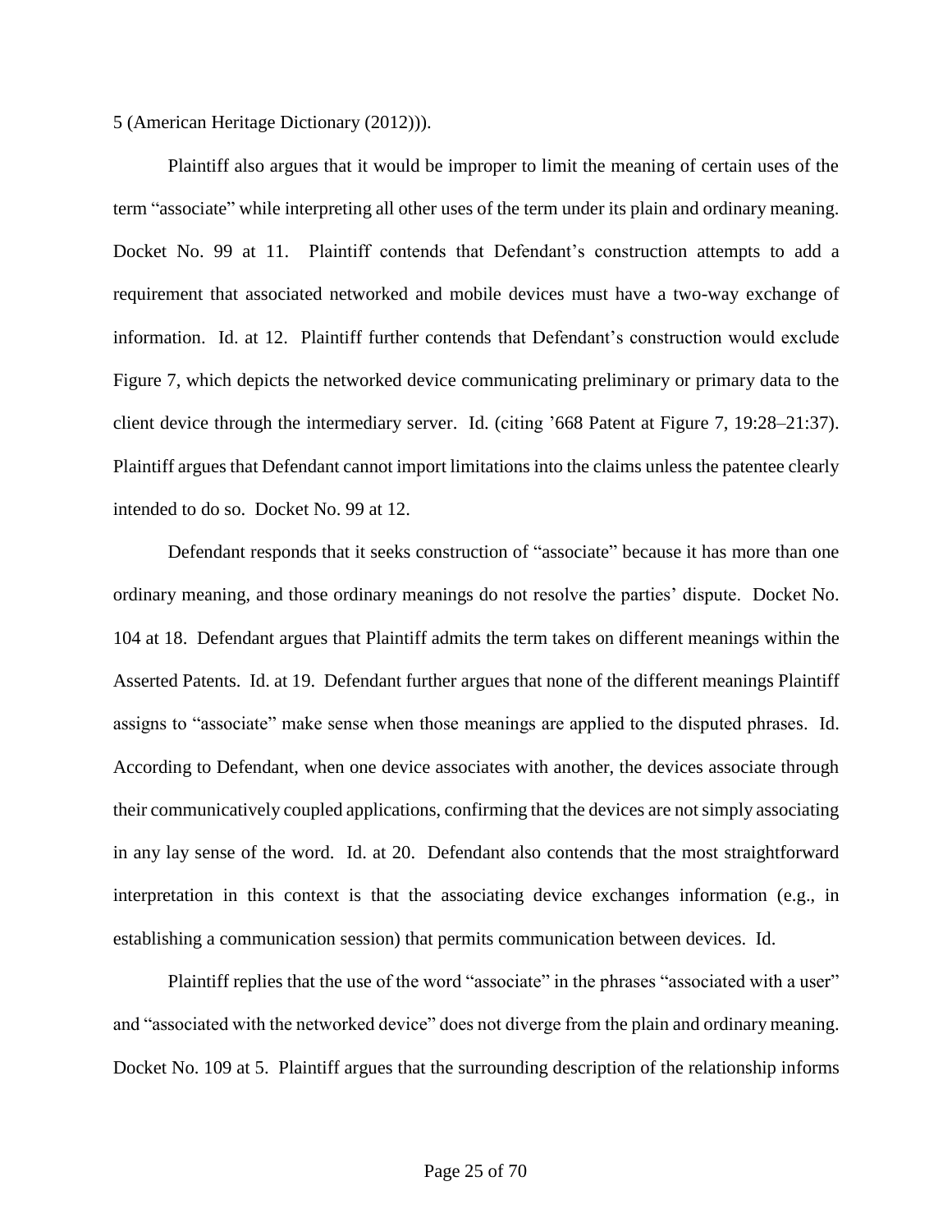5 (American Heritage Dictionary (2012))).

Plaintiff also argues that it would be improper to limit the meaning of certain uses of the term "associate" while interpreting all other uses of the term under its plain and ordinary meaning. Docket No. 99 at 11. Plaintiff contends that Defendant's construction attempts to add a requirement that associated networked and mobile devices must have a two-way exchange of information. Id. at 12. Plaintiff further contends that Defendant's construction would exclude Figure 7, which depicts the networked device communicating preliminary or primary data to the client device through the intermediary server. Id. (citing '668 Patent at Figure 7, 19:28–21:37). Plaintiff argues that Defendant cannot import limitations into the claims unless the patentee clearly intended to do so. Docket No. 99 at 12.

Defendant responds that it seeks construction of "associate" because it has more than one ordinary meaning, and those ordinary meanings do not resolve the parties' dispute. Docket No. 104 at 18. Defendant argues that Plaintiff admits the term takes on different meanings within the Asserted Patents. Id. at 19. Defendant further argues that none of the different meanings Plaintiff assigns to "associate" make sense when those meanings are applied to the disputed phrases. Id. According to Defendant, when one device associates with another, the devices associate through their communicatively coupled applications, confirming that the devices are not simply associating in any lay sense of the word. Id. at 20. Defendant also contends that the most straightforward interpretation in this context is that the associating device exchanges information (e.g., in establishing a communication session) that permits communication between devices. Id.

Plaintiff replies that the use of the word "associate" in the phrases "associated with a user" and "associated with the networked device" does not diverge from the plain and ordinary meaning. Docket No. 109 at 5. Plaintiff argues that the surrounding description of the relationship informs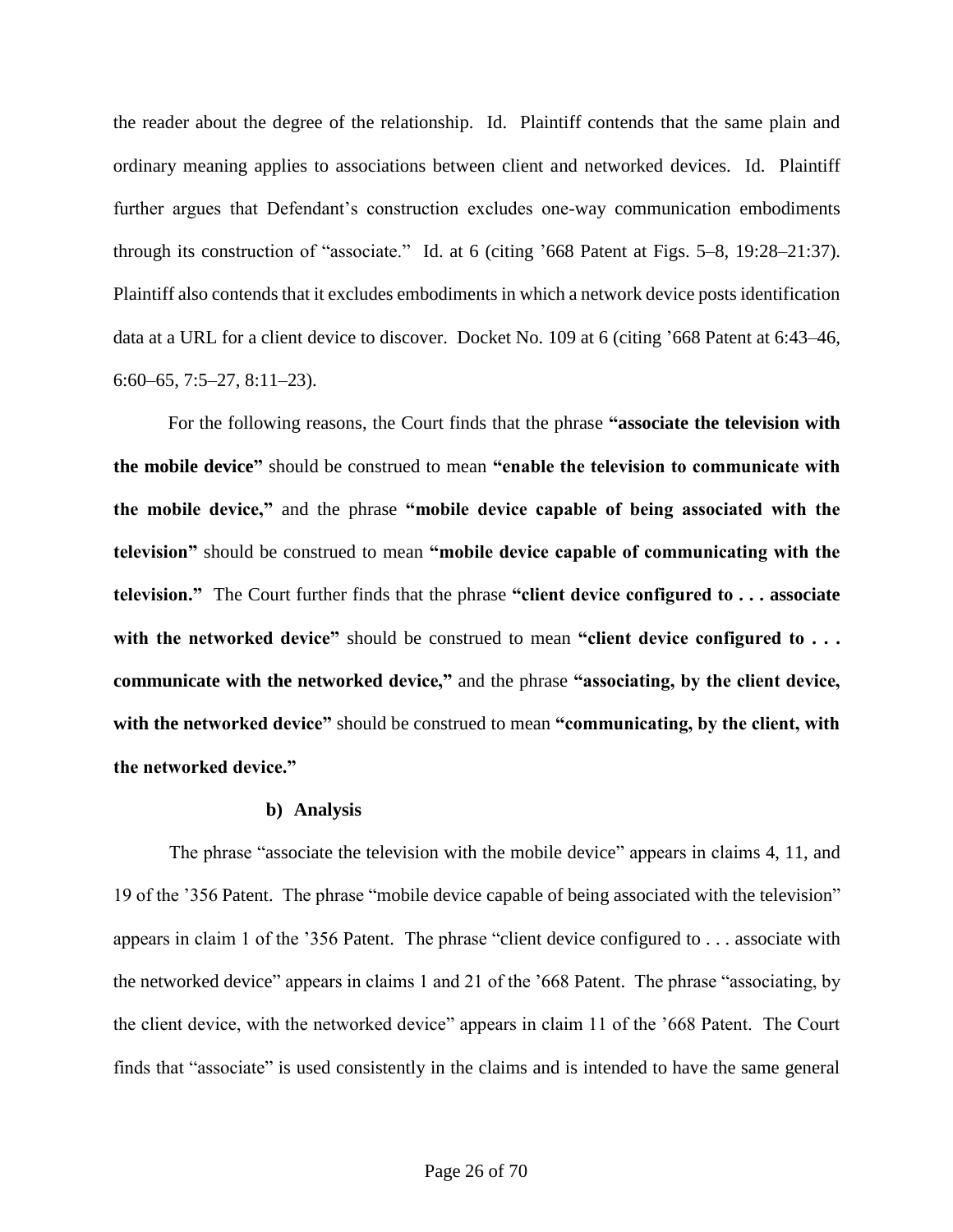the reader about the degree of the relationship. Id. Plaintiff contends that the same plain and ordinary meaning applies to associations between client and networked devices. Id. Plaintiff further argues that Defendant's construction excludes one-way communication embodiments through its construction of "associate." Id. at 6 (citing '668 Patent at Figs. 5–8, 19:28–21:37). Plaintiff also contends that it excludes embodiments in which a network device posts identification data at a URL for a client device to discover. Docket No. 109 at 6 (citing '668 Patent at 6:43–46, 6:60–65, 7:5–27, 8:11–23).

For the following reasons, the Court finds that the phrase **"associate the television with the mobile device"** should be construed to mean **"enable the television to communicate with the mobile device,"** and the phrase **"mobile device capable of being associated with the television"** should be construed to mean **"mobile device capable of communicating with the television."** The Court further finds that the phrase **"client device configured to . . . associate with the networked device"** should be construed to mean **"client device configured to . . . communicate with the networked device,"** and the phrase **"associating, by the client device, with the networked device"** should be construed to mean **"communicating, by the client, with the networked device."**

#### b) Analysis

The phrase "associate the television with the mobile device" appears in claims 4, 11, and 19 of the '356 Patent. The phrase "mobile device capable of being associated with the television" appears in claim 1 of the '356 Patent. The phrase "client device configured to . . . associate with the networked device" appears in claims 1 and 21 of the '668 Patent. The phrase "associating, by the client device, with the networked device" appears in claim 11 of the '668 Patent. The Court finds that "associate" is used consistently in the claims and is intended to have the same general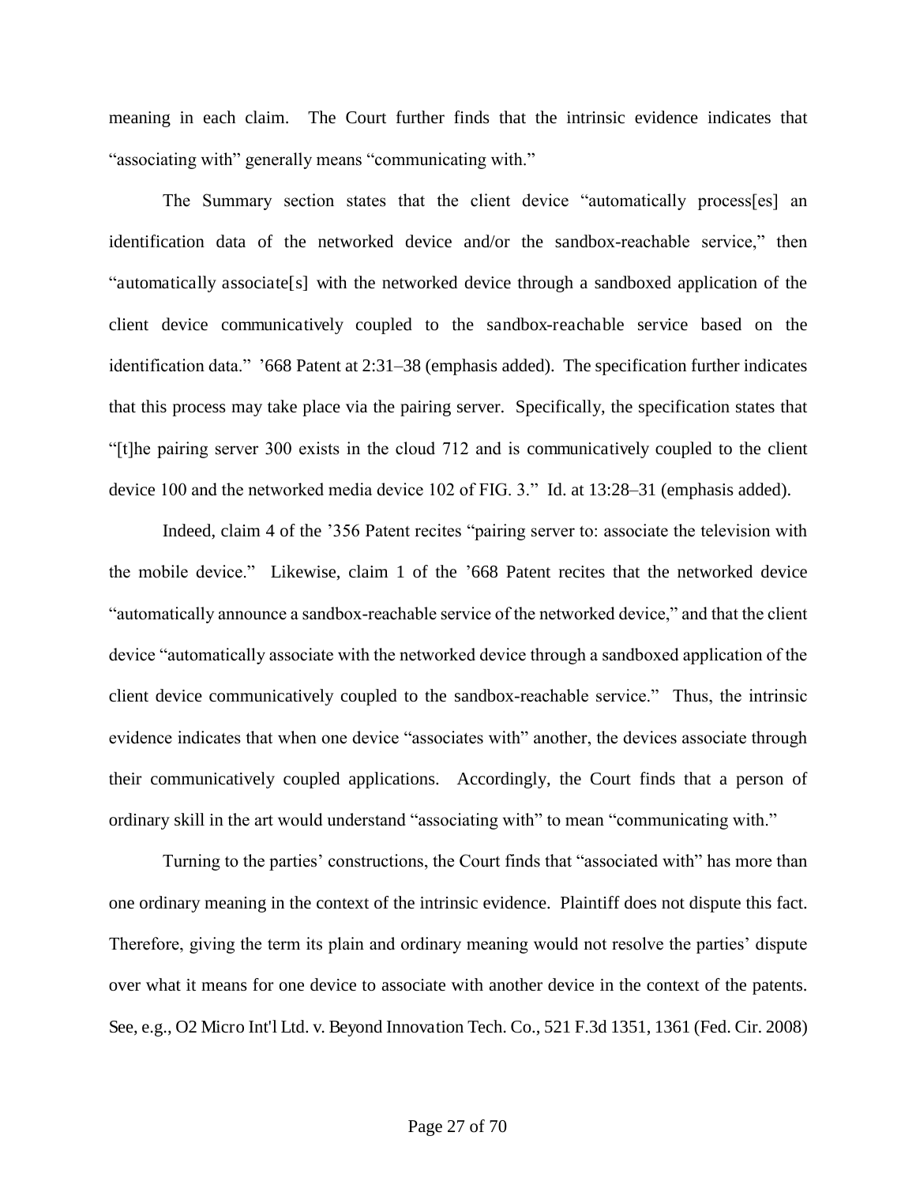meaning in each claim. The Court further finds that the intrinsic evidence indicates that "associating with" generally means "communicating with."

The Summary section states that the client device "automatically process[es] an identification data of the networked device and/or the sandbox-reachable service," then "automatically associate[s] with the networked device through a sandboxed application of the client device communicatively coupled to the sandbox-reachable service based on the identification data." '668 Patent at 2:31–38 (emphasis added). The specification further indicates that this process may take place via the pairing server. Specifically, the specification states that "[t]he pairing server 300 exists in the cloud 712 and is communicatively coupled to the client device 100 and the networked media device 102 of FIG. 3." Id. at 13:28–31 (emphasis added).

Indeed, claim 4 of the '356 Patent recites "pairing server to: associate the television with the mobile device." Likewise, claim 1 of the '668 Patent recites that the networked device "automatically announce a sandbox-reachable service of the networked device," and that the client device "automatically associate with the networked device through a sandboxed application of the client device communicatively coupled to the sandbox-reachable service." Thus, the intrinsic evidence indicates that when one device "associates with" another, the devices associate through their communicatively coupled applications. Accordingly, the Court finds that a person of ordinary skill in the art would understand "associating with" to mean "communicating with."

Turning to the parties' constructions, the Court finds that "associated with" has more than one ordinary meaning in the context of the intrinsic evidence. Plaintiff does not dispute this fact. Therefore, giving the term its plain and ordinary meaning would not resolve the parties' dispute over what it means for one device to associate with another device in the context of the patents. See, e.g., O2 Micro Int'l Ltd. v. Beyond Innovation Tech. Co., 521 F.3d 1351, 1361 (Fed. Cir. 2008)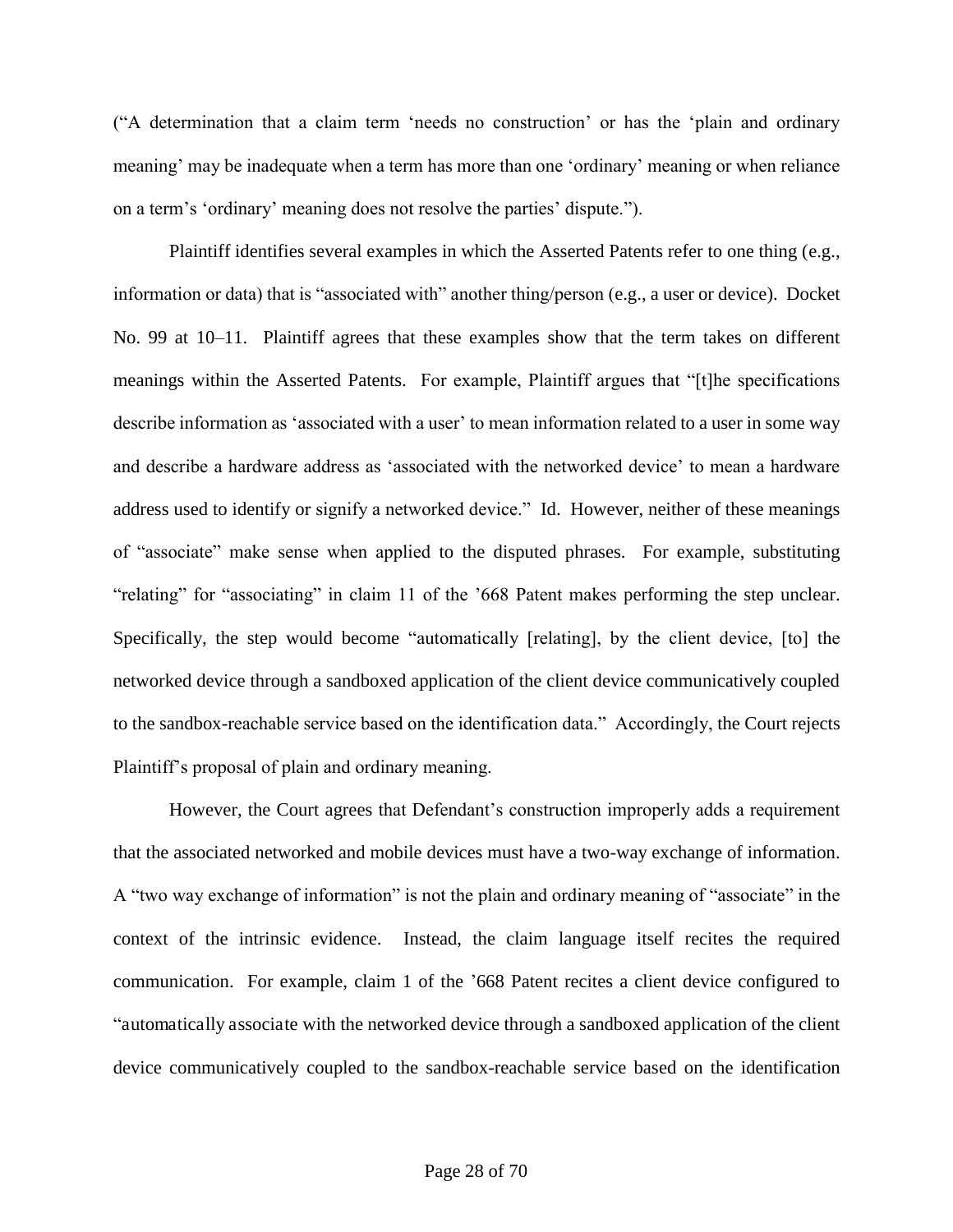("A determination that a claim term 'needs no construction' or has the 'plain and ordinary meaning' may be inadequate when a term has more than one 'ordinary' meaning or when reliance on a term's 'ordinary' meaning does not resolve the parties' dispute.").

Plaintiff identifies several examples in which the Asserted Patents refer to one thing (e.g., information or data) that is "associated with" another thing/person (e.g., a user or device). Docket No. 99 at 10–11. Plaintiff agrees that these examples show that the term takes on different meanings within the Asserted Patents. For example, Plaintiff argues that "[t]he specifications describe information as 'associated with a user' to mean information related to a user in some way and describe a hardware address as 'associated with the networked device' to mean a hardware address used to identify or signify a networked device." Id. However, neither of these meanings of "associate" make sense when applied to the disputed phrases. For example, substituting "relating" for "associating" in claim 11 of the '668 Patent makes performing the step unclear. Specifically, the step would become "automatically [relating], by the client device, [to] the networked device through a sandboxed application of the client device communicatively coupled to the sandbox-reachable service based on the identification data." Accordingly, the Court rejects Plaintiff's proposal of plain and ordinary meaning.

However, the Court agrees that Defendant's construction improperly adds a requirement that the associated networked and mobile devices must have a two-way exchange of information. A "two way exchange of information" is not the plain and ordinary meaning of "associate" in the context of the intrinsic evidence. Instead, the claim language itself recites the required communication. For example, claim 1 of the '668 Patent recites a client device configured to "automatically associate with the networked device through a sandboxed application of the client device communicatively coupled to the sandbox-reachable service based on the identification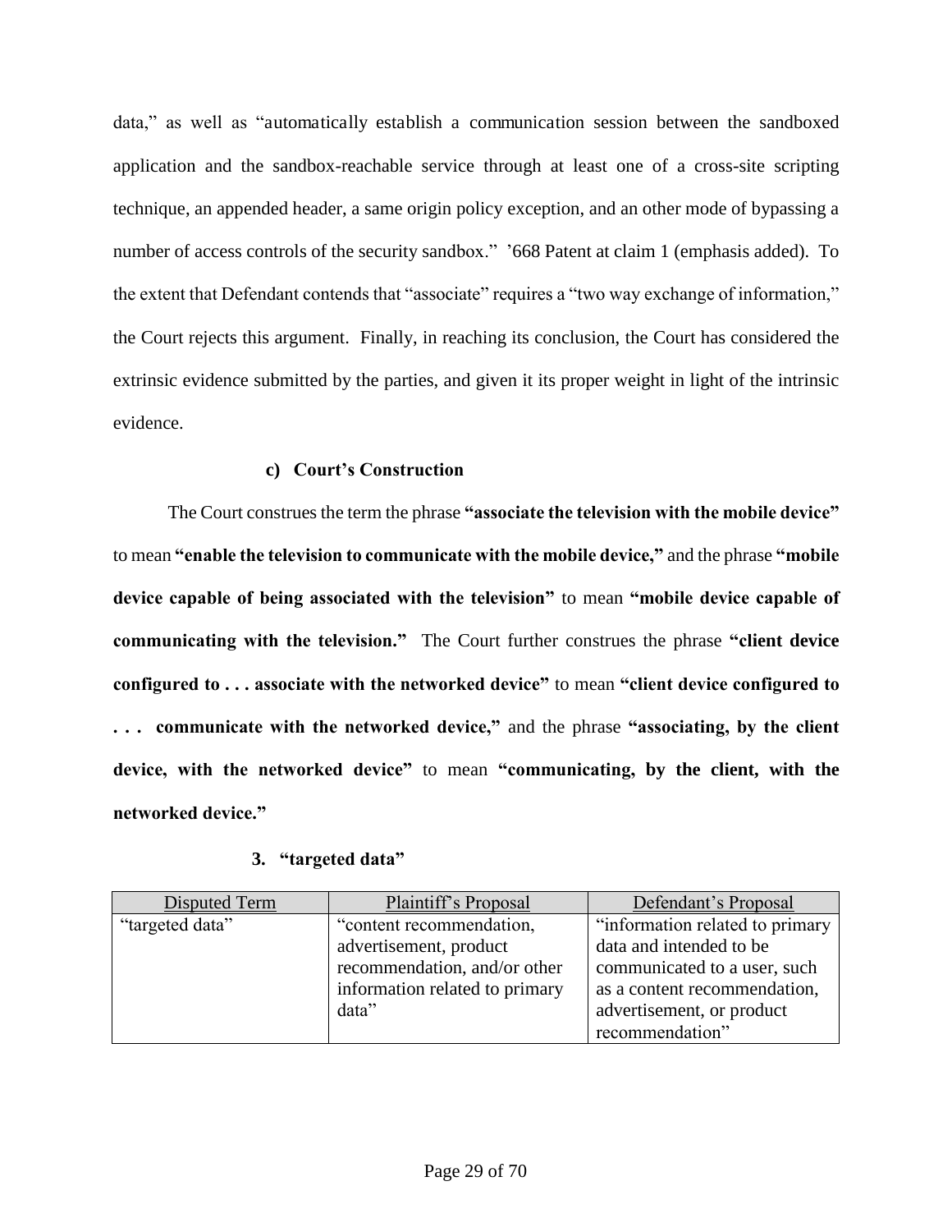data," as well as "automatically establish a communication session between the sandboxed application and the sandbox-reachable service through at least one of a cross-site scripting technique, an appended header, a same origin policy exception, and an other mode of bypassing a number of access controls of the security sandbox." '668 Patent at claim 1 (emphasis added). To the extent that Defendant contends that "associate" requires a "two way exchange of information," the Court rejects this argument. Finally, in reaching its conclusion, the Court has considered the extrinsic evidence submitted by the parties, and given it its proper weight in light of the intrinsic evidence.

#### c) Court's Construction

The Court construes the term the phrase **"associate the television with the mobile device"** to mean **"enable the television to communicate with the mobile device,"** and the phrase **"mobile device capable of being associated with the television"** to mean **"mobile device capable of communicating with the television."** The Court further construes the phrase **"client device configured to . . . associate with the networked device"** to mean **"client device configured to . . . communicate with the networked device,"** and the phrase **"associating, by the client device, with the networked device"** to mean **"communicating, by the client, with the networked device."**

### 3. "targeted data"

| Disputed Term | Plaintiff's Proposal | Defendant's Proposal |
|---|---|---|
| "targeted data" | "content recommendation, advertisement, product recommendation, and/or other information related to primary data" | "information related to primary data and intended to be communicated to a user, such as a content recommendation, advertisement, or product recommendation" |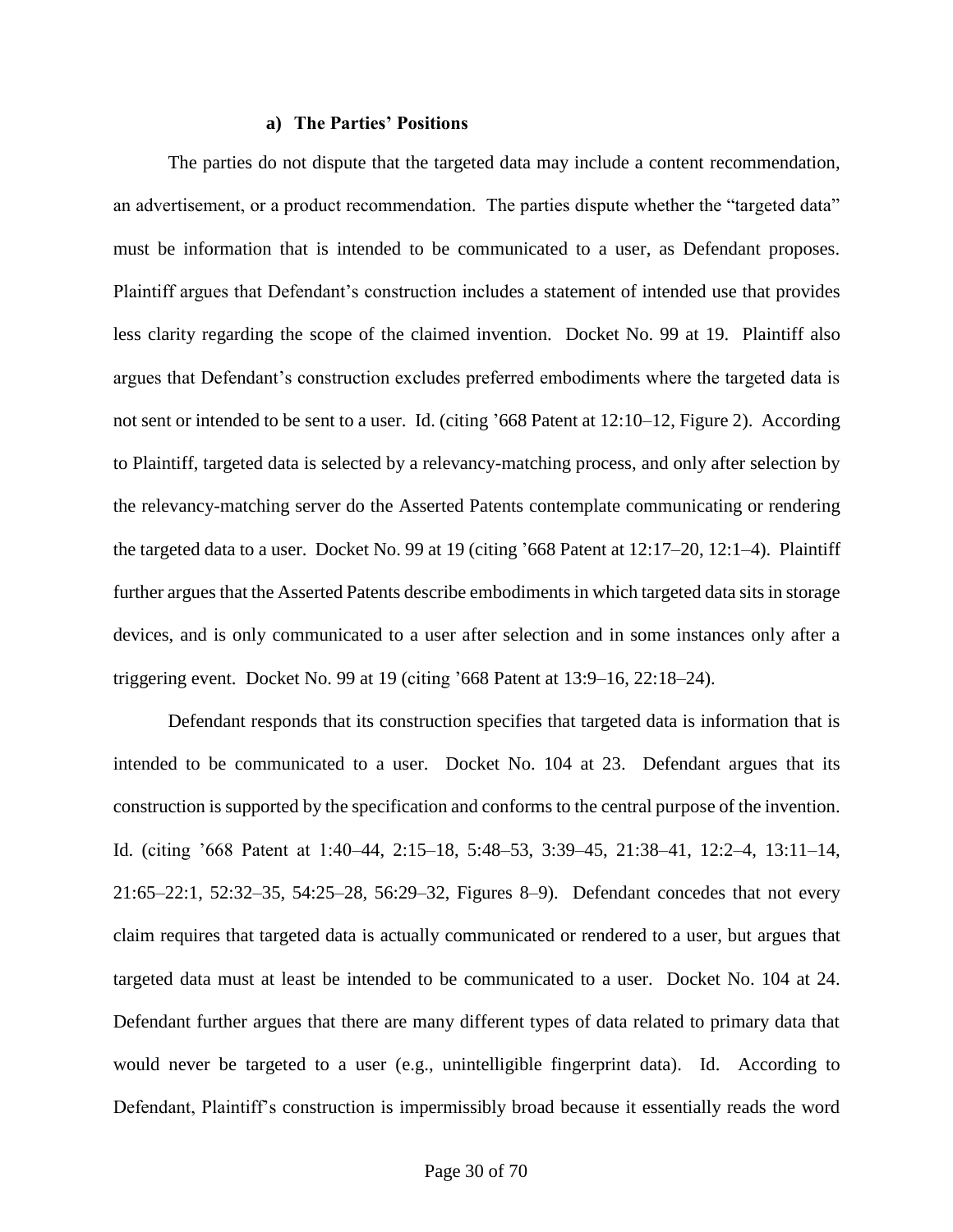#### a) The Parties' Positions

The parties do not dispute that the targeted data may include a content recommendation, an advertisement, or a product recommendation. The parties dispute whether the "targeted data" must be information that is intended to be communicated to a user, as Defendant proposes. Plaintiff argues that Defendant's construction includes a statement of intended use that provides less clarity regarding the scope of the claimed invention. Docket No. 99 at 19. Plaintiff also argues that Defendant's construction excludes preferred embodiments where the targeted data is not sent or intended to be sent to a user. Id. (citing '668 Patent at 12:10–12, Figure 2). According to Plaintiff, targeted data is selected by a relevancy-matching process, and only after selection by the relevancy-matching server do the Asserted Patents contemplate communicating or rendering the targeted data to a user. Docket No. 99 at 19 (citing '668 Patent at 12:17–20, 12:1–4). Plaintiff further argues that the Asserted Patents describe embodiments in which targeted data sits in storage devices, and is only communicated to a user after selection and in some instances only after a triggering event. Docket No. 99 at 19 (citing '668 Patent at 13:9–16, 22:18–24).

Defendant responds that its construction specifies that targeted data is information that is intended to be communicated to a user. Docket No. 104 at 23. Defendant argues that its construction is supported by the specification and conforms to the central purpose of the invention. Id. (citing '668 Patent at 1:40–44, 2:15–18, 5:48–53, 3:39–45, 21:38–41, 12:2–4, 13:11–14, 21:65–22:1, 52:32–35, 54:25–28, 56:29–32, Figures 8–9). Defendant concedes that not every claim requires that targeted data is actually communicated or rendered to a user, but argues that targeted data must at least be intended to be communicated to a user. Docket No. 104 at 24. Defendant further argues that there are many different types of data related to primary data that would never be targeted to a user (e.g., unintelligible fingerprint data). Id. According to Defendant, Plaintiff's construction is impermissibly broad because it essentially reads the word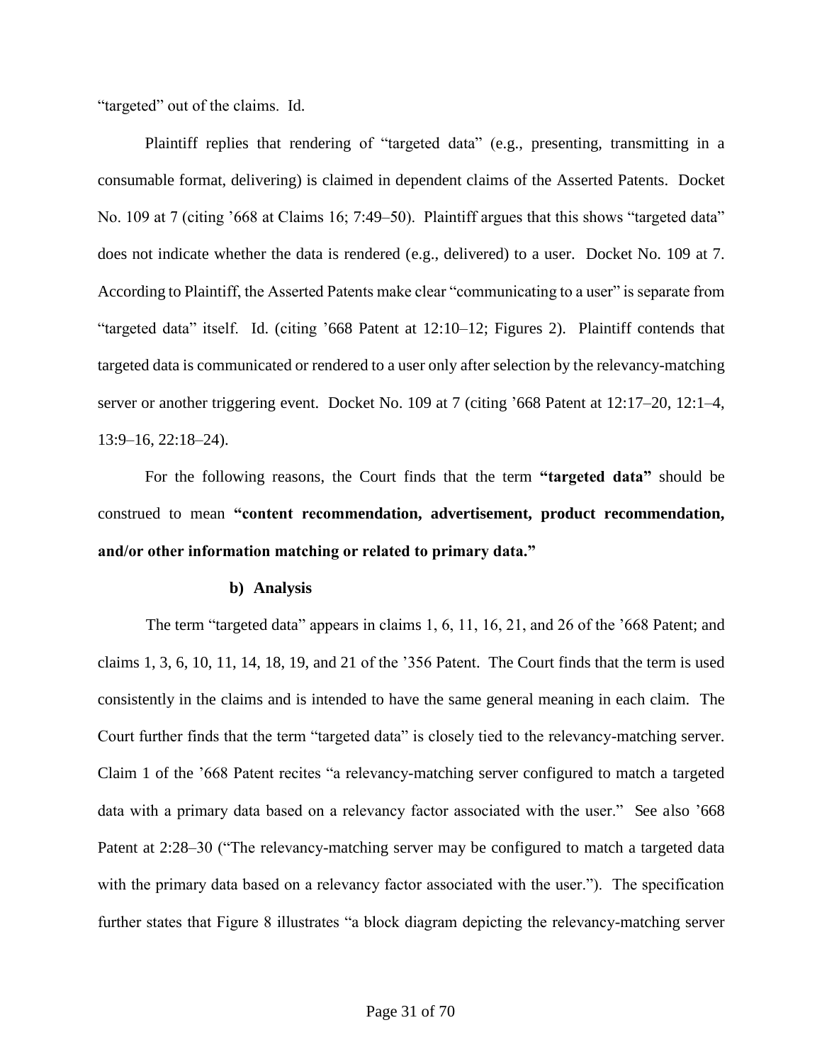"targeted" out of the claims. Id.

Plaintiff replies that rendering of "targeted data" (e.g., presenting, transmitting in a consumable format, delivering) is claimed in dependent claims of the Asserted Patents. Docket No. 109 at 7 (citing '668 at Claims 16; 7:49–50). Plaintiff argues that this shows "targeted data" does not indicate whether the data is rendered (e.g., delivered) to a user. Docket No. 109 at 7. According to Plaintiff, the Asserted Patents make clear "communicating to a user" is separate from "targeted data" itself. Id. (citing '668 Patent at 12:10–12; Figures 2). Plaintiff contends that targeted data is communicated or rendered to a user only after selection by the relevancy-matching server or another triggering event. Docket No. 109 at 7 (citing '668 Patent at 12:17–20, 12:1–4, 13:9–16, 22:18–24).

For the following reasons, the Court finds that the term **"targeted data"** should be construed to mean **"content recommendation, advertisement, product recommendation, and/or other information matching or related to primary data."**

**b) Analysis**

The term "targeted data" appears in claims 1, 6, 11, 16, 21, and 26 of the '668 Patent; and claims 1, 3, 6, 10, 11, 14, 18, 19, and 21 of the '356 Patent. The Court finds that the term is used consistently in the claims and is intended to have the same general meaning in each claim. The Court further finds that the term "targeted data" is closely tied to the relevancy-matching server. Claim 1 of the '668 Patent recites "a relevancy-matching server configured to match a targeted data with a primary data based on a relevancy factor associated with the user." See also '668 Patent at 2:28–30 ("The relevancy-matching server may be configured to match a targeted data with the primary data based on a relevancy factor associated with the user."). The specification further states that Figure 8 illustrates "a block diagram depicting the relevancy-matching server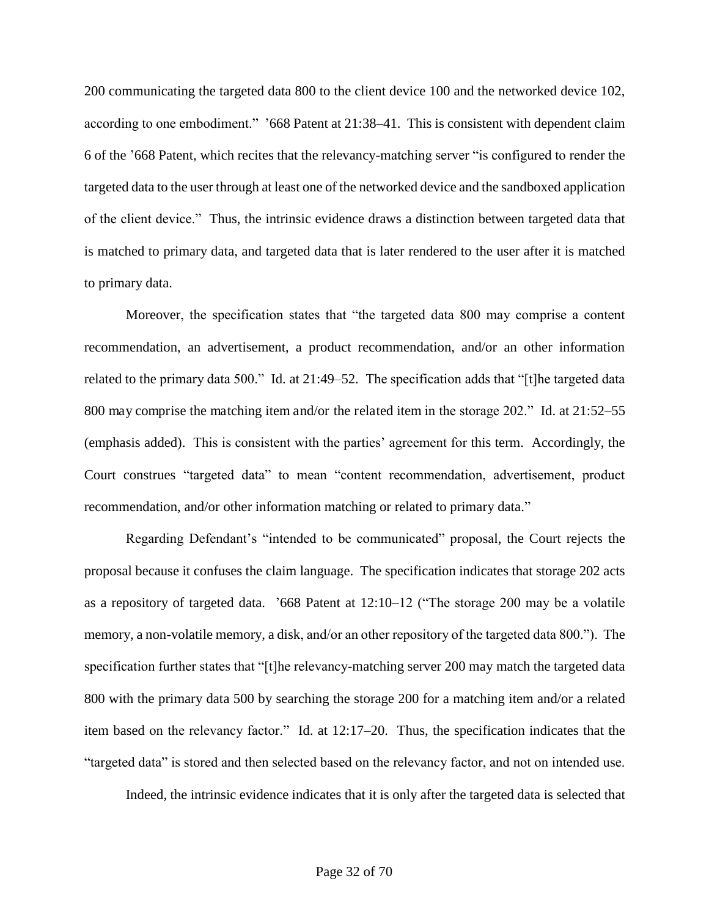200 communicating the targeted data 800 to the client device 100 and the networked device 102, according to one embodiment." '668 Patent at 21:38–41. This is consistent with dependent claim 6 of the '668 Patent, which recites that the relevancy-matching server "is configured to render the targeted data to the user through at least one of the networked device and the sandboxed application of the client device." Thus, the intrinsic evidence draws a distinction between targeted data that is matched to primary data, and targeted data that is later rendered to the user after it is matched to primary data.

Moreover, the specification states that "the targeted data 800 may comprise a content recommendation, an advertisement, a product recommendation, and/or an other information related to the primary data 500." Id. at 21:49–52. The specification adds that "[t]he targeted data 800 may comprise the matching item and/or the related item in the storage 202." Id. at 21:52–55 (emphasis added). This is consistent with the parties' agreement for this term. Accordingly, the Court construes "targeted data" to mean "content recommendation, advertisement, product recommendation, and/or other information matching or related to primary data."

Regarding Defendant's "intended to be communicated" proposal, the Court rejects the proposal because it confuses the claim language. The specification indicates that storage 202 acts as a repository of targeted data. '668 Patent at 12:10–12 ("The storage 200 may be a volatile memory, a non-volatile memory, a disk, and/or an other repository of the targeted data 800."). The specification further states that "[t]he relevancy-matching server 200 may match the targeted data 800 with the primary data 500 by searching the storage 200 for a matching item and/or a related item based on the relevancy factor." Id. at 12:17–20. Thus, the specification indicates that the "targeted data" is stored and then selected based on the relevancy factor, and not on intended use.

Indeed, the intrinsic evidence indicates that it is only after the targeted data is selected that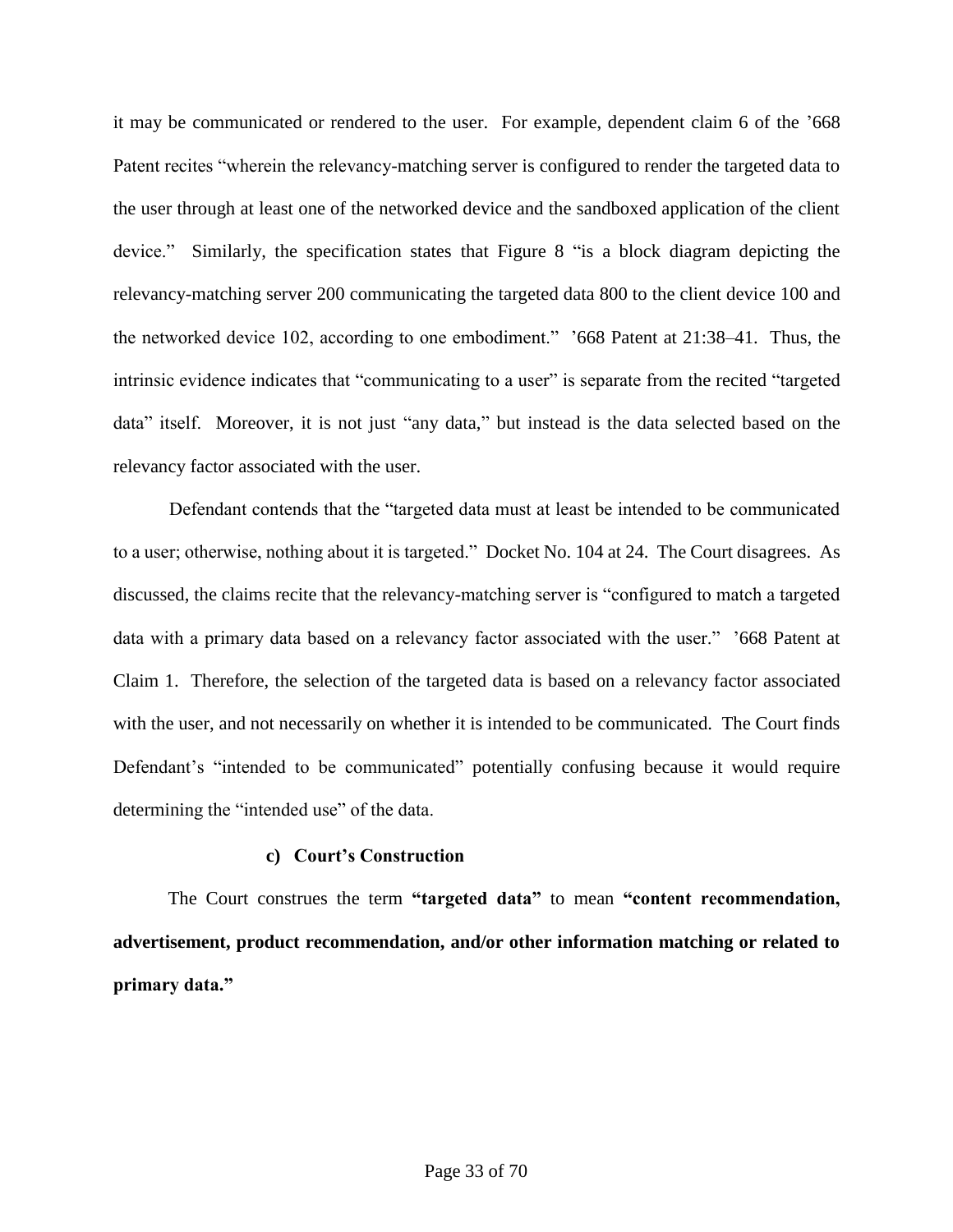it may be communicated or rendered to the user. For example, dependent claim 6 of the '668 Patent recites "wherein the relevancy-matching server is configured to render the targeted data to the user through at least one of the networked device and the sandboxed application of the client device." Similarly, the specification states that Figure 8 "is a block diagram depicting the relevancy-matching server 200 communicating the targeted data 800 to the client device 100 and the networked device 102, according to one embodiment." '668 Patent at 21:38–41. Thus, the intrinsic evidence indicates that "communicating to a user" is separate from the recited "targeted data" itself. Moreover, it is not just "any data," but instead is the data selected based on the relevancy factor associated with the user.

Defendant contends that the "targeted data must at least be intended to be communicated to a user; otherwise, nothing about it is targeted." Docket No. 104 at 24. The Court disagrees. As discussed, the claims recite that the relevancy-matching server is "configured to match a targeted data with a primary data based on a relevancy factor associated with the user." '668 Patent at Claim 1. Therefore, the selection of the targeted data is based on a relevancy factor associated with the user, and not necessarily on whether it is intended to be communicated. The Court finds Defendant's "intended to be communicated" potentially confusing because it would require determining the "intended use" of the data.

#### c) Court's Construction

The Court construes the term **"targeted data"** to mean **"content recommendation, advertisement, product recommendation, and/or other information matching or related to primary data."**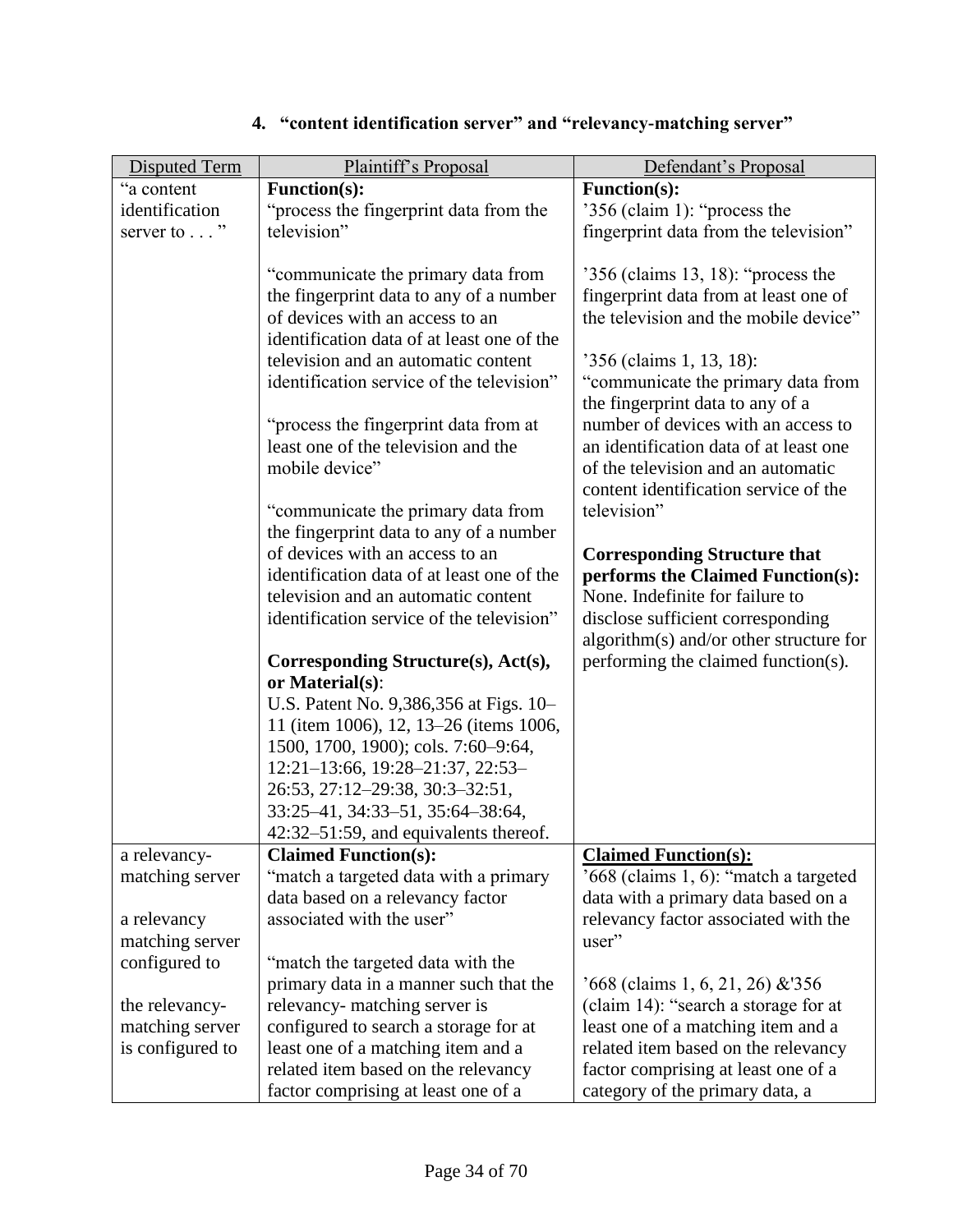### 4. "content identification server" and "relevancy-matching server"

| Disputed Term | Plaintiff's Proposal | Defendant's Proposal |
|---|---|---|
| "a content identification server to . . . " | **Function(s):**<br>"process the fingerprint data from the television"<br><br>"communicate the primary data from the fingerprint data to any of a number of devices with an access to an identification data of at least one of the television and an automatic content identification service of the television"<br><br>"process the fingerprint data from at least one of the television and the mobile device"<br><br>"communicate the primary data from the fingerprint data to any of a number of devices with an access to an identification data of at least one of the television and an automatic content identification service of the television"<br><br>**Corresponding Structure(s), Act(s), or Material(s)**:<br>U.S. Patent No. 9,386,356 at Figs. 10–11 (item 1006), 12, 13–26 (items 1006, 1500, 1700, 1900); cols. 7:60–9:64, 12:21–13:66, 19:28–21:37, 22:53–26:53, 27:12–29:38, 30:3–32:51, 33:25–41, 34:33–51, 35:64–38:64, 42:32–51:59, and equivalents thereof. | **Function(s):**<br>'356 (claim 1): "process the fingerprint data from the television"<br><br>'356 (claims 13, 18): "process the fingerprint data from at least one of the television and the mobile device"<br><br>'356 (claims 1, 13, 18): "communicate the primary data from the fingerprint data to any of a number of devices with an access to an identification data of at least one of the television and an automatic content identification service of the television"<br><br>**Corresponding Structure that performs the Claimed Function(s):**<br>None. Indefinite for failure to disclose sufficient corresponding algorithm(s) and/or other structure for performing the claimed function(s). |
| a relevancy-matching server<br><br>a relevancy matching server configured to<br><br>the relevancy-matching server is configured to | **Claimed Function(s):**<br>"match a targeted data with a primary data based on a relevancy factor associated with the user"<br><br>"match the targeted data with the primary data in a manner such that the relevancy- matching server is configured to search a storage for at least one of a matching item and a related item based on the relevancy factor comprising at least one of a | **Claimed Function(s):**<br>'668 (claims 1, 6): "match a targeted data with a primary data based on a relevancy factor associated with the user"<br><br>'668 (claims 1, 6, 21, 26) &'356 (claim 14): "search a storage for at least one of a matching item and a related item based on the relevancy factor comprising at least one of a category of the primary data, a |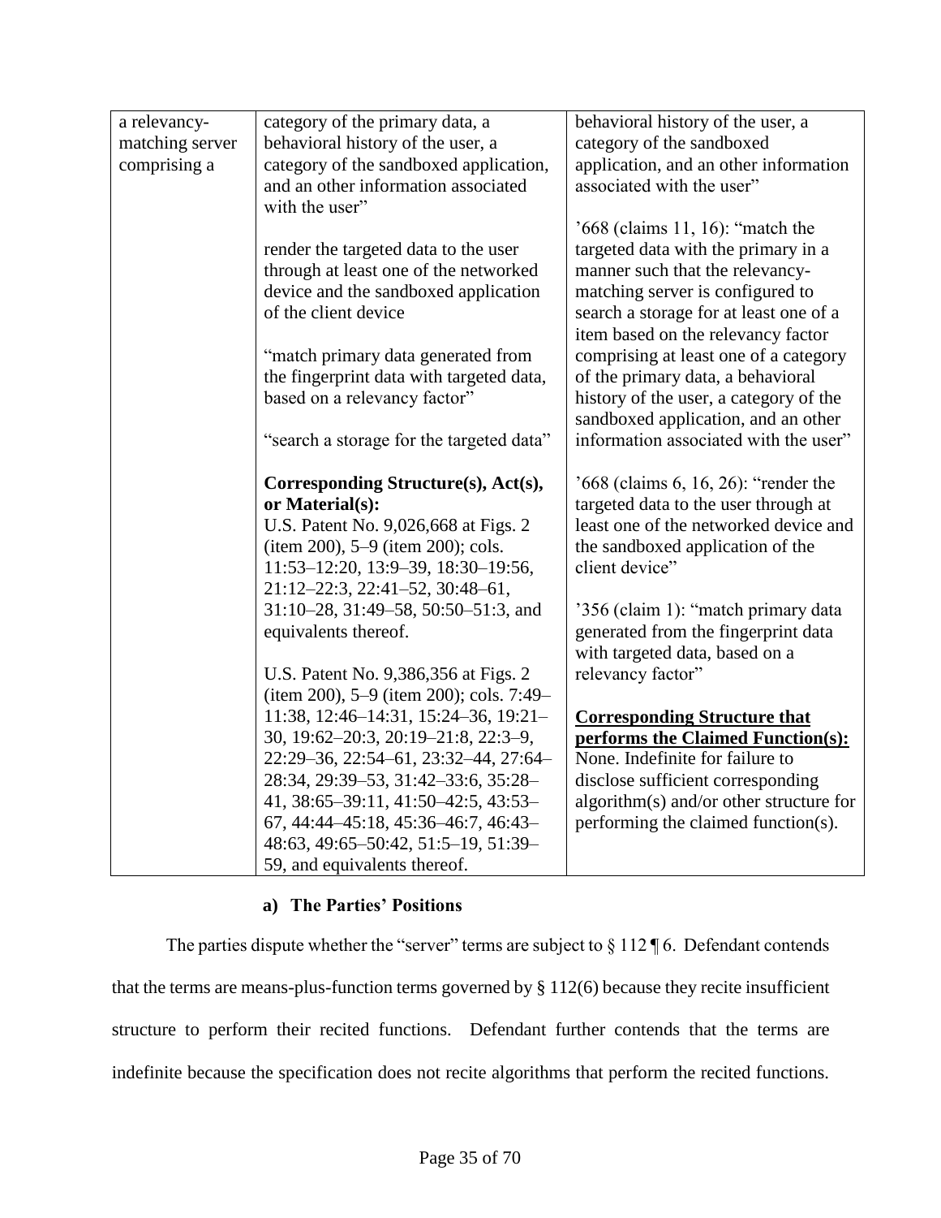| | | |
|---|---|---|
| a relevancy-matching server comprising a | category of the primary data, a behavioral history of the user, a category of the sandboxed application, and an other information associated with the user"<br><br>render the targeted data to the user through at least one of the networked device and the sandboxed application of the client device<br><br>"match primary data generated from the fingerprint data with targeted data, based on a relevancy factor"<br><br>"search a storage for the targeted data"<br><br>**Corresponding Structure(s), Act(s), or Material(s):**<br>U.S. Patent No. 9,026,668 at Figs. 2 (item 200), 5–9 (item 200); cols. 11:53–12:20, 13:9–39, 18:30–19:56, 21:12–22:3, 22:41–52, 30:48–61, 31:10–28, 31:49–58, 50:50–51:3, and equivalents thereof.<br><br>U.S. Patent No. 9,386,356 at Figs. 2 (item 200), 5–9 (item 200); cols. 7:49–11:38, 12:46–14:31, 15:24–36, 19:21–30, 19:62–20:3, 20:19–21:8, 22:3–9, 22:29–36, 22:54–61, 23:32–44, 27:64–28:34, 29:39–53, 31:42–33:6, 35:28–41, 38:65–39:11, 41:50–42:5, 43:53–67, 44:44–45:18, 45:36–46:7, 46:43–48:63, 49:65–50:42, 51:5–19, 51:39–59, and equivalents thereof. | behavioral history of the user, a category of the sandboxed application, and an other information associated with the user"<br><br>'668 (claims 11, 16): "match the targeted data with the primary in a manner such that the relevancy-matching server is configured to search a storage for at least one of a item based on the relevancy factor comprising at least one of a category of the primary data, a behavioral history of the user, a category of the sandboxed application, and an other information associated with the user"<br><br>'668 (claims 6, 16, 26): "render the targeted data to the user through at least one of the networked device and the sandboxed application of the client device"<br><br>'356 (claim 1): "match primary data generated from the fingerprint data with targeted data, based on a relevancy factor"<br><br>**<u>Corresponding Structure that performs the Claimed Function(s):</u>**<br>None. Indefinite for failure to disclose sufficient corresponding algorithm(s) and/or other structure for performing the claimed function(s). |

#### a) The Parties' Positions

The parties dispute whether the "server" terms are subject to § 112 ¶ 6. Defendant contends that the terms are means-plus-function terms governed by § 112(6) because they recite insufficient structure to perform their recited functions. Defendant further contends that the terms are indefinite because the specification does not recite algorithms that perform the recited functions.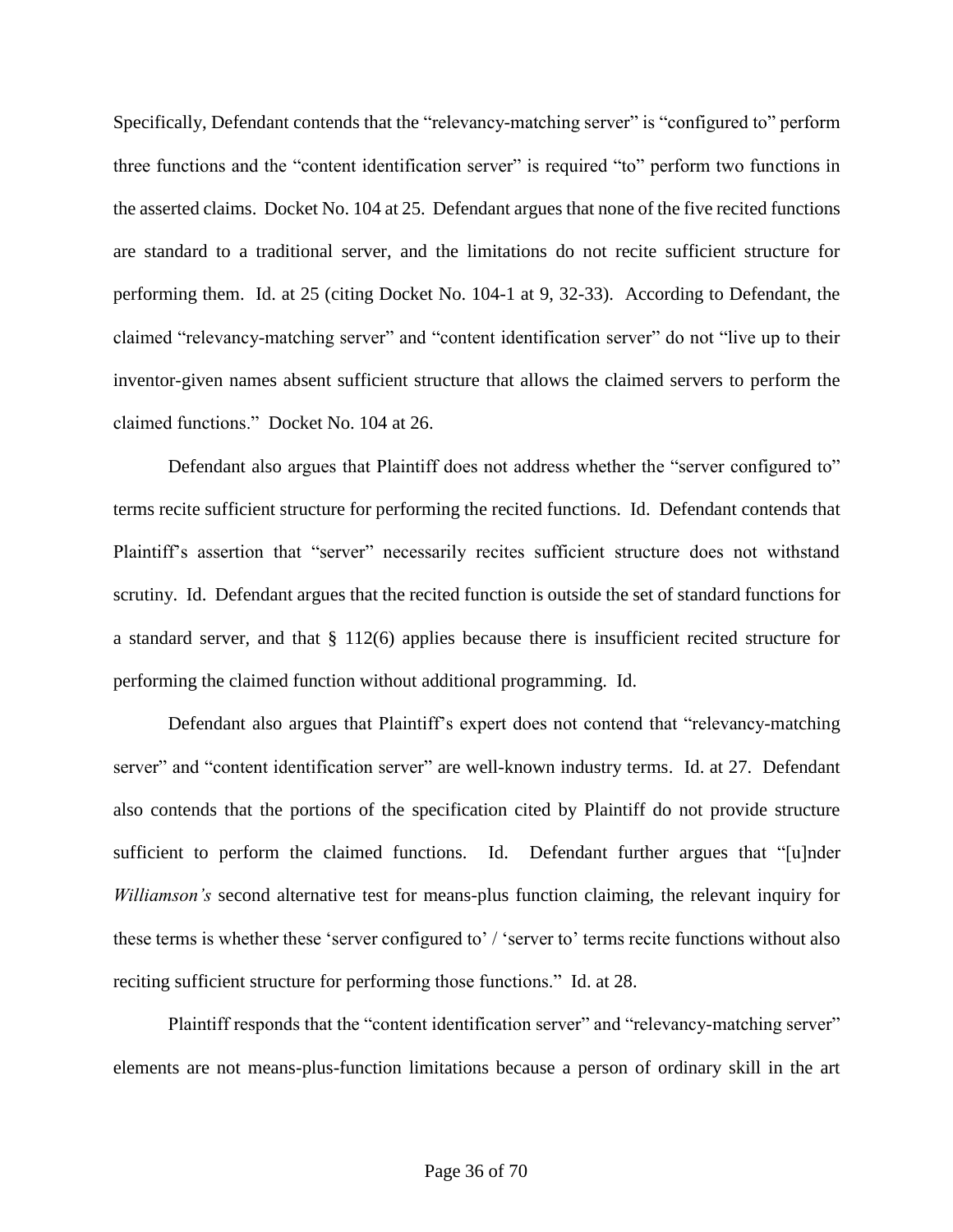Specifically, Defendant contends that the "relevancy-matching server" is "configured to" perform three functions and the "content identification server" is required "to" perform two functions in the asserted claims. Docket No. 104 at 25. Defendant argues that none of the five recited functions are standard to a traditional server, and the limitations do not recite sufficient structure for performing them. Id. at 25 (citing Docket No. 104-1 at 9, 32-33). According to Defendant, the claimed "relevancy-matching server" and "content identification server" do not "live up to their inventor-given names absent sufficient structure that allows the claimed servers to perform the claimed functions." Docket No. 104 at 26.

Defendant also argues that Plaintiff does not address whether the "server configured to" terms recite sufficient structure for performing the recited functions. Id. Defendant contends that Plaintiff's assertion that "server" necessarily recites sufficient structure does not withstand scrutiny. Id. Defendant argues that the recited function is outside the set of standard functions for a standard server, and that § 112(6) applies because there is insufficient recited structure for performing the claimed function without additional programming. Id.

Defendant also argues that Plaintiff's expert does not contend that "relevancy-matching server" and "content identification server" are well-known industry terms. Id. at 27. Defendant also contends that the portions of the specification cited by Plaintiff do not provide structure sufficient to perform the claimed functions. Id. Defendant further argues that "[u]nder *Williamson's* second alternative test for means-plus function claiming, the relevant inquiry for these terms is whether these 'server configured to' / 'server to' terms recite functions without also reciting sufficient structure for performing those functions." Id. at 28.

Plaintiff responds that the "content identification server" and "relevancy-matching server" elements are not means-plus-function limitations because a person of ordinary skill in the art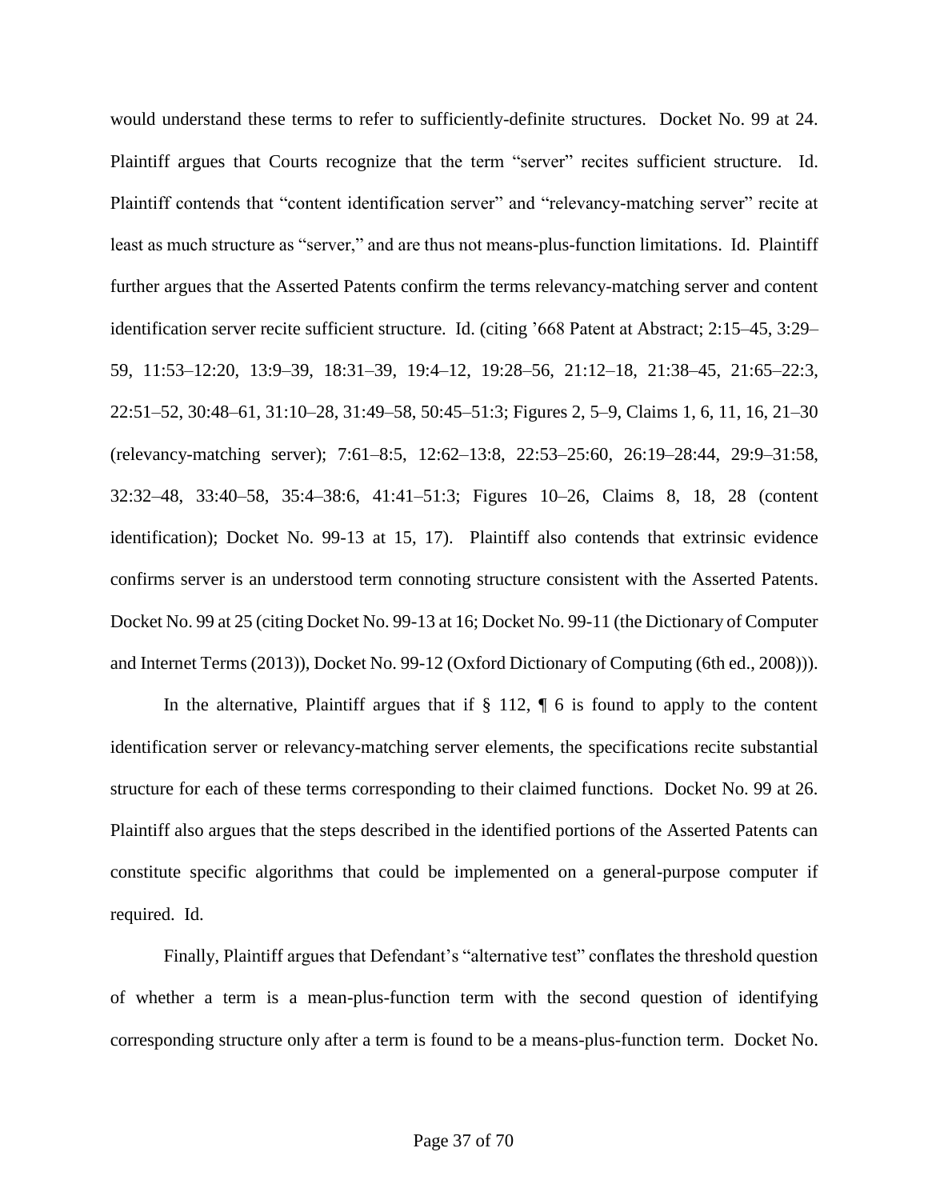would understand these terms to refer to sufficiently-definite structures. Docket No. 99 at 24. Plaintiff argues that Courts recognize that the term "server" recites sufficient structure. Id. Plaintiff contends that "content identification server" and "relevancy-matching server" recite at least as much structure as "server," and are thus not means-plus-function limitations. Id. Plaintiff further argues that the Asserted Patents confirm the terms relevancy-matching server and content identification server recite sufficient structure. Id. (citing '668 Patent at Abstract; 2:15–45, 3:29–59, 11:53–12:20, 13:9–39, 18:31–39, 19:4–12, 19:28–56, 21:12–18, 21:38–45, 21:65–22:3, 22:51–52, 30:48–61, 31:10–28, 31:49–58, 50:45–51:3; Figures 2, 5–9, Claims 1, 6, 11, 16, 21–30 (relevancy-matching server); 7:61–8:5, 12:62–13:8, 22:53–25:60, 26:19–28:44, 29:9–31:58, 32:32–48, 33:40–58, 35:4–38:6, 41:41–51:3; Figures 10–26, Claims 8, 18, 28 (content identification); Docket No. 99-13 at 15, 17). Plaintiff also contends that extrinsic evidence confirms server is an understood term connoting structure consistent with the Asserted Patents. Docket No. 99 at 25 (citing Docket No. 99-13 at 16; Docket No. 99-11 (the Dictionary of Computer and Internet Terms (2013)), Docket No. 99-12 (Oxford Dictionary of Computing (6th ed., 2008))).

In the alternative, Plaintiff argues that if § 112, ¶ 6 is found to apply to the content identification server or relevancy-matching server elements, the specifications recite substantial structure for each of these terms corresponding to their claimed functions. Docket No. 99 at 26. Plaintiff also argues that the steps described in the identified portions of the Asserted Patents can constitute specific algorithms that could be implemented on a general-purpose computer if required. Id.

Finally, Plaintiff argues that Defendant's "alternative test" conflates the threshold question of whether a term is a mean-plus-function term with the second question of identifying corresponding structure only after a term is found to be a means-plus-function term. Docket No.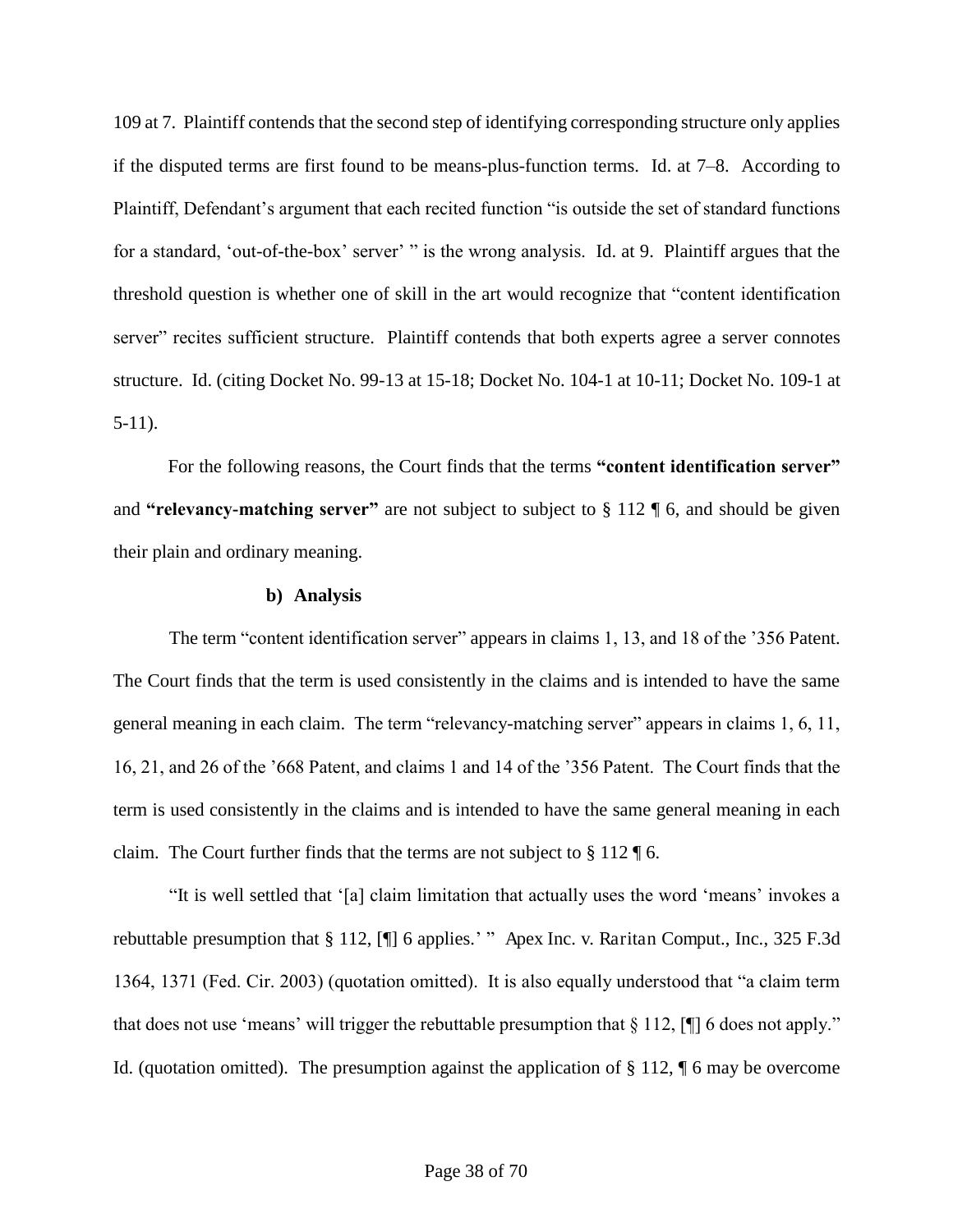109 at 7. Plaintiff contends that the second step of identifying corresponding structure only applies if the disputed terms are first found to be means-plus-function terms. Id. at 7–8. According to Plaintiff, Defendant's argument that each recited function "is outside the set of standard functions for a standard, 'out-of-the-box' server' " is the wrong analysis. Id. at 9. Plaintiff argues that the threshold question is whether one of skill in the art would recognize that "content identification server" recites sufficient structure. Plaintiff contends that both experts agree a server connotes structure. Id. (citing Docket No. 99-13 at 15-18; Docket No. 104-1 at 10-11; Docket No. 109-1 at 5-11).

For the following reasons, the Court finds that the terms **"content identification server"** and **"relevancy-matching server"** are not subject to subject to § 112 ¶ 6, and should be given their plain and ordinary meaning.

**b) Analysis**

The term "content identification server" appears in claims 1, 13, and 18 of the '356 Patent. The Court finds that the term is used consistently in the claims and is intended to have the same general meaning in each claim. The term "relevancy-matching server" appears in claims 1, 6, 11, 16, 21, and 26 of the '668 Patent, and claims 1 and 14 of the '356 Patent. The Court finds that the term is used consistently in the claims and is intended to have the same general meaning in each claim. The Court further finds that the terms are not subject to § 112 ¶ 6.

"It is well settled that '[a] claim limitation that actually uses the word 'means' invokes a rebuttable presumption that § 112, [¶] 6 applies.' " Apex Inc. v. Raritan Comput., Inc., 325 F.3d 1364, 1371 (Fed. Cir. 2003) (quotation omitted). It is also equally understood that "a claim term that does not use 'means' will trigger the rebuttable presumption that § 112, [¶] 6 does not apply." Id. (quotation omitted). The presumption against the application of § 112, ¶ 6 may be overcome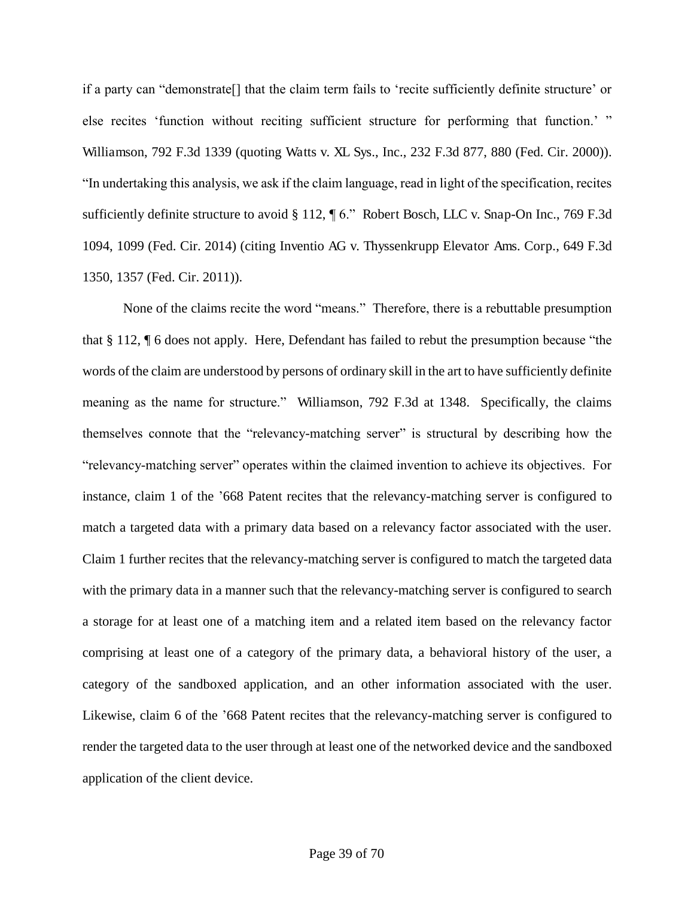if a party can "demonstrate[] that the claim term fails to 'recite sufficiently definite structure' or else recites 'function without reciting sufficient structure for performing that function.' " Williamson, 792 F.3d 1339 (quoting Watts v. XL Sys., Inc., 232 F.3d 877, 880 (Fed. Cir. 2000)). "In undertaking this analysis, we ask if the claim language, read in light of the specification, recites sufficiently definite structure to avoid § 112, ¶ 6." Robert Bosch, LLC v. Snap-On Inc., 769 F.3d 1094, 1099 (Fed. Cir. 2014) (citing Inventio AG v. Thyssenkrupp Elevator Ams. Corp., 649 F.3d 1350, 1357 (Fed. Cir. 2011)).

None of the claims recite the word "means." Therefore, there is a rebuttable presumption that § 112, ¶ 6 does not apply. Here, Defendant has failed to rebut the presumption because "the words of the claim are understood by persons of ordinary skill in the art to have sufficiently definite meaning as the name for structure." Williamson, 792 F.3d at 1348. Specifically, the claims themselves connote that the "relevancy-matching server" is structural by describing how the "relevancy-matching server" operates within the claimed invention to achieve its objectives. For instance, claim 1 of the '668 Patent recites that the relevancy-matching server is configured to match a targeted data with a primary data based on a relevancy factor associated with the user. Claim 1 further recites that the relevancy-matching server is configured to match the targeted data with the primary data in a manner such that the relevancy-matching server is configured to search a storage for at least one of a matching item and a related item based on the relevancy factor comprising at least one of a category of the primary data, a behavioral history of the user, a category of the sandboxed application, and an other information associated with the user. Likewise, claim 6 of the '668 Patent recites that the relevancy-matching server is configured to render the targeted data to the user through at least one of the networked device and the sandboxed application of the client device.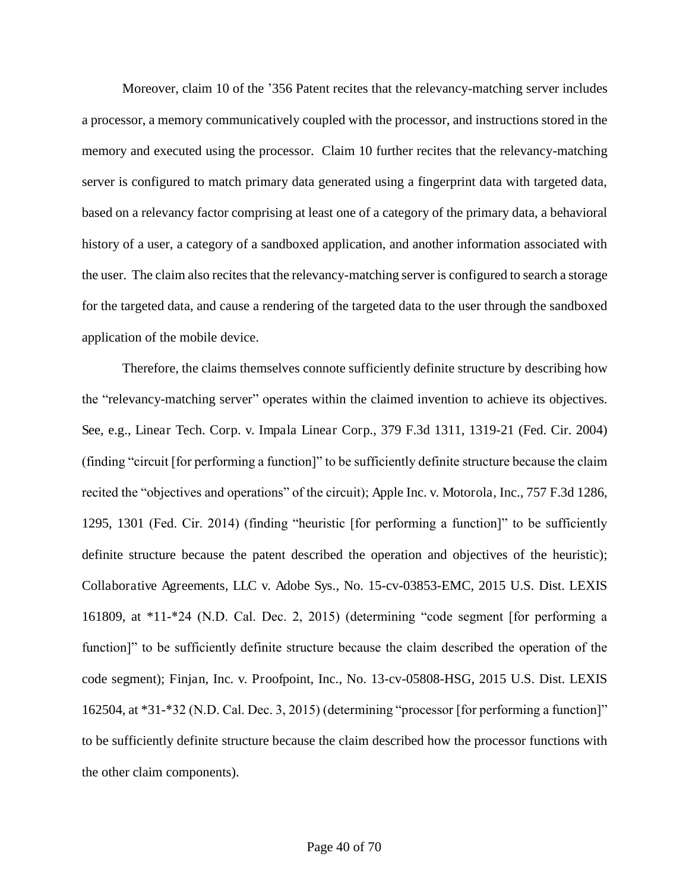Moreover, claim 10 of the '356 Patent recites that the relevancy-matching server includes a processor, a memory communicatively coupled with the processor, and instructions stored in the memory and executed using the processor. Claim 10 further recites that the relevancy-matching server is configured to match primary data generated using a fingerprint data with targeted data, based on a relevancy factor comprising at least one of a category of the primary data, a behavioral history of a user, a category of a sandboxed application, and another information associated with the user. The claim also recites that the relevancy-matching server is configured to search a storage for the targeted data, and cause a rendering of the targeted data to the user through the sandboxed application of the mobile device.

Therefore, the claims themselves connote sufficiently definite structure by describing how the "relevancy-matching server" operates within the claimed invention to achieve its objectives. See, e.g., Linear Tech. Corp. v. Impala Linear Corp., 379 F.3d 1311, 1319-21 (Fed. Cir. 2004) (finding "circuit [for performing a function]" to be sufficiently definite structure because the claim recited the "objectives and operations" of the circuit); Apple Inc. v. Motorola, Inc., 757 F.3d 1286, 1295, 1301 (Fed. Cir. 2014) (finding "heuristic [for performing a function]" to be sufficiently definite structure because the patent described the operation and objectives of the heuristic); Collaborative Agreements, LLC v. Adobe Sys., No. 15-cv-03853-EMC, 2015 U.S. Dist. LEXIS 161809, at *11-*24 (N.D. Cal. Dec. 2, 2015) (determining "code segment [for performing a function]" to be sufficiently definite structure because the claim described the operation of the code segment); Finjan, Inc. v. Proofpoint, Inc., No. 13-cv-05808-HSG, 2015 U.S. Dist. LEXIS 162504, at *31-*32 (N.D. Cal. Dec. 3, 2015) (determining "processor [for performing a function]" to be sufficiently definite structure because the claim described how the processor functions with the other claim components).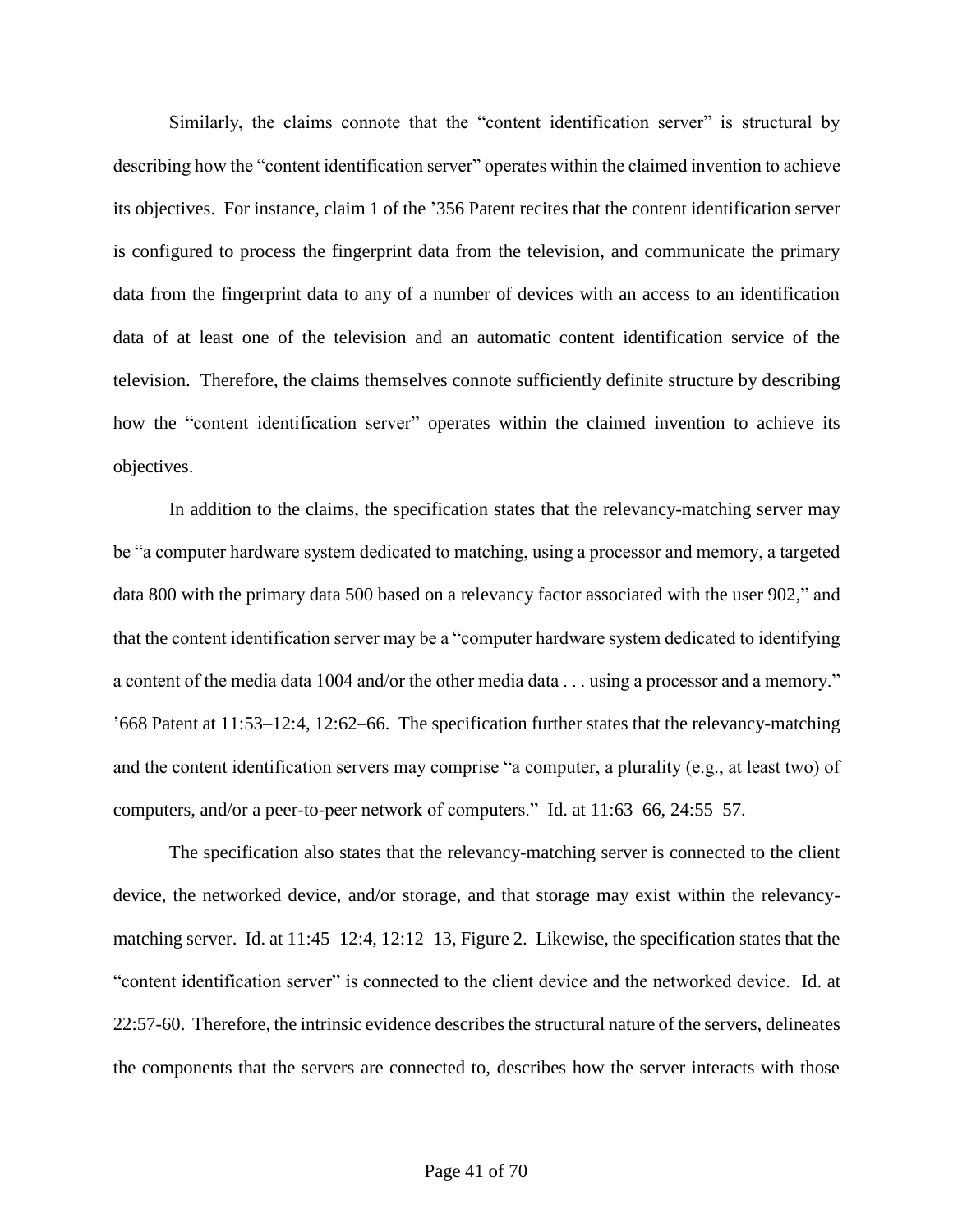Similarly, the claims connote that the "content identification server" is structural by describing how the "content identification server" operates within the claimed invention to achieve its objectives. For instance, claim 1 of the '356 Patent recites that the content identification server is configured to process the fingerprint data from the television, and communicate the primary data from the fingerprint data to any of a number of devices with an access to an identification data of at least one of the television and an automatic content identification service of the television. Therefore, the claims themselves connote sufficiently definite structure by describing how the "content identification server" operates within the claimed invention to achieve its objectives.

In addition to the claims, the specification states that the relevancy-matching server may be "a computer hardware system dedicated to matching, using a processor and memory, a targeted data 800 with the primary data 500 based on a relevancy factor associated with the user 902," and that the content identification server may be a "computer hardware system dedicated to identifying a content of the media data 1004 and/or the other media data . . . using a processor and a memory." '668 Patent at 11:53–12:4, 12:62–66. The specification further states that the relevancy-matching and the content identification servers may comprise "a computer, a plurality (e.g., at least two) of computers, and/or a peer-to-peer network of computers." Id. at 11:63–66, 24:55–57.

The specification also states that the relevancy-matching server is connected to the client device, the networked device, and/or storage, and that storage may exist within the relevancy-matching server. Id. at 11:45–12:4, 12:12–13, Figure 2. Likewise, the specification states that the "content identification server" is connected to the client device and the networked device. Id. at 22:57-60. Therefore, the intrinsic evidence describes the structural nature of the servers, delineates the components that the servers are connected to, describes how the server interacts with those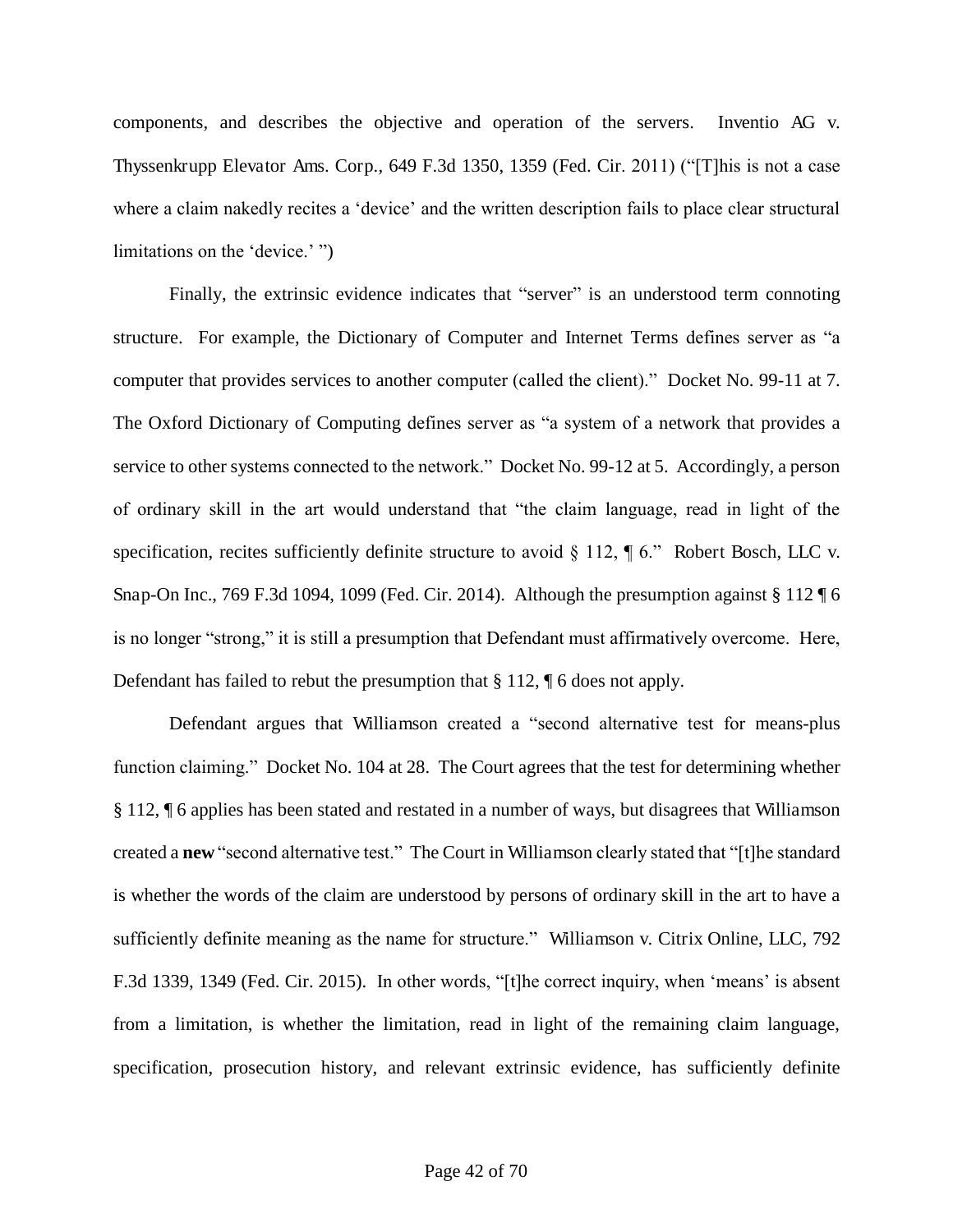components, and describes the objective and operation of the servers. Inventio AG v. Thyssenkrupp Elevator Ams. Corp., 649 F.3d 1350, 1359 (Fed. Cir. 2011) ("[T]his is not a case where a claim nakedly recites a 'device' and the written description fails to place clear structural limitations on the 'device.' ")

Finally, the extrinsic evidence indicates that "server" is an understood term connoting structure. For example, the Dictionary of Computer and Internet Terms defines server as "a computer that provides services to another computer (called the client)." Docket No. 99-11 at 7. The Oxford Dictionary of Computing defines server as "a system of a network that provides a service to other systems connected to the network." Docket No. 99-12 at 5. Accordingly, a person of ordinary skill in the art would understand that "the claim language, read in light of the specification, recites sufficiently definite structure to avoid § 112, ¶ 6." Robert Bosch, LLC v. Snap-On Inc., 769 F.3d 1094, 1099 (Fed. Cir. 2014). Although the presumption against § 112 ¶ 6 is no longer "strong," it is still a presumption that Defendant must affirmatively overcome. Here, Defendant has failed to rebut the presumption that § 112, ¶ 6 does not apply.

Defendant argues that Williamson created a "second alternative test for means-plus function claiming." Docket No. 104 at 28. The Court agrees that the test for determining whether § 112, ¶ 6 applies has been stated and restated in a number of ways, but disagrees that Williamson created a **new** "second alternative test." The Court in Williamson clearly stated that "[t]he standard is whether the words of the claim are understood by persons of ordinary skill in the art to have a sufficiently definite meaning as the name for structure." Williamson v. Citrix Online, LLC, 792 F.3d 1339, 1349 (Fed. Cir. 2015). In other words, "[t]he correct inquiry, when 'means' is absent from a limitation, is whether the limitation, read in light of the remaining claim language, specification, prosecution history, and relevant extrinsic evidence, has sufficiently definite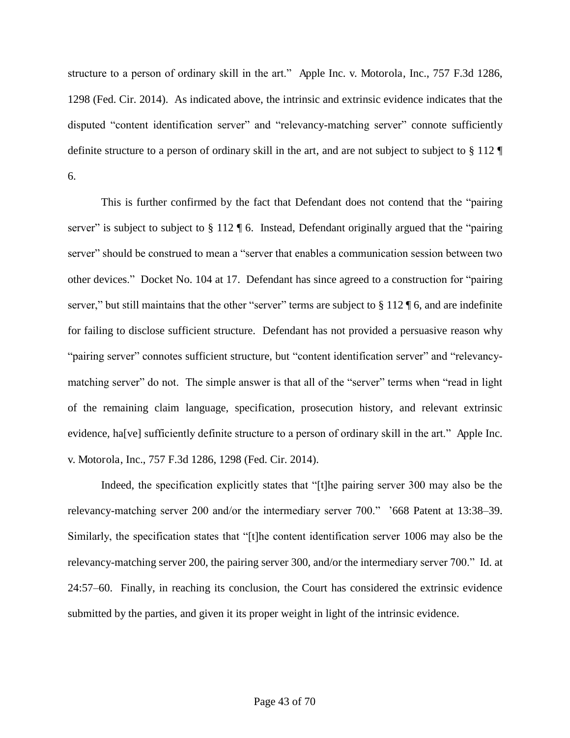structure to a person of ordinary skill in the art." Apple Inc. v. Motorola, Inc., 757 F.3d 1286, 1298 (Fed. Cir. 2014). As indicated above, the intrinsic and extrinsic evidence indicates that the disputed "content identification server" and "relevancy-matching server" connote sufficiently definite structure to a person of ordinary skill in the art, and are not subject to subject to § 112 ¶ 6.

This is further confirmed by the fact that Defendant does not contend that the "pairing server" is subject to subject to § 112 ¶ 6. Instead, Defendant originally argued that the "pairing server" should be construed to mean a "server that enables a communication session between two other devices." Docket No. 104 at 17. Defendant has since agreed to a construction for "pairing server," but still maintains that the other "server" terms are subject to § 112 ¶ 6, and are indefinite for failing to disclose sufficient structure. Defendant has not provided a persuasive reason why "pairing server" connotes sufficient structure, but "content identification server" and "relevancy-matching server" do not. The simple answer is that all of the "server" terms when "read in light of the remaining claim language, specification, prosecution history, and relevant extrinsic evidence, ha[ve] sufficiently definite structure to a person of ordinary skill in the art." Apple Inc. v. Motorola, Inc., 757 F.3d 1286, 1298 (Fed. Cir. 2014).

Indeed, the specification explicitly states that "[t]he pairing server 300 may also be the relevancy-matching server 200 and/or the intermediary server 700." '668 Patent at 13:38–39. Similarly, the specification states that "[t]he content identification server 1006 may also be the relevancy-matching server 200, the pairing server 300, and/or the intermediary server 700." Id. at 24:57–60. Finally, in reaching its conclusion, the Court has considered the extrinsic evidence submitted by the parties, and given it its proper weight in light of the intrinsic evidence.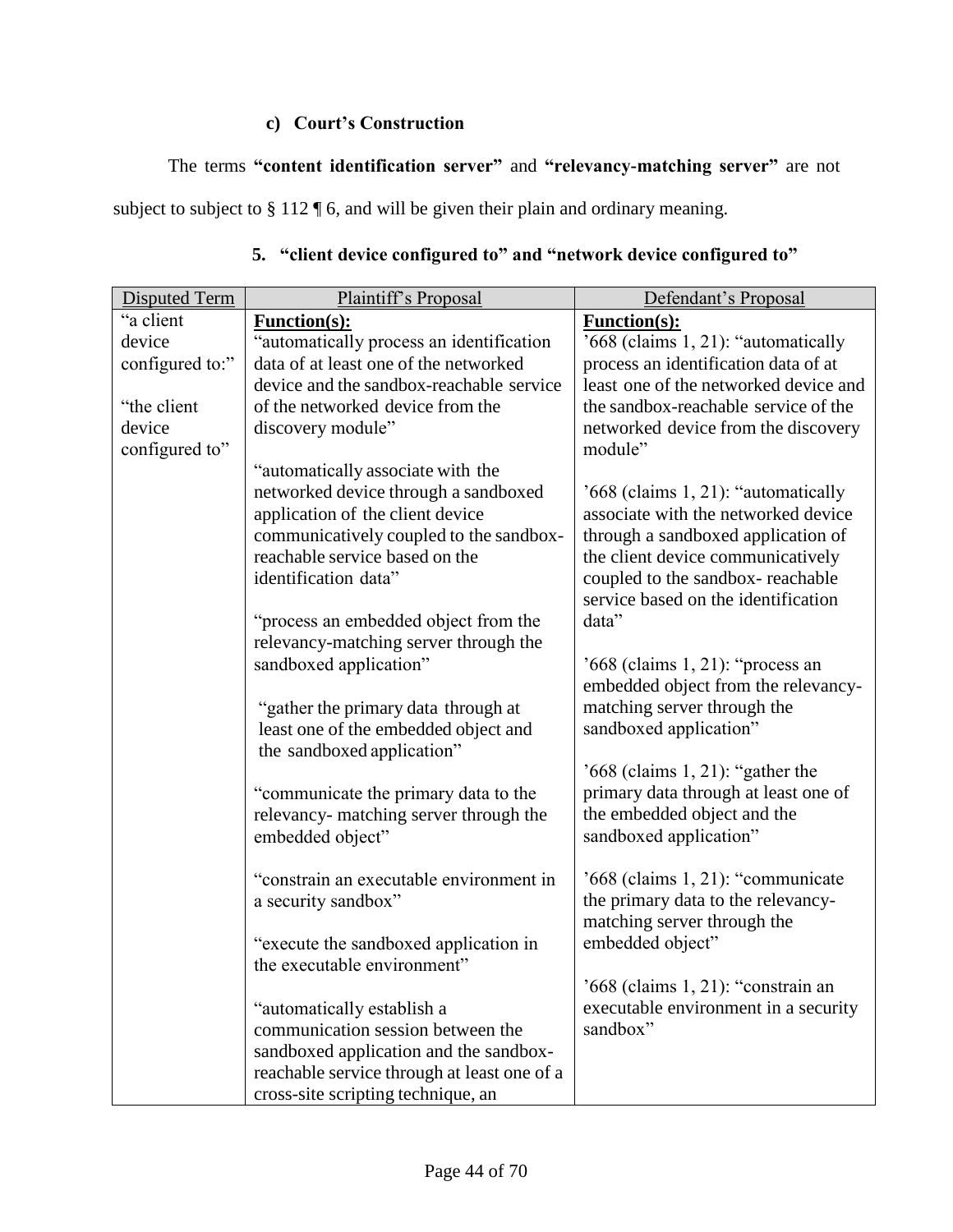#### c) Court's Construction

The terms **"content identification server"** and **"relevancy-matching server"** are not subject to subject to § 112 ¶ 6, and will be given their plain and ordinary meaning.

### 5. "client device configured to" and "network device configured to"

| Disputed Term | Plaintiff's Proposal | Defendant's Proposal |
|---|---|---|
| "a client device configured to:"<br><br>"the client device configured to" | **Function(s):**<br>"automatically process an identification data of at least one of the networked device and the sandbox-reachable service of the networked device from the discovery module"<br><br>"automatically associate with the networked device through a sandboxed application of the client device communicatively coupled to the sandbox-reachable service based on the identification data"<br><br>"process an embedded object from the relevancy-matching server through the sandboxed application"<br><br>"gather the primary data through at least one of the embedded object and the sandboxed application"<br><br>"communicate the primary data to the relevancy- matching server through the embedded object"<br><br>"constrain an executable environment in a security sandbox"<br><br>"execute the sandboxed application in the executable environment"<br><br>"automatically establish a communication session between the sandboxed application and the sandbox-reachable service through at least one of a cross-site scripting technique, an | **Function(s):**<br>'668 (claims 1, 21): "automatically process an identification data of at least one of the networked device and the sandbox-reachable service of the networked device from the discovery module"<br><br>'668 (claims 1, 21): "automatically associate with the networked device through a sandboxed application of the client device communicatively coupled to the sandbox- reachable service based on the identification data"<br><br>'668 (claims 1, 21): "process an embedded object from the relevancy-matching server through the sandboxed application"<br><br>'668 (claims 1, 21): "gather the primary data through at least one of the embedded object and the sandboxed application"<br><br>'668 (claims 1, 21): "communicate the primary data to the relevancy-matching server through the embedded object"<br><br>'668 (claims 1, 21): "constrain an executable environment in a security sandbox" |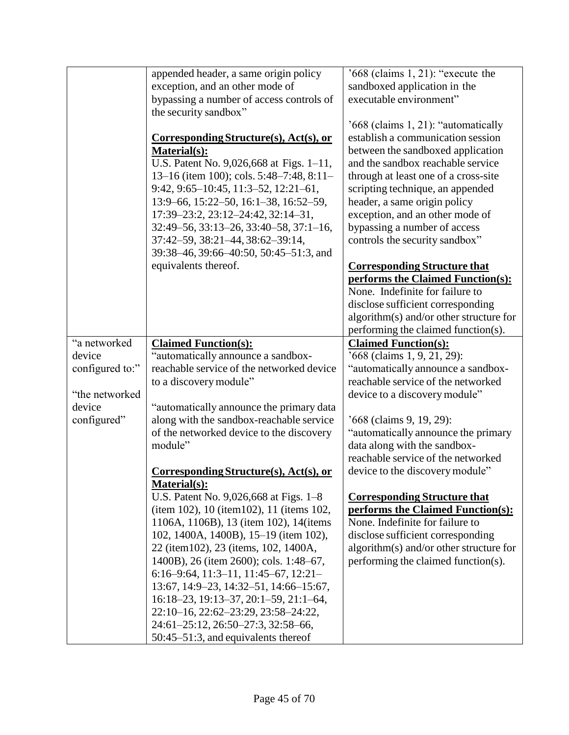| | | |
|---|---|---|
| | appended header, a same origin policy exception, and an other mode of bypassing a number of access controls of the security sandbox"<br><br>**Corresponding Structure(s), Act(s), or Material(s):**<br>U.S. Patent No. 9,026,668 at Figs. 1–11, 13–16 (item 100); cols. 5:48–7:48, 8:11–9:42, 9:65–10:45, 11:3–52, 12:21–61, 13:9–66, 15:22–50, 16:1–38, 16:52–59, 17:39–23:2, 23:12–24:42, 32:14–31, 32:49–56, 33:13–26, 33:40–58, 37:1–16, 37:42–59, 38:21–44, 38:62–39:14, 39:38–46, 39:66–40:50, 50:45–51:3, and equivalents thereof. | '668 (claims 1, 21): "execute the sandboxed application in the executable environment"<br><br>'668 (claims 1, 21): "automatically establish a communication session between the sandboxed application and the sandbox reachable service through at least one of a cross-site scripting technique, an appended header, a same origin policy exception, and an other mode of bypassing a number of access controls the security sandbox"<br><br>**Corresponding Structure that performs the Claimed Function(s):**<br>None. Indefinite for failure to disclose sufficient corresponding algorithm(s) and/or other structure for performing the claimed function(s). |
| "a networked device configured to:"<br><br>"the networked device configured" | **Claimed Function(s):**<br>"automatically announce a sandbox-reachable service of the networked device to a discovery module"<br><br>"automatically announce the primary data along with the sandbox-reachable service of the networked device to the discovery module"<br><br>**Corresponding Structure(s), Act(s), or Material(s):**<br>U.S. Patent No. 9,026,668 at Figs. 1–8 (item 102), 10 (item102), 11 (items 102, 1106A, 1106B), 13 (item 102), 14(items 102, 1400A, 1400B), 15–19 (item 102), 22 (item102), 23 (items, 102, 1400A, 1400B), 26 (item 2600); cols. 1:48–67, 6:16–9:64, 11:3–11, 11:45–67, 12:21–13:67, 14:9–23, 14:32–51, 14:66–15:67, 16:18–23, 19:13–37, 20:1–59, 21:1–64, 22:10–16, 22:62–23:29, 23:58–24:22, 24:61–25:12, 26:50–27:3, 32:58–66, 50:45–51:3, and equivalents thereof | **Claimed Function(s):**<br>'668 (claims 1, 9, 21, 29): "automatically announce a sandbox-reachable service of the networked device to a discovery module"<br><br>'668 (claims 9, 19, 29): "automatically announce the primary data along with the sandbox-reachable service of the networked device to the discovery module"<br><br>**Corresponding Structure that performs the Claimed Function(s):**<br>None. Indefinite for failure to disclose sufficient corresponding algorithm(s) and/or other structure for performing the claimed function(s). |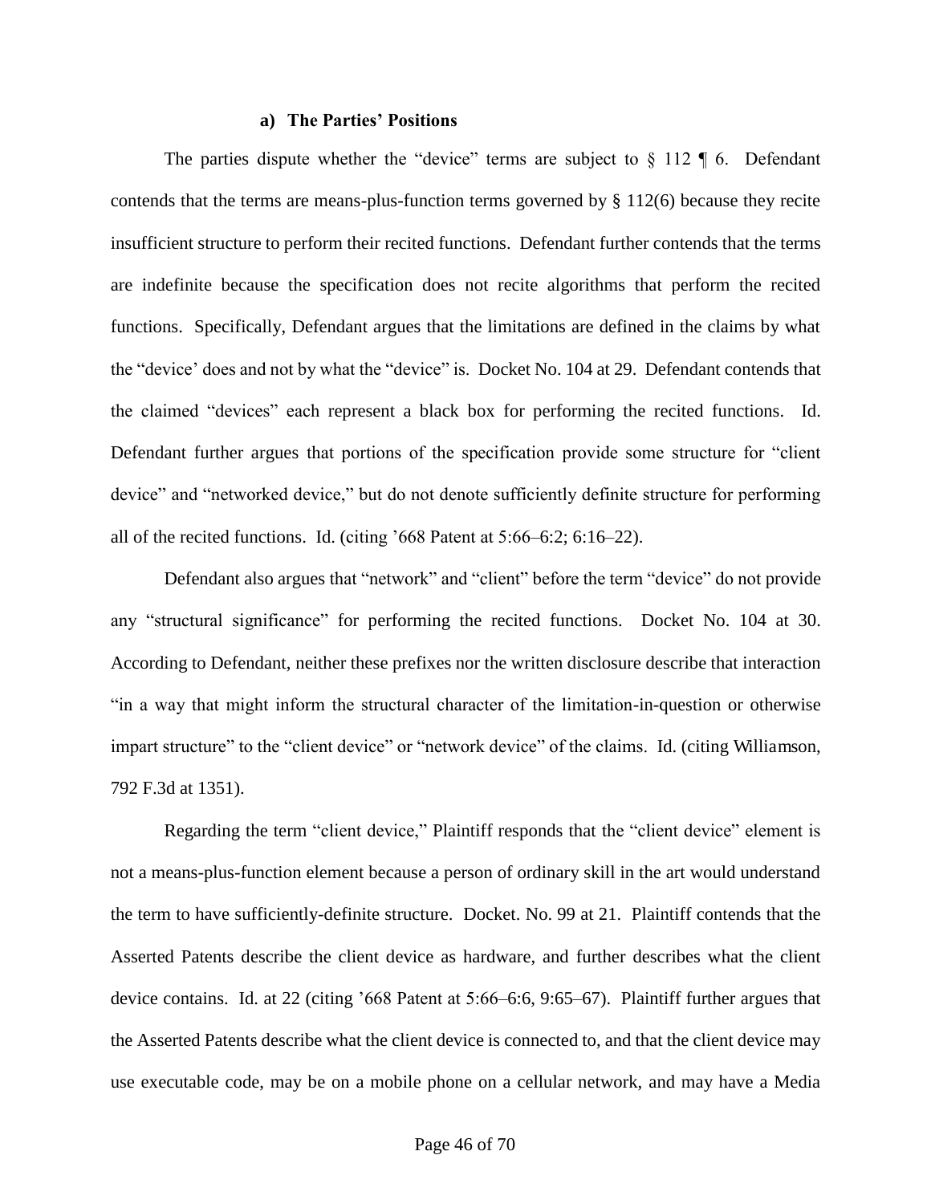#### a) The Parties' Positions

The parties dispute whether the "device" terms are subject to § 112 ¶ 6. Defendant contends that the terms are means-plus-function terms governed by § 112(6) because they recite insufficient structure to perform their recited functions. Defendant further contends that the terms are indefinite because the specification does not recite algorithms that perform the recited functions. Specifically, Defendant argues that the limitations are defined in the claims by what the "device' does and not by what the "device" is. Docket No. 104 at 29. Defendant contends that the claimed "devices" each represent a black box for performing the recited functions. Id. Defendant further argues that portions of the specification provide some structure for "client device" and "networked device," but do not denote sufficiently definite structure for performing all of the recited functions. Id. (citing '668 Patent at 5:66–6:2; 6:16–22).

Defendant also argues that "network" and "client" before the term "device" do not provide any "structural significance" for performing the recited functions. Docket No. 104 at 30. According to Defendant, neither these prefixes nor the written disclosure describe that interaction "in a way that might inform the structural character of the limitation-in-question or otherwise impart structure" to the "client device" or "network device" of the claims. Id. (citing Williamson, 792 F.3d at 1351).

Regarding the term "client device," Plaintiff responds that the "client device" element is not a means-plus-function element because a person of ordinary skill in the art would understand the term to have sufficiently-definite structure. Docket. No. 99 at 21. Plaintiff contends that the Asserted Patents describe the client device as hardware, and further describes what the client device contains. Id. at 22 (citing '668 Patent at 5:66–6:6, 9:65–67). Plaintiff further argues that the Asserted Patents describe what the client device is connected to, and that the client device may use executable code, may be on a mobile phone on a cellular network, and may have a Media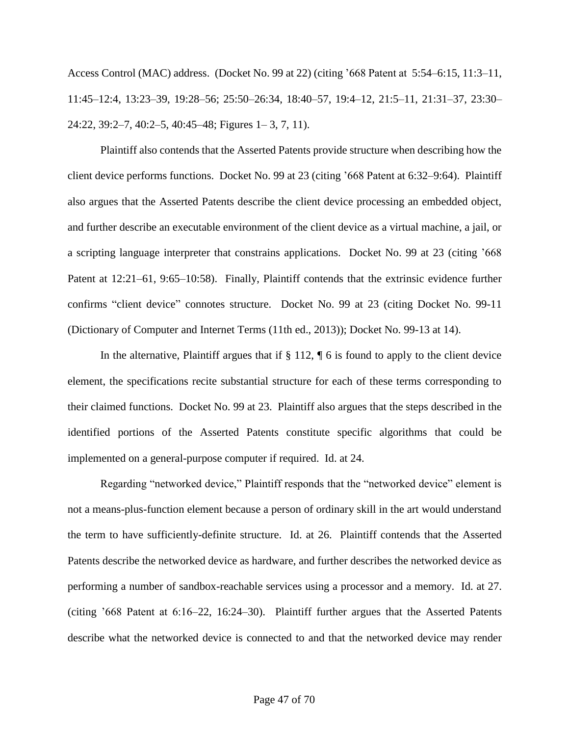Access Control (MAC) address. (Docket No. 99 at 22) (citing ’668 Patent at 5:54–6:15, 11:3–11, 11:45–12:4, 13:23–39, 19:28–56; 25:50–26:34, 18:40–57, 19:4–12, 21:5–11, 21:31–37, 23:30–24:22, 39:2–7, 40:2–5, 40:45–48; Figures 1– 3, 7, 11).

Plaintiff also contends that the Asserted Patents provide structure when describing how the client device performs functions. Docket No. 99 at 23 (citing ’668 Patent at 6:32–9:64). Plaintiff also argues that the Asserted Patents describe the client device processing an embedded object, and further describe an executable environment of the client device as a virtual machine, a jail, or a scripting language interpreter that constrains applications. Docket No. 99 at 23 (citing ’668 Patent at 12:21–61, 9:65–10:58). Finally, Plaintiff contends that the extrinsic evidence further confirms “client device” connotes structure. Docket No. 99 at 23 (citing Docket No. 99-11 (Dictionary of Computer and Internet Terms (11th ed., 2013)); Docket No. 99-13 at 14).

In the alternative, Plaintiff argues that if § 112, ¶ 6 is found to apply to the client device element, the specifications recite substantial structure for each of these terms corresponding to their claimed functions. Docket No. 99 at 23. Plaintiff also argues that the steps described in the identified portions of the Asserted Patents constitute specific algorithms that could be implemented on a general-purpose computer if required. Id. at 24.

Regarding “networked device,” Plaintiff responds that the “networked device” element is not a means-plus-function element because a person of ordinary skill in the art would understand the term to have sufficiently-definite structure. Id. at 26. Plaintiff contends that the Asserted Patents describe the networked device as hardware, and further describes the networked device as performing a number of sandbox-reachable services using a processor and a memory. Id. at 27. (citing ’668 Patent at 6:16–22, 16:24–30). Plaintiff further argues that the Asserted Patents describe what the networked device is connected to and that the networked device may render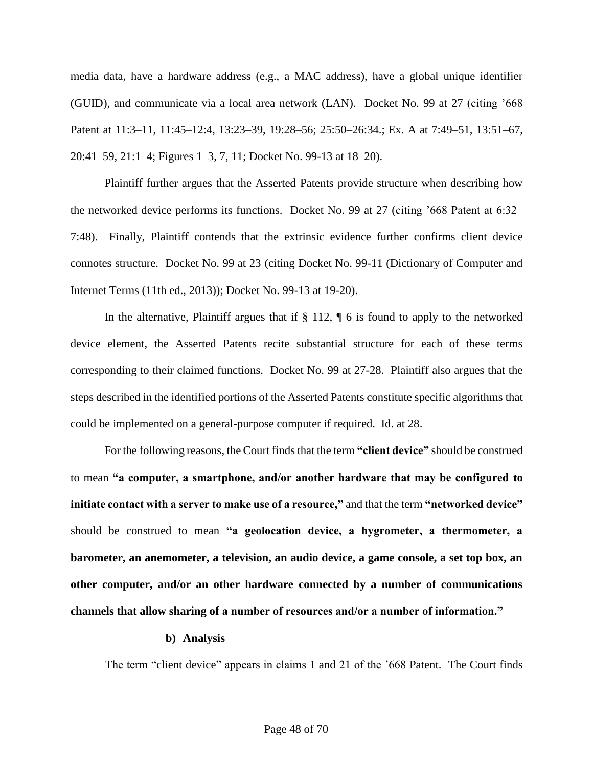media data, have a hardware address (e.g., a MAC address), have a global unique identifier (GUID), and communicate via a local area network (LAN). Docket No. 99 at 27 (citing '668 Patent at 11:3–11, 11:45–12:4, 13:23–39, 19:28–56; 25:50–26:34.; Ex. A at 7:49–51, 13:51–67, 20:41–59, 21:1–4; Figures 1–3, 7, 11; Docket No. 99-13 at 18–20).

Plaintiff further argues that the Asserted Patents provide structure when describing how the networked device performs its functions. Docket No. 99 at 27 (citing '668 Patent at 6:32–7:48). Finally, Plaintiff contends that the extrinsic evidence further confirms client device connotes structure. Docket No. 99 at 23 (citing Docket No. 99-11 (Dictionary of Computer and Internet Terms (11th ed., 2013)); Docket No. 99-13 at 19-20).

In the alternative, Plaintiff argues that if § 112, ¶ 6 is found to apply to the networked device element, the Asserted Patents recite substantial structure for each of these terms corresponding to their claimed functions. Docket No. 99 at 27-28. Plaintiff also argues that the steps described in the identified portions of the Asserted Patents constitute specific algorithms that could be implemented on a general-purpose computer if required. Id. at 28.

For the following reasons, the Court finds that the term **"client device"** should be construed to mean **"a computer, a smartphone, and/or another hardware that may be configured to initiate contact with a server to make use of a resource,"** and that the term **"networked device"** should be construed to mean **"a geolocation device, a hygrometer, a thermometer, a barometer, an anemometer, a television, an audio device, a game console, a set top box, an other computer, and/or an other hardware connected by a number of communications channels that allow sharing of a number of resources and/or a number of information."**

### b) Analysis

The term "client device" appears in claims 1 and 21 of the '668 Patent. The Court finds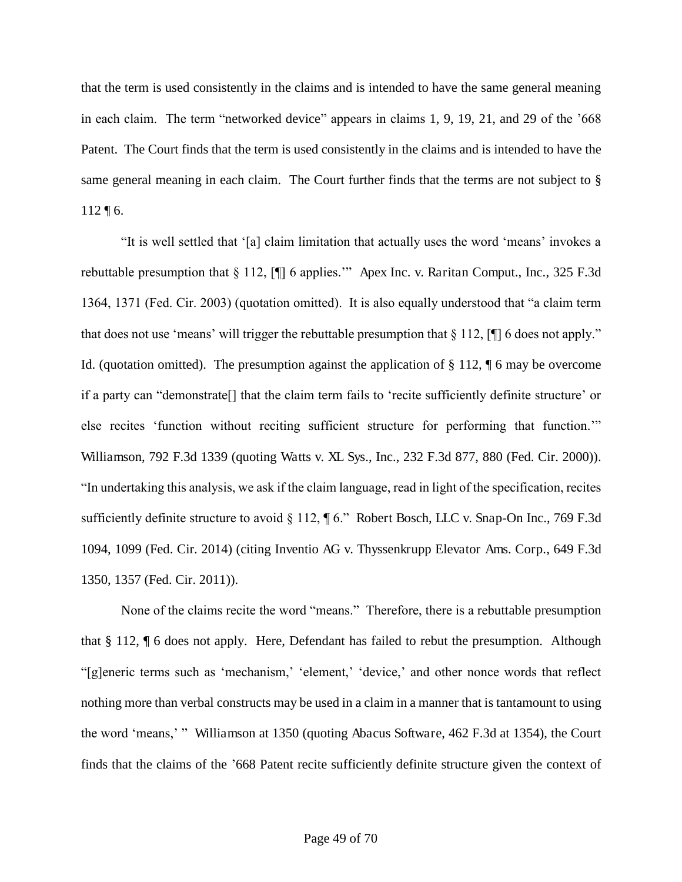that the term is used consistently in the claims and is intended to have the same general meaning in each claim. The term "networked device" appears in claims 1, 9, 19, 21, and 29 of the '668 Patent. The Court finds that the term is used consistently in the claims and is intended to have the same general meaning in each claim. The Court further finds that the terms are not subject to § 112 ¶ 6.

"It is well settled that '[a] claim limitation that actually uses the word 'means' invokes a rebuttable presumption that § 112, [¶] 6 applies.'" Apex Inc. v. Raritan Comput., Inc., 325 F.3d 1364, 1371 (Fed. Cir. 2003) (quotation omitted). It is also equally understood that "a claim term that does not use 'means' will trigger the rebuttable presumption that § 112, [¶] 6 does not apply." Id. (quotation omitted). The presumption against the application of § 112, ¶ 6 may be overcome if a party can "demonstrate[] that the claim term fails to 'recite sufficiently definite structure' or else recites 'function without reciting sufficient structure for performing that function.'" Williamson, 792 F.3d 1339 (quoting Watts v. XL Sys., Inc., 232 F.3d 877, 880 (Fed. Cir. 2000)). "In undertaking this analysis, we ask if the claim language, read in light of the specification, recites sufficiently definite structure to avoid § 112, ¶ 6." Robert Bosch, LLC v. Snap-On Inc., 769 F.3d 1094, 1099 (Fed. Cir. 2014) (citing Inventio AG v. Thyssenkrupp Elevator Ams. Corp., 649 F.3d 1350, 1357 (Fed. Cir. 2011)).

None of the claims recite the word "means." Therefore, there is a rebuttable presumption that § 112, ¶ 6 does not apply. Here, Defendant has failed to rebut the presumption. Although "[g]eneric terms such as 'mechanism,' 'element,' 'device,' and other nonce words that reflect nothing more than verbal constructs may be used in a claim in a manner that is tantamount to using the word 'means,' " Williamson at 1350 (quoting Abacus Software, 462 F.3d at 1354), the Court finds that the claims of the '668 Patent recite sufficiently definite structure given the context of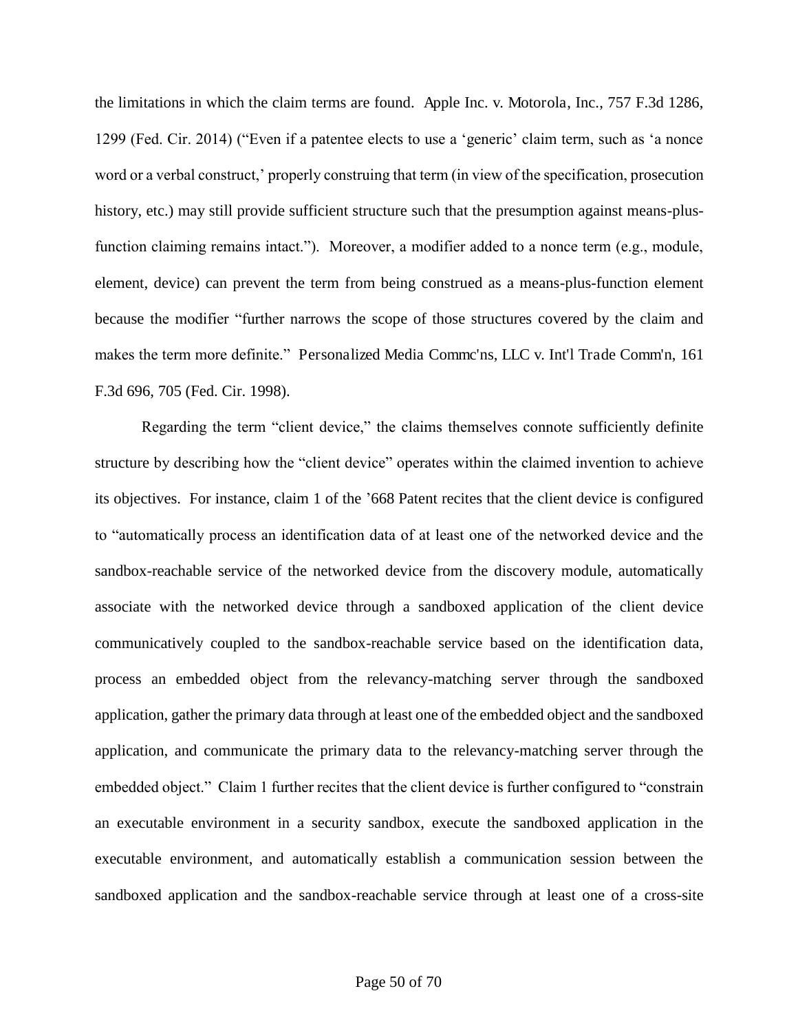the limitations in which the claim terms are found. Apple Inc. v. Motorola, Inc., 757 F.3d 1286, 1299 (Fed. Cir. 2014) ("Even if a patentee elects to use a 'generic' claim term, such as 'a nonce word or a verbal construct,' properly construing that term (in view of the specification, prosecution history, etc.) may still provide sufficient structure such that the presumption against means-plus-function claiming remains intact."). Moreover, a modifier added to a nonce term (e.g., module, element, device) can prevent the term from being construed as a means-plus-function element because the modifier "further narrows the scope of those structures covered by the claim and makes the term more definite." Personalized Media Commc'ns, LLC v. Int'l Trade Comm'n, 161 F.3d 696, 705 (Fed. Cir. 1998).

Regarding the term "client device," the claims themselves connote sufficiently definite structure by describing how the "client device" operates within the claimed invention to achieve its objectives. For instance, claim 1 of the '668 Patent recites that the client device is configured to "automatically process an identification data of at least one of the networked device and the sandbox-reachable service of the networked device from the discovery module, automatically associate with the networked device through a sandboxed application of the client device communicatively coupled to the sandbox-reachable service based on the identification data, process an embedded object from the relevancy-matching server through the sandboxed application, gather the primary data through at least one of the embedded object and the sandboxed application, and communicate the primary data to the relevancy-matching server through the embedded object." Claim 1 further recites that the client device is further configured to "constrain an executable environment in a security sandbox, execute the sandboxed application in the executable environment, and automatically establish a communication session between the sandboxed application and the sandbox-reachable service through at least one of a cross-site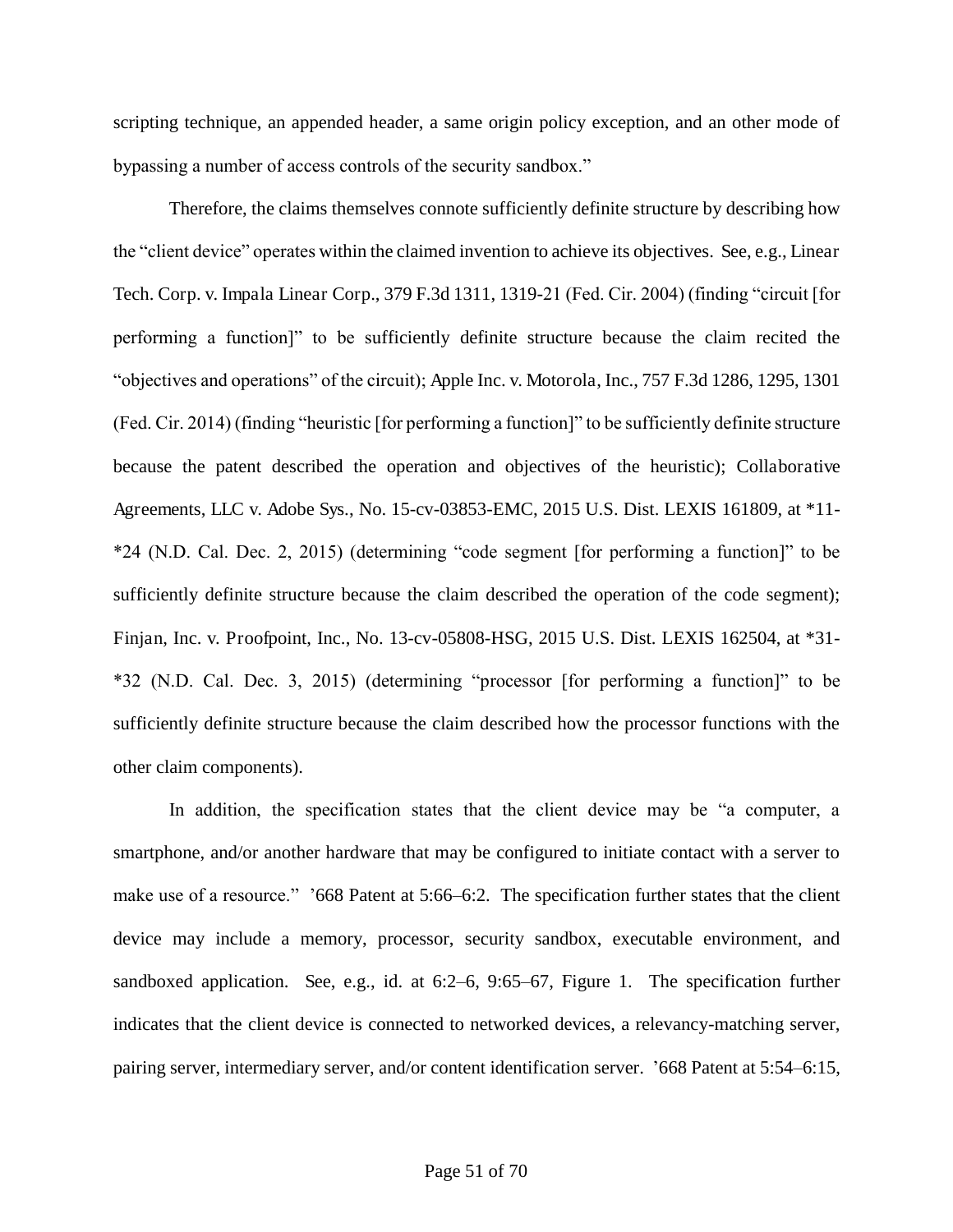scripting technique, an appended header, a same origin policy exception, and an other mode of bypassing a number of access controls of the security sandbox."

Therefore, the claims themselves connote sufficiently definite structure by describing how the "client device" operates within the claimed invention to achieve its objectives. See, e.g., Linear Tech. Corp. v. Impala Linear Corp., 379 F.3d 1311, 1319-21 (Fed. Cir. 2004) (finding "circuit [for performing a function]" to be sufficiently definite structure because the claim recited the "objectives and operations" of the circuit); Apple Inc. v. Motorola, Inc., 757 F.3d 1286, 1295, 1301 (Fed. Cir. 2014) (finding "heuristic [for performing a function]" to be sufficiently definite structure because the patent described the operation and objectives of the heuristic); Collaborative Agreements, LLC v. Adobe Sys., No. 15-cv-03853-EMC, 2015 U.S. Dist. LEXIS 161809, at *11-*24 (N.D. Cal. Dec. 2, 2015) (determining "code segment [for performing a function]" to be sufficiently definite structure because the claim described the operation of the code segment); Finjan, Inc. v. Proofpoint, Inc., No. 13-cv-05808-HSG, 2015 U.S. Dist. LEXIS 162504, at *31-*32 (N.D. Cal. Dec. 3, 2015) (determining "processor [for performing a function]" to be sufficiently definite structure because the claim described how the processor functions with the other claim components).

In addition, the specification states that the client device may be "a computer, a smartphone, and/or another hardware that may be configured to initiate contact with a server to make use of a resource." '668 Patent at 5:66–6:2. The specification further states that the client device may include a memory, processor, security sandbox, executable environment, and sandboxed application. See, e.g., id. at 6:2–6, 9:65–67, Figure 1. The specification further indicates that the client device is connected to networked devices, a relevancy-matching server, pairing server, intermediary server, and/or content identification server. '668 Patent at 5:54–6:15,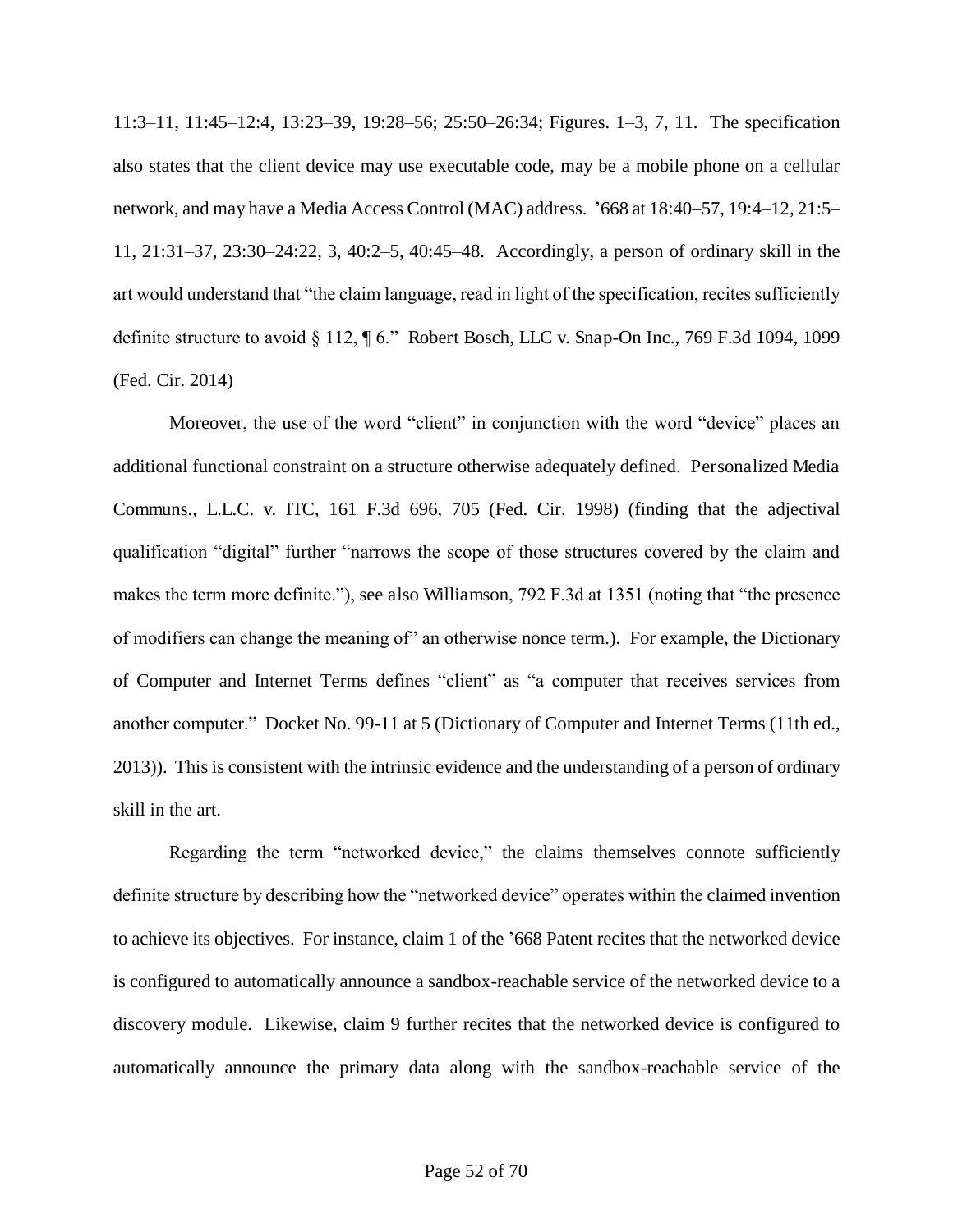11:3–11, 11:45–12:4, 13:23–39, 19:28–56; 25:50–26:34; Figures. 1–3, 7, 11. The specification also states that the client device may use executable code, may be a mobile phone on a cellular network, and may have a Media Access Control (MAC) address. '668 at 18:40–57, 19:4–12, 21:5–11, 21:31–37, 23:30–24:22, 3, 40:2–5, 40:45–48. Accordingly, a person of ordinary skill in the art would understand that "the claim language, read in light of the specification, recites sufficiently definite structure to avoid § 112, ¶ 6." Robert Bosch, LLC v. Snap-On Inc., 769 F.3d 1094, 1099 (Fed. Cir. 2014)

Moreover, the use of the word "client" in conjunction with the word "device" places an additional functional constraint on a structure otherwise adequately defined. Personalized Media Communs., L.L.C. v. ITC, 161 F.3d 696, 705 (Fed. Cir. 1998) (finding that the adjectival qualification "digital" further "narrows the scope of those structures covered by the claim and makes the term more definite."), see also Williamson, 792 F.3d at 1351 (noting that "the presence of modifiers can change the meaning of" an otherwise nonce term.). For example, the Dictionary of Computer and Internet Terms defines "client" as "a computer that receives services from another computer." Docket No. 99-11 at 5 (Dictionary of Computer and Internet Terms (11th ed., 2013)). This is consistent with the intrinsic evidence and the understanding of a person of ordinary skill in the art.

Regarding the term "networked device," the claims themselves connote sufficiently definite structure by describing how the "networked device" operates within the claimed invention to achieve its objectives. For instance, claim 1 of the '668 Patent recites that the networked device is configured to automatically announce a sandbox-reachable service of the networked device to a discovery module. Likewise, claim 9 further recites that the networked device is configured to automatically announce the primary data along with the sandbox-reachable service of the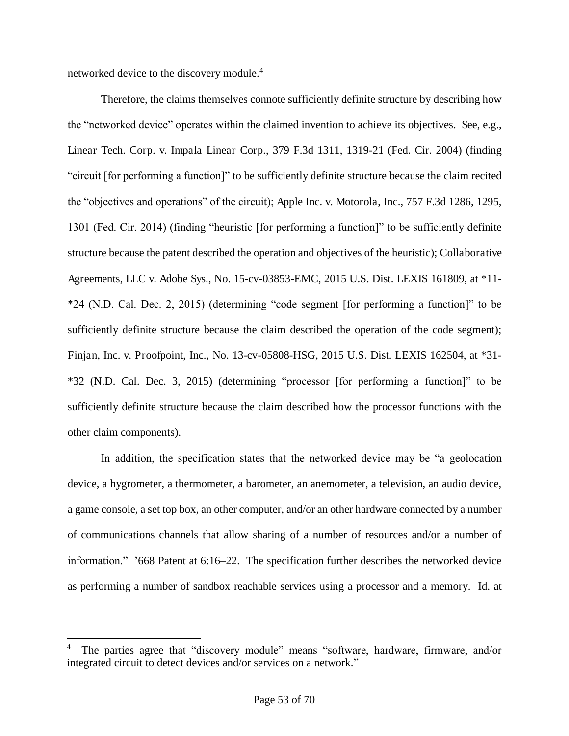networked device to the discovery module.[4]

Therefore, the claims themselves connote sufficiently definite structure by describing how the "networked device" operates within the claimed invention to achieve its objectives. See, e.g., Linear Tech. Corp. v. Impala Linear Corp., 379 F.3d 1311, 1319-21 (Fed. Cir. 2004) (finding "circuit [for performing a function]" to be sufficiently definite structure because the claim recited the "objectives and operations" of the circuit); Apple Inc. v. Motorola, Inc., 757 F.3d 1286, 1295, 1301 (Fed. Cir. 2014) (finding "heuristic [for performing a function]" to be sufficiently definite structure because the patent described the operation and objectives of the heuristic); Collaborative Agreements, LLC v. Adobe Sys., No. 15-cv-03853-EMC, 2015 U.S. Dist. LEXIS 161809, at *11-*24 (N.D. Cal. Dec. 2, 2015) (determining "code segment [for performing a function]" to be sufficiently definite structure because the claim described the operation of the code segment); Finjan, Inc. v. Proofpoint, Inc., No. 13-cv-05808-HSG, 2015 U.S. Dist. LEXIS 162504, at *31-*32 (N.D. Cal. Dec. 3, 2015) (determining "processor [for performing a function]" to be sufficiently definite structure because the claim described how the processor functions with the other claim components).

In addition, the specification states that the networked device may be "a geolocation device, a hygrometer, a thermometer, a barometer, an anemometer, a television, an audio device, a game console, a set top box, an other computer, and/or an other hardware connected by a number of communications channels that allow sharing of a number of resources and/or a number of information." '668 Patent at 6:16–22. The specification further describes the networked device as performing a number of sandbox reachable services using a processor and a memory. Id. at

---

[4] The parties agree that "discovery module" means "software, hardware, firmware, and/or integrated circuit to detect devices and/or services on a network."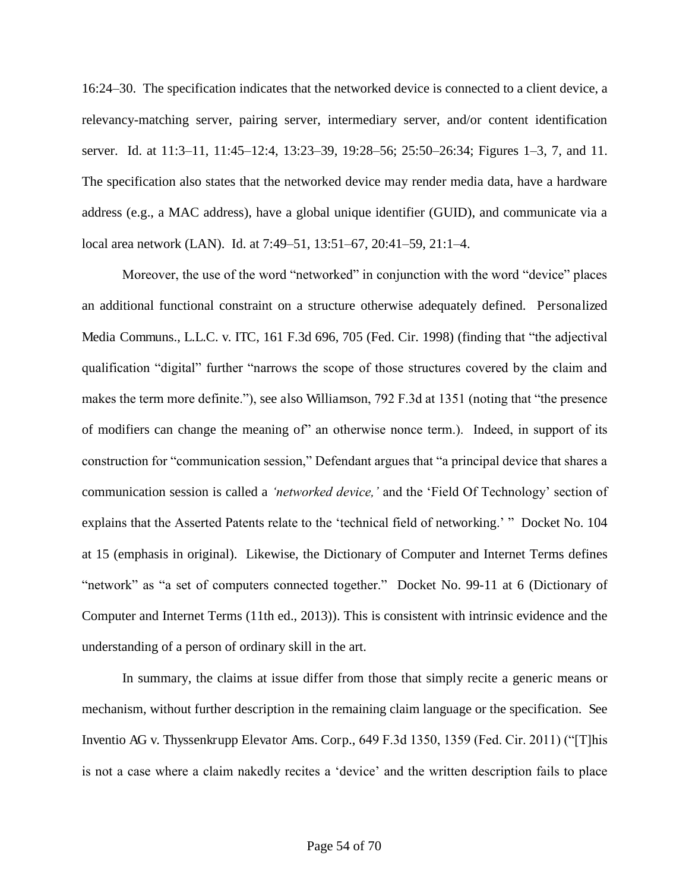16:24–30. The specification indicates that the networked device is connected to a client device, a relevancy-matching server, pairing server, intermediary server, and/or content identification server. Id. at 11:3–11, 11:45–12:4, 13:23–39, 19:28–56; 25:50–26:34; Figures 1–3, 7, and 11. The specification also states that the networked device may render media data, have a hardware address (e.g., a MAC address), have a global unique identifier (GUID), and communicate via a local area network (LAN). Id. at 7:49–51, 13:51–67, 20:41–59, 21:1–4.

Moreover, the use of the word "networked" in conjunction with the word "device" places an additional functional constraint on a structure otherwise adequately defined. Personalized Media Communs., L.L.C. v. ITC, 161 F.3d 696, 705 (Fed. Cir. 1998) (finding that "the adjectival qualification "digital" further "narrows the scope of those structures covered by the claim and makes the term more definite."), see also Williamson, 792 F.3d at 1351 (noting that "the presence of modifiers can change the meaning of" an otherwise nonce term.). Indeed, in support of its construction for "communication session," Defendant argues that "a principal device that shares a communication session is called a *'networked device,'* and the 'Field Of Technology' section of explains that the Asserted Patents relate to the 'technical field of networking.' " Docket No. 104 at 15 (emphasis in original). Likewise, the Dictionary of Computer and Internet Terms defines "network" as "a set of computers connected together." Docket No. 99-11 at 6 (Dictionary of Computer and Internet Terms (11th ed., 2013)). This is consistent with intrinsic evidence and the understanding of a person of ordinary skill in the art.

In summary, the claims at issue differ from those that simply recite a generic means or mechanism, without further description in the remaining claim language or the specification. See Inventio AG v. Thyssenkrupp Elevator Ams. Corp., 649 F.3d 1350, 1359 (Fed. Cir. 2011) ("[T]his is not a case where a claim nakedly recites a 'device' and the written description fails to place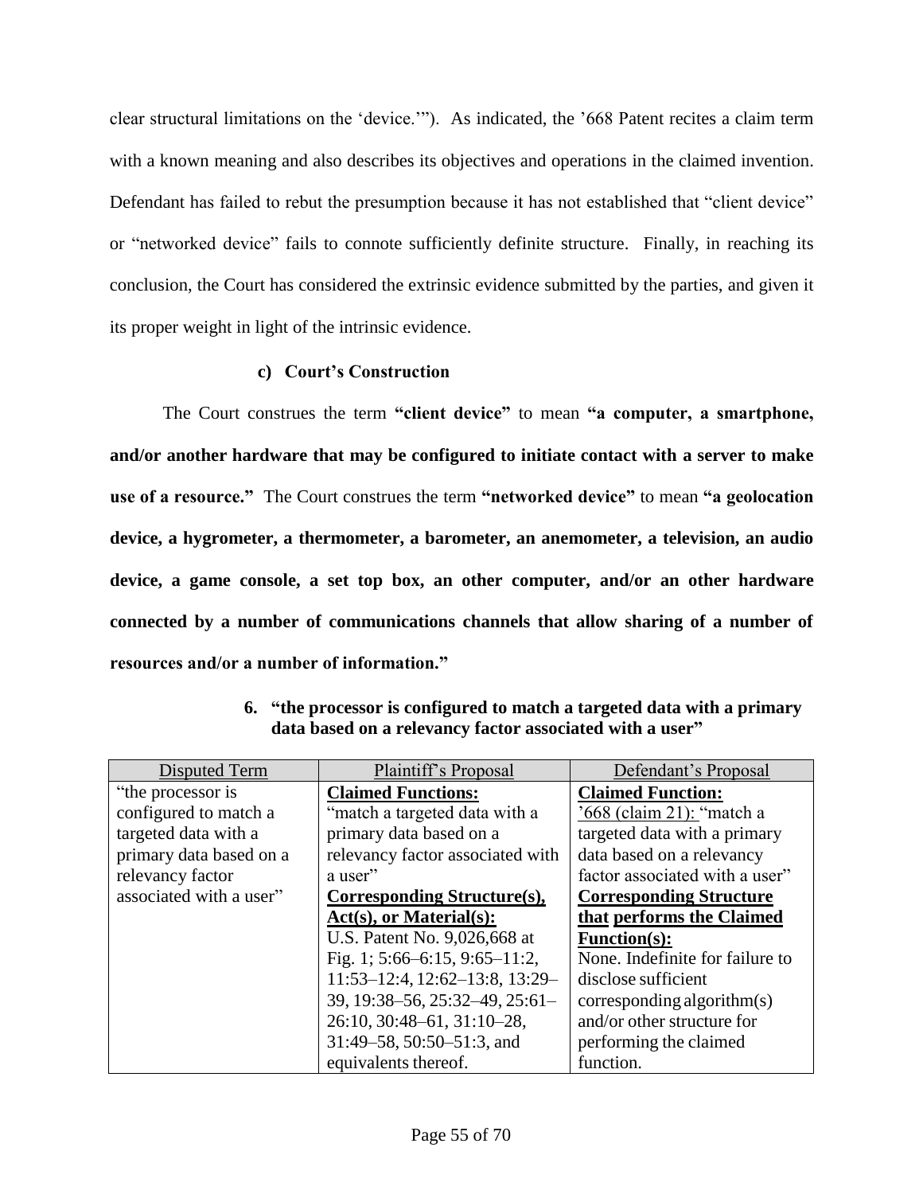clear structural limitations on the 'device.'"). As indicated, the '668 Patent recites a claim term with a known meaning and also describes its objectives and operations in the claimed invention. Defendant has failed to rebut the presumption because it has not established that "client device" or "networked device" fails to connote sufficiently definite structure. Finally, in reaching its conclusion, the Court has considered the extrinsic evidence submitted by the parties, and given it its proper weight in light of the intrinsic evidence.

#### c) Court's Construction

The Court construes the term **"client device"** to mean **"a computer, a smartphone, and/or another hardware that may be configured to initiate contact with a server to make use of a resource."** The Court construes the term **"networked device"** to mean **"a geolocation device, a hygrometer, a thermometer, a barometer, an anemometer, a television, an audio device, a game console, a set top box, an other computer, and/or an other hardware connected by a number of communications channels that allow sharing of a number of resources and/or a number of information."**

### 6. "the processor is configured to match a targeted data with a primary data based on a relevancy factor associated with a user"

| Disputed Term | Plaintiff's Proposal | Defendant's Proposal |
|---|---|---|
| "the processor is configured to match a targeted data with a primary data based on a relevancy factor associated with a user" | **Claimed Functions:** "match a targeted data with a primary data based on a relevancy factor associated with a user" **Corresponding Structure(s), Act(s), or Material(s):** U.S. Patent No. 9,026,668 at Fig. 1; 5:66–6:15, 9:65–11:2, 11:53–12:4, 12:62–13:8, 13:29–39, 19:38–56, 25:32–49, 25:61–26:10, 30:48–61, 31:10–28, 31:49–58, 50:50–51:3, and equivalents thereof. | **Claimed Function:** '668 (claim 21): "match a targeted data with a primary data based on a relevancy factor associated with a user" **Corresponding Structure that performs the Claimed Function(s):** None. Indefinite for failure to disclose sufficient corresponding algorithm(s) and/or other structure for performing the claimed function. |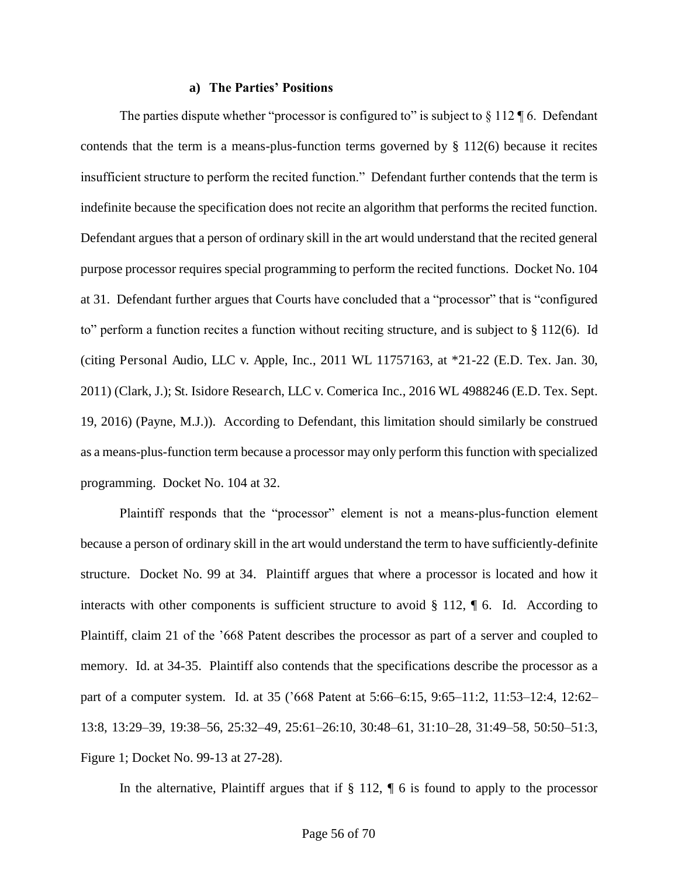#### a) The Parties' Positions

The parties dispute whether "processor is configured to" is subject to § 112 ¶ 6. Defendant contends that the term is a means-plus-function terms governed by § 112(6) because it recites insufficient structure to perform the recited function." Defendant further contends that the term is indefinite because the specification does not recite an algorithm that performs the recited function. Defendant argues that a person of ordinary skill in the art would understand that the recited general purpose processor requires special programming to perform the recited functions. Docket No. 104 at 31. Defendant further argues that Courts have concluded that a "processor" that is "configured to" perform a function recites a function without reciting structure, and is subject to § 112(6). Id (citing Personal Audio, LLC v. Apple, Inc., 2011 WL 11757163, at *21-22 (E.D. Tex. Jan. 30, 2011) (Clark, J.); St. Isidore Research, LLC v. Comerica Inc., 2016 WL 4988246 (E.D. Tex. Sept. 19, 2016) (Payne, M.J.)). According to Defendant, this limitation should similarly be construed as a means-plus-function term because a processor may only perform this function with specialized programming. Docket No. 104 at 32.

Plaintiff responds that the "processor" element is not a means-plus-function element because a person of ordinary skill in the art would understand the term to have sufficiently-definite structure. Docket No. 99 at 34. Plaintiff argues that where a processor is located and how it interacts with other components is sufficient structure to avoid § 112, ¶ 6. Id. According to Plaintiff, claim 21 of the '668 Patent describes the processor as part of a server and coupled to memory. Id. at 34-35. Plaintiff also contends that the specifications describe the processor as a part of a computer system. Id. at 35 ('668 Patent at 5:66–6:15, 9:65–11:2, 11:53–12:4, 12:62–13:8, 13:29–39, 19:38–56, 25:32–49, 25:61–26:10, 30:48–61, 31:10–28, 31:49–58, 50:50–51:3, Figure 1; Docket No. 99-13 at 27-28).

In the alternative, Plaintiff argues that if § 112, ¶ 6 is found to apply to the processor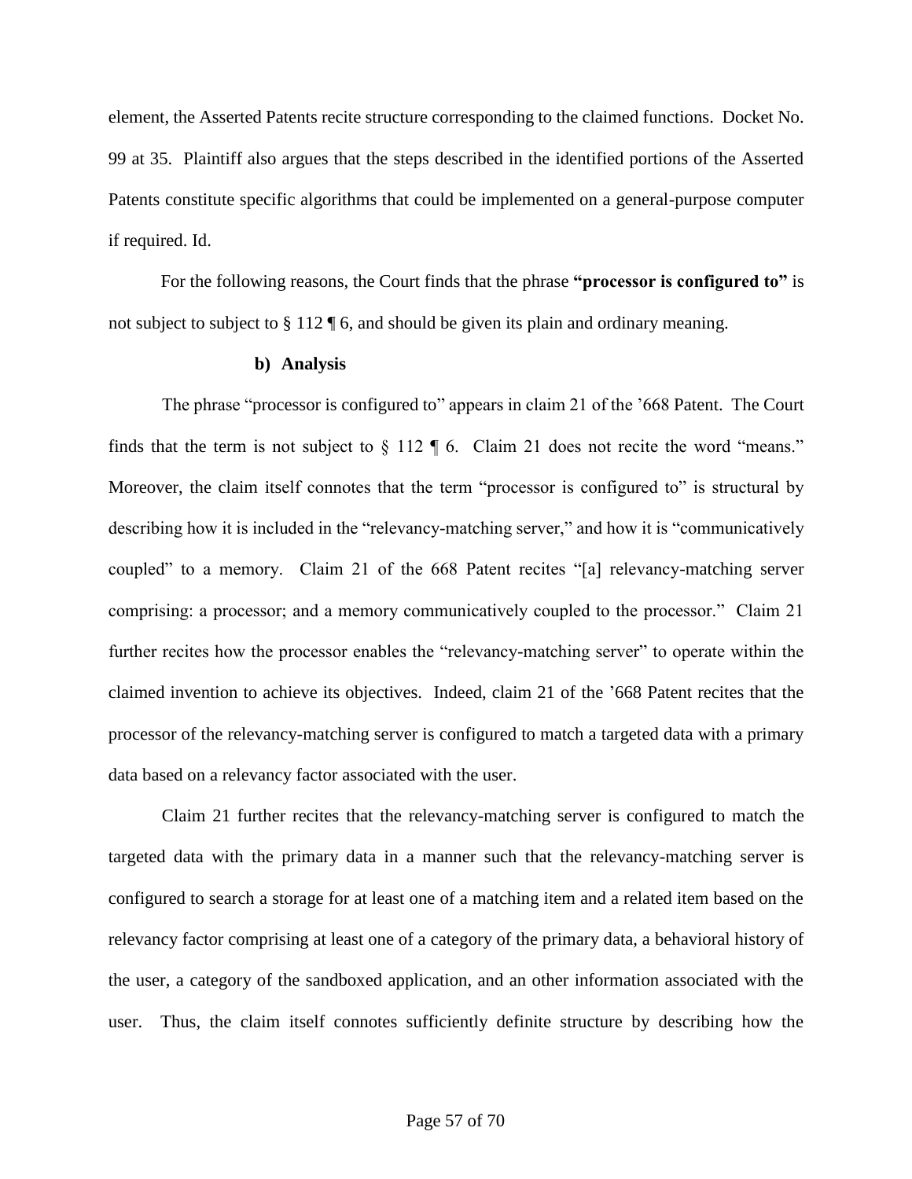element, the Asserted Patents recite structure corresponding to the claimed functions. Docket No. 99 at 35. Plaintiff also argues that the steps described in the identified portions of the Asserted Patents constitute specific algorithms that could be implemented on a general-purpose computer if required. Id.

For the following reasons, the Court finds that the phrase **"processor is configured to"** is not subject to subject to § 112 ¶ 6, and should be given its plain and ordinary meaning.

**b) Analysis**

The phrase "processor is configured to" appears in claim 21 of the '668 Patent. The Court finds that the term is not subject to § 112 ¶ 6. Claim 21 does not recite the word "means." Moreover, the claim itself connotes that the term "processor is configured to" is structural by describing how it is included in the "relevancy-matching server," and how it is "communicatively coupled" to a memory. Claim 21 of the 668 Patent recites "[a] relevancy-matching server comprising: a processor; and a memory communicatively coupled to the processor." Claim 21 further recites how the processor enables the "relevancy-matching server" to operate within the claimed invention to achieve its objectives. Indeed, claim 21 of the '668 Patent recites that the processor of the relevancy-matching server is configured to match a targeted data with a primary data based on a relevancy factor associated with the user.

Claim 21 further recites that the relevancy-matching server is configured to match the targeted data with the primary data in a manner such that the relevancy-matching server is configured to search a storage for at least one of a matching item and a related item based on the relevancy factor comprising at least one of a category of the primary data, a behavioral history of the user, a category of the sandboxed application, and an other information associated with the user. Thus, the claim itself connotes sufficiently definite structure by describing how the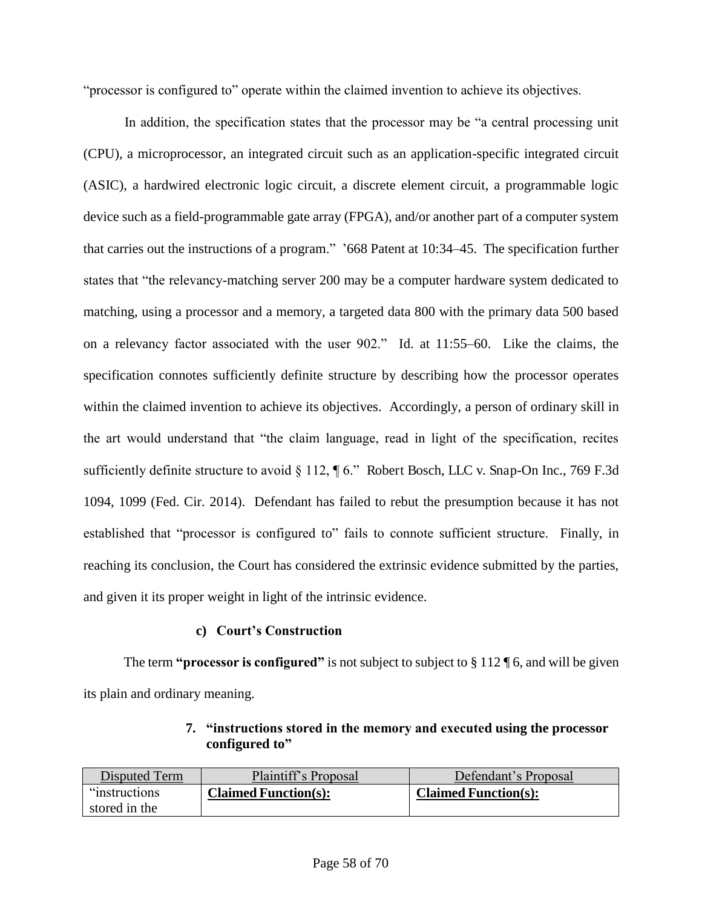"processor is configured to" operate within the claimed invention to achieve its objectives.

In addition, the specification states that the processor may be "a central processing unit (CPU), a microprocessor, an integrated circuit such as an application-specific integrated circuit (ASIC), a hardwired electronic logic circuit, a discrete element circuit, a programmable logic device such as a field-programmable gate array (FPGA), and/or another part of a computer system that carries out the instructions of a program." '668 Patent at 10:34–45. The specification further states that "the relevancy-matching server 200 may be a computer hardware system dedicated to matching, using a processor and a memory, a targeted data 800 with the primary data 500 based on a relevancy factor associated with the user 902." Id. at 11:55–60. Like the claims, the specification connotes sufficiently definite structure by describing how the processor operates within the claimed invention to achieve its objectives. Accordingly, a person of ordinary skill in the art would understand that "the claim language, read in light of the specification, recites sufficiently definite structure to avoid § 112, ¶ 6." Robert Bosch, LLC v. Snap-On Inc., 769 F.3d 1094, 1099 (Fed. Cir. 2014). Defendant has failed to rebut the presumption because it has not established that "processor is configured to" fails to connote sufficient structure. Finally, in reaching its conclusion, the Court has considered the extrinsic evidence submitted by the parties, and given it its proper weight in light of the intrinsic evidence.

#### c) Court's Construction

The term **"processor is configured"** is not subject to subject to § 112 ¶ 6, and will be given its plain and ordinary meaning.

### 7. "instructions stored in the memory and executed using the processor configured to"

| Disputed Term | Plaintiff's Proposal | Defendant's Proposal |
|---|---|---|
| "instructions stored in the | **Claimed Function(s):** | **Claimed Function(s):** |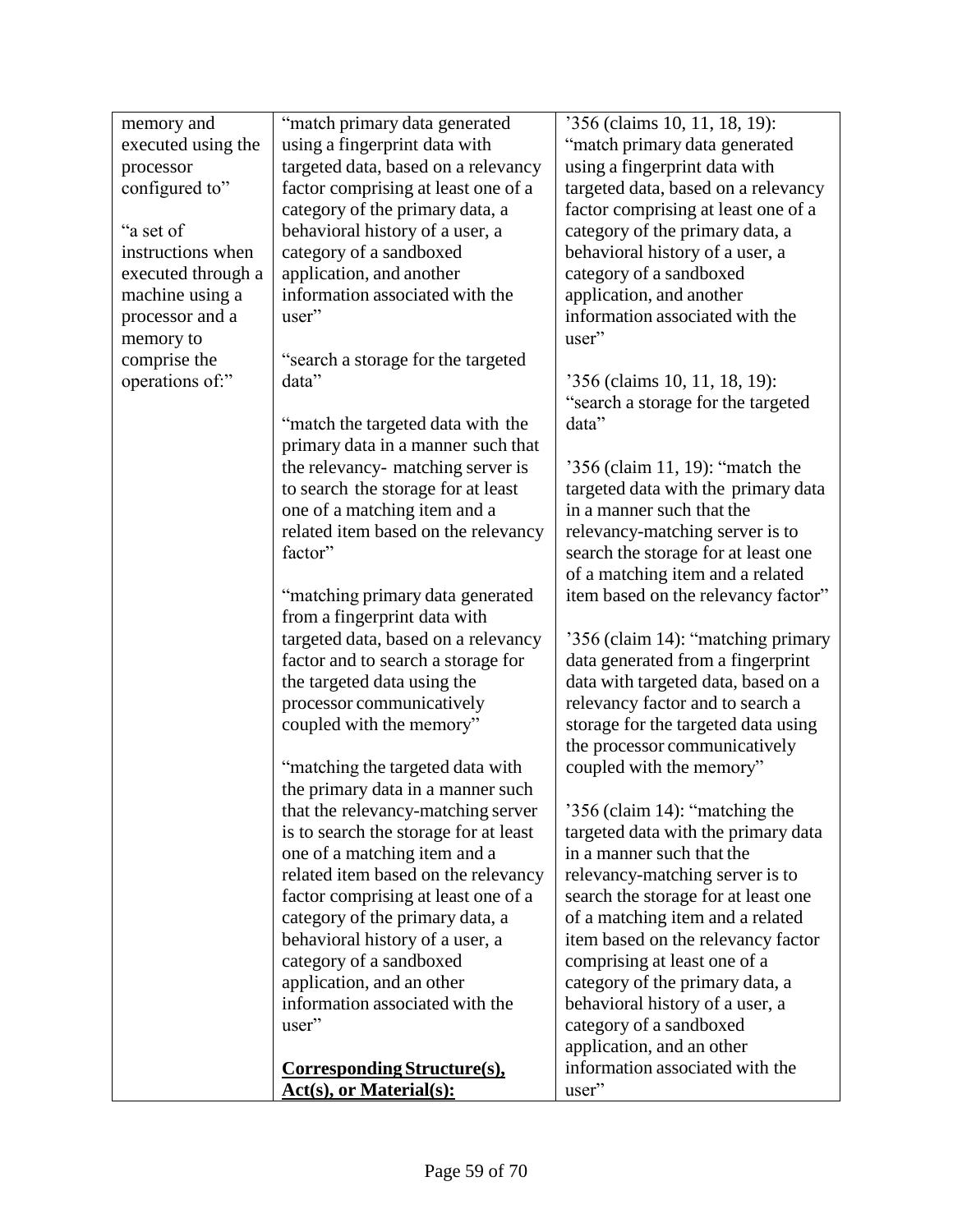| | | |
|---|---|---|
| memory and executed using the processor configured to"<br><br>"a set of instructions when executed through a machine using a processor and a memory to comprise the operations of:" | "match primary data generated using a fingerprint data with targeted data, based on a relevancy factor comprising at least one of a category of the primary data, a behavioral history of a user, a category of a sandboxed application, and another information associated with the user"<br><br>"search a storage for the targeted data"<br><br>"match the targeted data with the primary data in a manner such that the relevancy- matching server is to search the storage for at least one of a matching item and a related item based on the relevancy factor"<br><br>"matching primary data generated from a fingerprint data with targeted data, based on a relevancy factor and to search a storage for the targeted data using the processor communicatively coupled with the memory"<br><br>"matching the targeted data with the primary data in a manner such that the relevancy-matching server is to search the storage for at least one of a matching item and a related item based on the relevancy factor comprising at least one of a category of the primary data, a behavioral history of a user, a category of a sandboxed application, and an other information associated with the user"<br><br>**<u>Corresponding Structure(s), Act(s), or Material(s):</u>** | '356 (claims 10, 11, 18, 19): "match primary data generated using a fingerprint data with targeted data, based on a relevancy factor comprising at least one of a category of the primary data, a behavioral history of a user, a category of a sandboxed application, and another information associated with the user"<br><br>'356 (claims 10, 11, 18, 19): "search a storage for the targeted data"<br><br>'356 (claim 11, 19): "match the targeted data with the primary data in a manner such that the relevancy-matching server is to search the storage for at least one of a matching item and a related item based on the relevancy factor"<br><br>'356 (claim 14): "matching primary data generated from a fingerprint data with targeted data, based on a relevancy factor and to search a storage for the targeted data using the processor communicatively coupled with the memory"<br><br>'356 (claim 14): "matching the targeted data with the primary data in a manner such that the relevancy-matching server is to search the storage for at least one of a matching item and a related item based on the relevancy factor comprising at least one of a category of the primary data, a behavioral history of a user, a category of a sandboxed application, and an other information associated with the user" |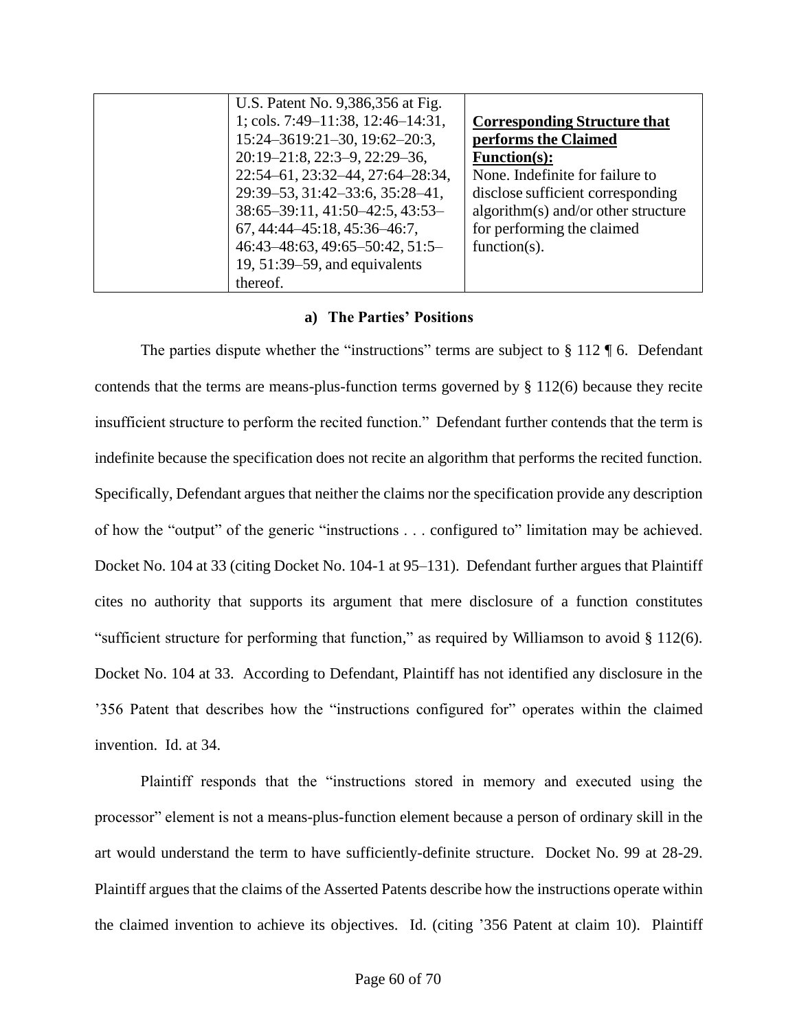| | U.S. Patent No. 9,386,356 at Fig. 1; cols. 7:49–11:38, 12:46–14:31, 15:24–3619:21–30, 19:62–20:3, 20:19–21:8, 22:3–9, 22:29–36, 22:54–61, 23:32–44, 27:64–28:34, 29:39–53, 31:42–33:6, 35:28–41, 38:65–39:11, 41:50–42:5, 43:53–67, 44:44–45:18, 45:36–46:7, 46:43–48:63, 49:65–50:42, 51:5–19, 51:39–59, and equivalents thereof. | **Corresponding Structure that performs the Claimed Function(s):** None. Indefinite for failure to disclose sufficient corresponding algorithm(s) and/or other structure for performing the claimed function(s). |
|---|---|---|

#### a) The Parties' Positions

The parties dispute whether the "instructions" terms are subject to § 112 ¶ 6. Defendant contends that the terms are means-plus-function terms governed by § 112(6) because they recite insufficient structure to perform the recited function." Defendant further contends that the term is indefinite because the specification does not recite an algorithm that performs the recited function. Specifically, Defendant argues that neither the claims nor the specification provide any description of how the "output" of the generic "instructions . . . configured to" limitation may be achieved. Docket No. 104 at 33 (citing Docket No. 104-1 at 95–131). Defendant further argues that Plaintiff cites no authority that supports its argument that mere disclosure of a function constitutes "sufficient structure for performing that function," as required by Williamson to avoid § 112(6). Docket No. 104 at 33. According to Defendant, Plaintiff has not identified any disclosure in the '356 Patent that describes how the "instructions configured for" operates within the claimed invention. Id. at 34.

Plaintiff responds that the "instructions stored in memory and executed using the processor" element is not a means-plus-function element because a person of ordinary skill in the art would understand the term to have sufficiently-definite structure. Docket No. 99 at 28-29. Plaintiff argues that the claims of the Asserted Patents describe how the instructions operate within the claimed invention to achieve its objectives. Id. (citing '356 Patent at claim 10). Plaintiff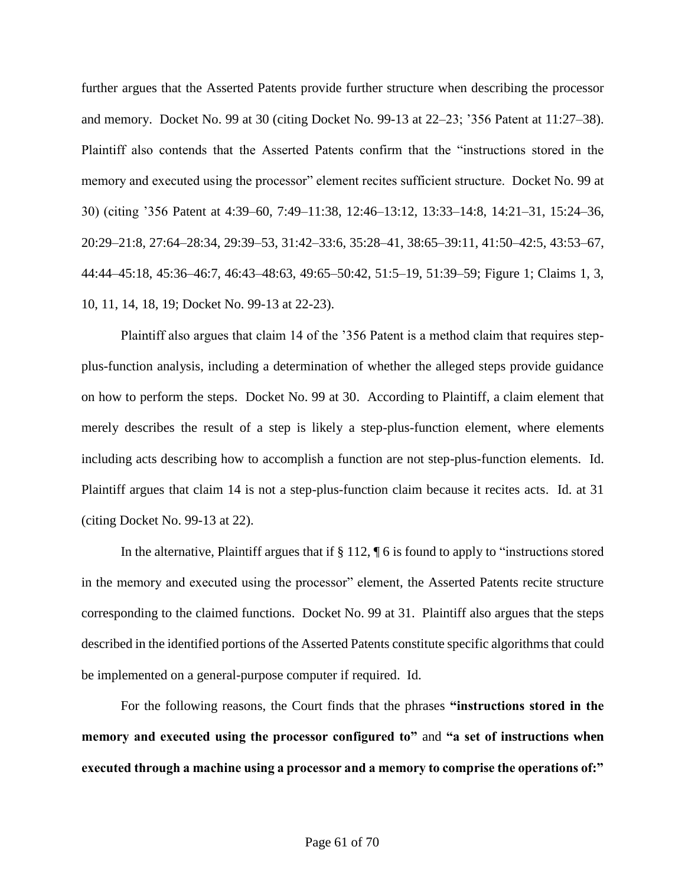further argues that the Asserted Patents provide further structure when describing the processor and memory. Docket No. 99 at 30 (citing Docket No. 99-13 at 22–23; '356 Patent at 11:27–38). Plaintiff also contends that the Asserted Patents confirm that the "instructions stored in the memory and executed using the processor" element recites sufficient structure. Docket No. 99 at 30) (citing '356 Patent at 4:39–60, 7:49–11:38, 12:46–13:12, 13:33–14:8, 14:21–31, 15:24–36, 20:29–21:8, 27:64–28:34, 29:39–53, 31:42–33:6, 35:28–41, 38:65–39:11, 41:50–42:5, 43:53–67, 44:44–45:18, 45:36–46:7, 46:43–48:63, 49:65–50:42, 51:5–19, 51:39–59; Figure 1; Claims 1, 3, 10, 11, 14, 18, 19; Docket No. 99-13 at 22-23).

Plaintiff also argues that claim 14 of the '356 Patent is a method claim that requires step-plus-function analysis, including a determination of whether the alleged steps provide guidance on how to perform the steps. Docket No. 99 at 30. According to Plaintiff, a claim element that merely describes the result of a step is likely a step-plus-function element, where elements including acts describing how to accomplish a function are not step-plus-function elements. Id. Plaintiff argues that claim 14 is not a step-plus-function claim because it recites acts. Id. at 31 (citing Docket No. 99-13 at 22).

In the alternative, Plaintiff argues that if § 112, ¶ 6 is found to apply to "instructions stored in the memory and executed using the processor" element, the Asserted Patents recite structure corresponding to the claimed functions. Docket No. 99 at 31. Plaintiff also argues that the steps described in the identified portions of the Asserted Patents constitute specific algorithms that could be implemented on a general-purpose computer if required. Id.

For the following reasons, the Court finds that the phrases **"instructions stored in the memory and executed using the processor configured to"** and **"a set of instructions when executed through a machine using a processor and a memory to comprise the operations of:"**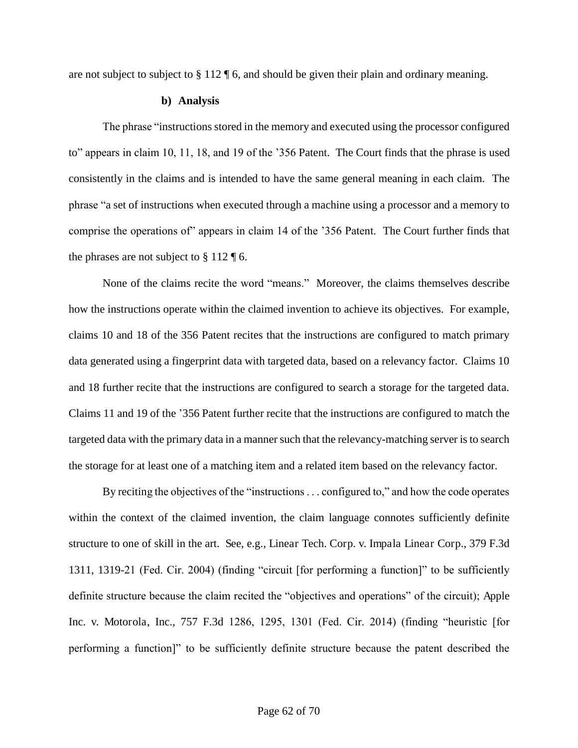are not subject to subject to § 112 ¶ 6, and should be given their plain and ordinary meaning.

**b) Analysis**

The phrase "instructions stored in the memory and executed using the processor configured to" appears in claim 10, 11, 18, and 19 of the '356 Patent. The Court finds that the phrase is used consistently in the claims and is intended to have the same general meaning in each claim. The phrase "a set of instructions when executed through a machine using a processor and a memory to comprise the operations of" appears in claim 14 of the '356 Patent. The Court further finds that the phrases are not subject to § 112 ¶ 6.

None of the claims recite the word "means." Moreover, the claims themselves describe how the instructions operate within the claimed invention to achieve its objectives. For example, claims 10 and 18 of the 356 Patent recites that the instructions are configured to match primary data generated using a fingerprint data with targeted data, based on a relevancy factor. Claims 10 and 18 further recite that the instructions are configured to search a storage for the targeted data. Claims 11 and 19 of the '356 Patent further recite that the instructions are configured to match the targeted data with the primary data in a manner such that the relevancy-matching server is to search the storage for at least one of a matching item and a related item based on the relevancy factor.

By reciting the objectives of the "instructions . . . configured to," and how the code operates within the context of the claimed invention, the claim language connotes sufficiently definite structure to one of skill in the art. See, e.g., Linear Tech. Corp. v. Impala Linear Corp., 379 F.3d 1311, 1319-21 (Fed. Cir. 2004) (finding "circuit [for performing a function]" to be sufficiently definite structure because the claim recited the "objectives and operations" of the circuit); Apple Inc. v. Motorola, Inc., 757 F.3d 1286, 1295, 1301 (Fed. Cir. 2014) (finding "heuristic [for performing a function]" to be sufficiently definite structure because the patent described the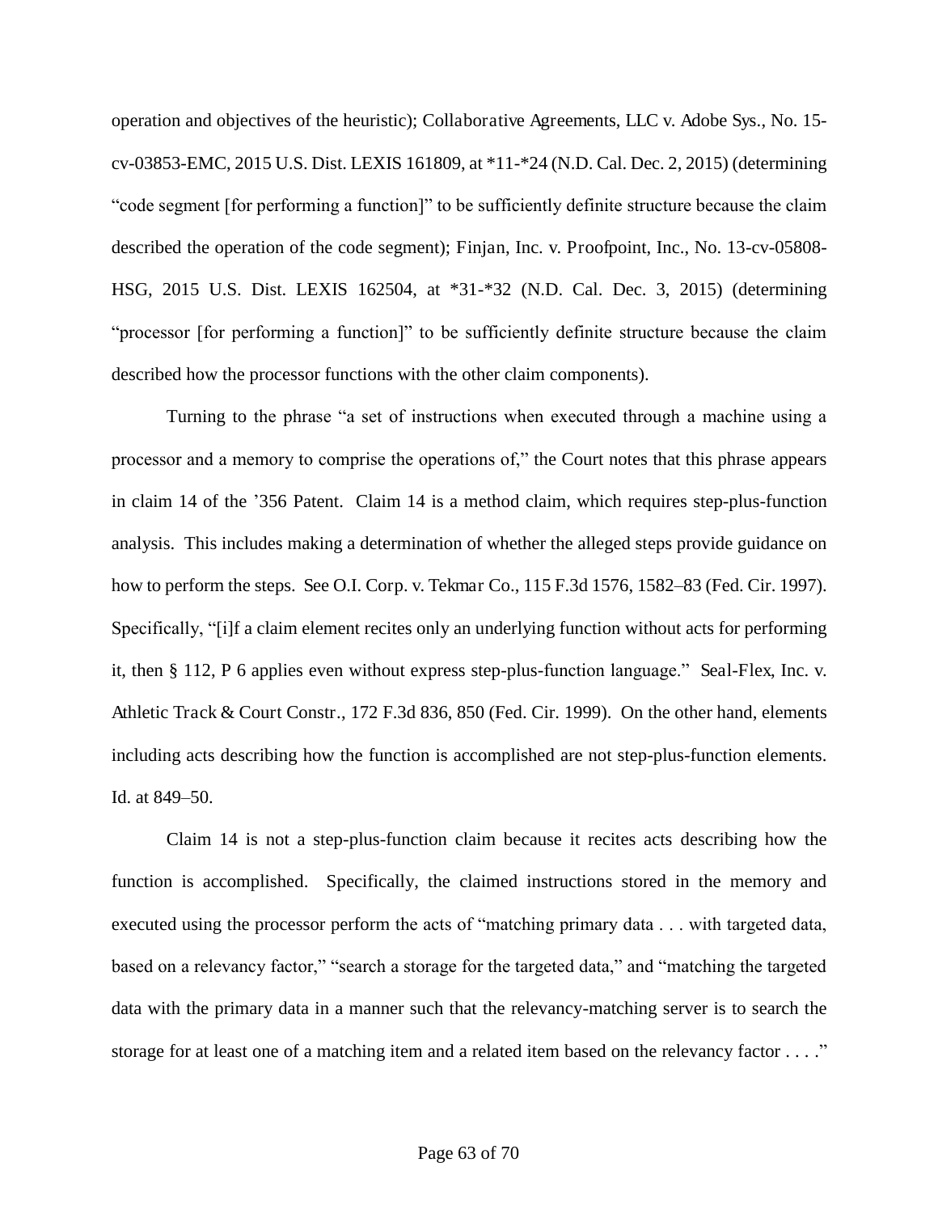operation and objectives of the heuristic); Collaborative Agreements, LLC v. Adobe Sys., No. 15-cv-03853-EMC, 2015 U.S. Dist. LEXIS 161809, at *11-*24 (N.D. Cal. Dec. 2, 2015) (determining "code segment [for performing a function]" to be sufficiently definite structure because the claim described the operation of the code segment); Finjan, Inc. v. Proofpoint, Inc., No. 13-cv-05808-HSG, 2015 U.S. Dist. LEXIS 162504, at *31-*32 (N.D. Cal. Dec. 3, 2015) (determining "processor [for performing a function]" to be sufficiently definite structure because the claim described how the processor functions with the other claim components).

Turning to the phrase "a set of instructions when executed through a machine using a processor and a memory to comprise the operations of," the Court notes that this phrase appears in claim 14 of the '356 Patent. Claim 14 is a method claim, which requires step-plus-function analysis. This includes making a determination of whether the alleged steps provide guidance on how to perform the steps. See O.I. Corp. v. Tekmar Co., 115 F.3d 1576, 1582–83 (Fed. Cir. 1997). Specifically, "[i]f a claim element recites only an underlying function without acts for performing it, then § 112, P 6 applies even without express step-plus-function language." Seal-Flex, Inc. v. Athletic Track & Court Constr., 172 F.3d 836, 850 (Fed. Cir. 1999). On the other hand, elements including acts describing how the function is accomplished are not step-plus-function elements. Id. at 849–50.

Claim 14 is not a step-plus-function claim because it recites acts describing how the function is accomplished. Specifically, the claimed instructions stored in the memory and executed using the processor perform the acts of "matching primary data . . . with targeted data, based on a relevancy factor," "search a storage for the targeted data," and "matching the targeted data with the primary data in a manner such that the relevancy-matching server is to search the storage for at least one of a matching item and a related item based on the relevancy factor . . . ."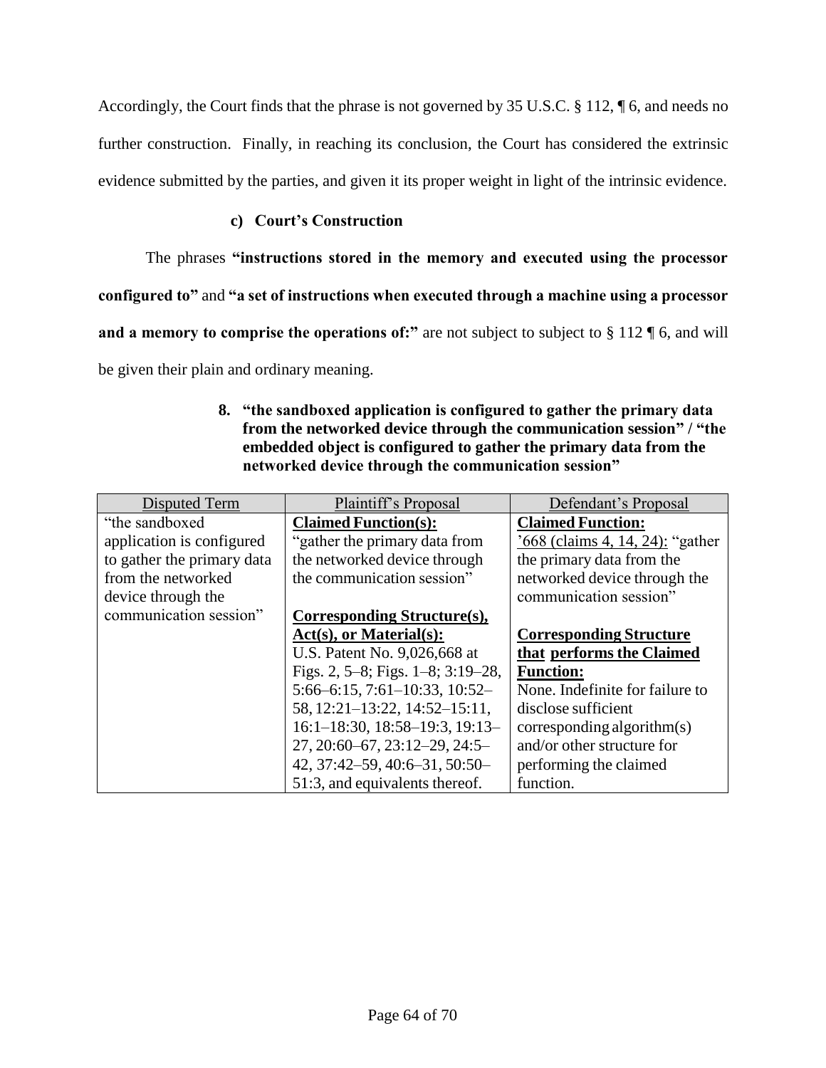Accordingly, the Court finds that the phrase is not governed by 35 U.S.C. § 112, ¶ 6, and needs no further construction. Finally, in reaching its conclusion, the Court has considered the extrinsic evidence submitted by the parties, and given it its proper weight in light of the intrinsic evidence.

#### c) Court's Construction

The phrases **"instructions stored in the memory and executed using the processor configured to"** and **"a set of instructions when executed through a machine using a processor and a memory to comprise the operations of:"** are not subject to subject to § 112 ¶ 6, and will be given their plain and ordinary meaning.

### 8. "the sandboxed application is configured to gather the primary data from the networked device through the communication session" / "the embedded object is configured to gather the primary data from the networked device through the communication session"

| Disputed Term | Plaintiff's Proposal | Defendant's Proposal |
| --- | --- | --- |
| "the sandboxed application is configured to gather the primary data from the networked device through the communication session" | **Claimed Function(s):**<br>"gather the primary data from the networked device through the communication session"<br><br>**Corresponding Structure(s), Act(s), or Material(s):**<br>U.S. Patent No. 9,026,668 at Figs. 2, 5–8; Figs. 1–8; 3:19–28, 5:66–6:15, 7:61–10:33, 10:52–58, 12:21–13:22, 14:52–15:11, 16:1–18:30, 18:58–19:3, 19:13–27, 20:60–67, 23:12–29, 24:5–42, 37:42–59, 40:6–31, 50:50–51:3, and equivalents thereof. | **Claimed Function:**<br>'668 (claims 4, 14, 24): "gather the primary data from the networked device through the communication session"<br><br>**Corresponding Structure that performs the Claimed Function:**<br>None. Indefinite for failure to disclose sufficient corresponding algorithm(s) and/or other structure for performing the claimed function. |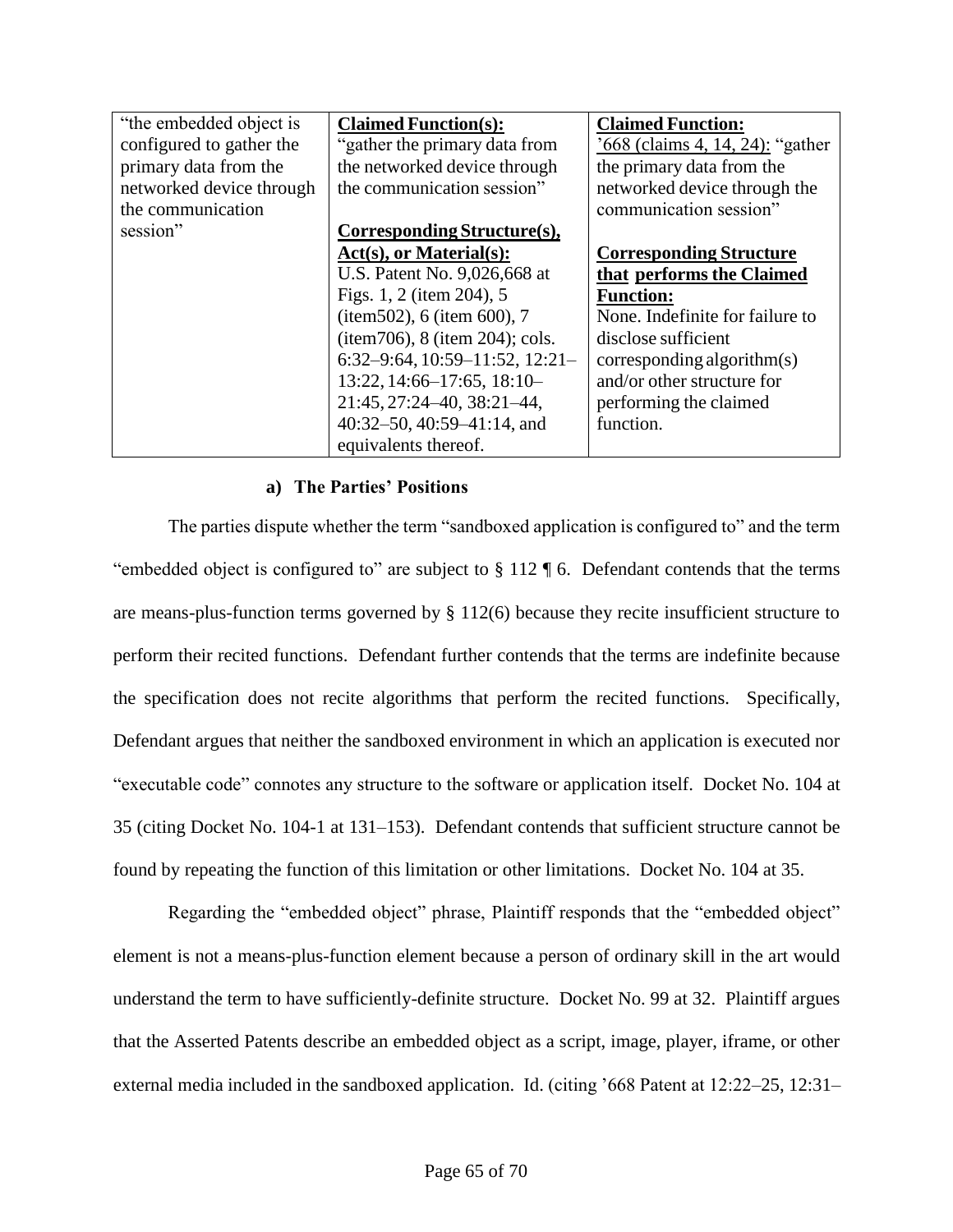| “the embedded object is configured to gather the primary data from the networked device through the communication session” | **Claimed Function(s):**<br>“gather the primary data from the networked device through the communication session”<br><br>**Corresponding Structure(s), Act(s), or Material(s):**<br>U.S. Patent No. 9,026,668 at Figs. 1, 2 (item 204), 5 (item502), 6 (item 600), 7 (item706), 8 (item 204); cols. 6:32–9:64, 10:59–11:52, 12:21–13:22, 14:66–17:65, 18:10–21:45, 27:24–40, 38:21–44, 40:32–50, 40:59–41:14, and equivalents thereof. | **Claimed Function:**<br>’668 (claims 4, 14, 24): “gather the primary data from the networked device through the communication session”<br><br>**Corresponding Structure that performs the Claimed Function:**<br>None. Indefinite for failure to disclose sufficient corresponding algorithm(s) and/or other structure for performing the claimed function. |
|---|---|---|

#### a) The Parties’ Positions

The parties dispute whether the term “sandboxed application is configured to” and the term “embedded object is configured to” are subject to § 112 ¶ 6. Defendant contends that the terms are means-plus-function terms governed by § 112(6) because they recite insufficient structure to perform their recited functions. Defendant further contends that the terms are indefinite because the specification does not recite algorithms that perform the recited functions. Specifically, Defendant argues that neither the sandboxed environment in which an application is executed nor “executable code” connotes any structure to the software or application itself. Docket No. 104 at 35 (citing Docket No. 104-1 at 131–153). Defendant contends that sufficient structure cannot be found by repeating the function of this limitation or other limitations. Docket No. 104 at 35.

Regarding the “embedded object” phrase, Plaintiff responds that the “embedded object” element is not a means-plus-function element because a person of ordinary skill in the art would understand the term to have sufficiently-definite structure. Docket No. 99 at 32. Plaintiff argues that the Asserted Patents describe an embedded object as a script, image, player, iframe, or other external media included in the sandboxed application. Id. (citing ’668 Patent at 12:22–25, 12:31–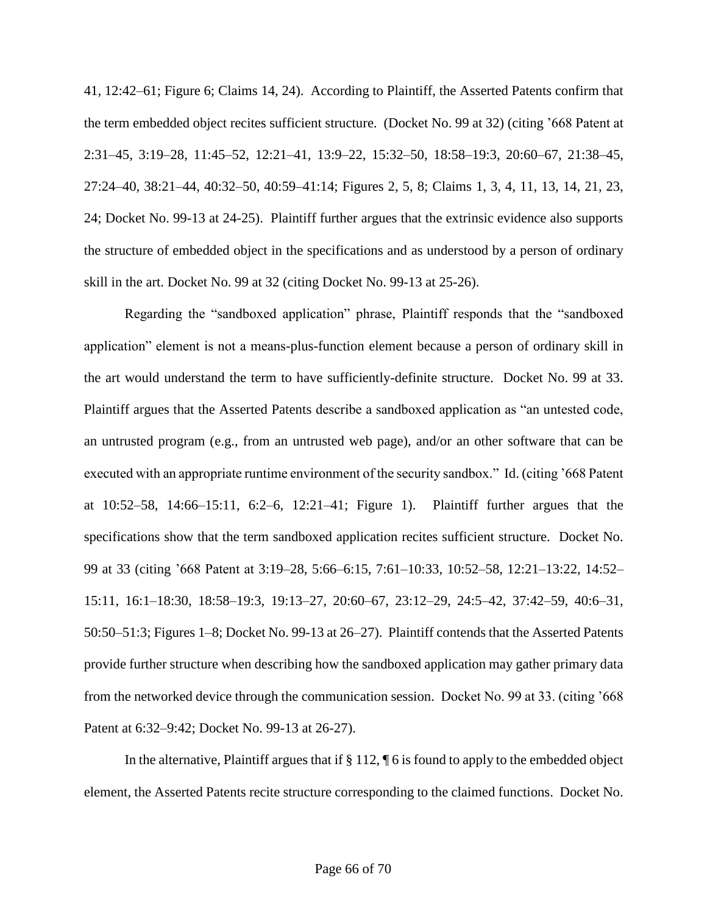41, 12:42–61; Figure 6; Claims 14, 24). According to Plaintiff, the Asserted Patents confirm that the term embedded object recites sufficient structure. (Docket No. 99 at 32) (citing '668 Patent at 2:31–45, 3:19–28, 11:45–52, 12:21–41, 13:9–22, 15:32–50, 18:58–19:3, 20:60–67, 21:38–45, 27:24–40, 38:21–44, 40:32–50, 40:59–41:14; Figures 2, 5, 8; Claims 1, 3, 4, 11, 13, 14, 21, 23, 24; Docket No. 99-13 at 24-25). Plaintiff further argues that the extrinsic evidence also supports the structure of embedded object in the specifications and as understood by a person of ordinary skill in the art. Docket No. 99 at 32 (citing Docket No. 99-13 at 25-26).

Regarding the "sandboxed application" phrase, Plaintiff responds that the "sandboxed application" element is not a means-plus-function element because a person of ordinary skill in the art would understand the term to have sufficiently-definite structure. Docket No. 99 at 33. Plaintiff argues that the Asserted Patents describe a sandboxed application as "an untested code, an untrusted program (e.g., from an untrusted web page), and/or an other software that can be executed with an appropriate runtime environment of the security sandbox." Id. (citing '668 Patent at 10:52–58, 14:66–15:11, 6:2–6, 12:21–41; Figure 1). Plaintiff further argues that the specifications show that the term sandboxed application recites sufficient structure. Docket No. 99 at 33 (citing '668 Patent at 3:19–28, 5:66–6:15, 7:61–10:33, 10:52–58, 12:21–13:22, 14:52–15:11, 16:1–18:30, 18:58–19:3, 19:13–27, 20:60–67, 23:12–29, 24:5–42, 37:42–59, 40:6–31, 50:50–51:3; Figures 1–8; Docket No. 99-13 at 26–27). Plaintiff contends that the Asserted Patents provide further structure when describing how the sandboxed application may gather primary data from the networked device through the communication session. Docket No. 99 at 33. (citing '668 Patent at 6:32–9:42; Docket No. 99-13 at 26-27).

In the alternative, Plaintiff argues that if § 112, ¶ 6 is found to apply to the embedded object element, the Asserted Patents recite structure corresponding to the claimed functions. Docket No.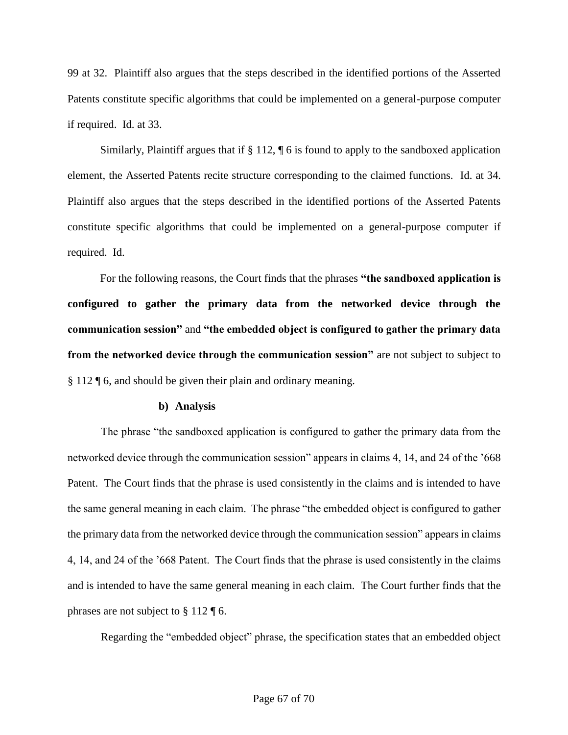99 at 32. Plaintiff also argues that the steps described in the identified portions of the Asserted Patents constitute specific algorithms that could be implemented on a general-purpose computer if required. Id. at 33.

Similarly, Plaintiff argues that if § 112, ¶ 6 is found to apply to the sandboxed application element, the Asserted Patents recite structure corresponding to the claimed functions. Id. at 34. Plaintiff also argues that the steps described in the identified portions of the Asserted Patents constitute specific algorithms that could be implemented on a general-purpose computer if required. Id.

For the following reasons, the Court finds that the phrases **"the sandboxed application is configured to gather the primary data from the networked device through the communication session"** and **"the embedded object is configured to gather the primary data from the networked device through the communication session"** are not subject to subject to § 112 ¶ 6, and should be given their plain and ordinary meaning.

**b) Analysis**

The phrase "the sandboxed application is configured to gather the primary data from the networked device through the communication session" appears in claims 4, 14, and 24 of the '668 Patent. The Court finds that the phrase is used consistently in the claims and is intended to have the same general meaning in each claim. The phrase "the embedded object is configured to gather the primary data from the networked device through the communication session" appears in claims 4, 14, and 24 of the '668 Patent. The Court finds that the phrase is used consistently in the claims and is intended to have the same general meaning in each claim. The Court further finds that the phrases are not subject to § 112 ¶ 6.

Regarding the "embedded object" phrase, the specification states that an embedded object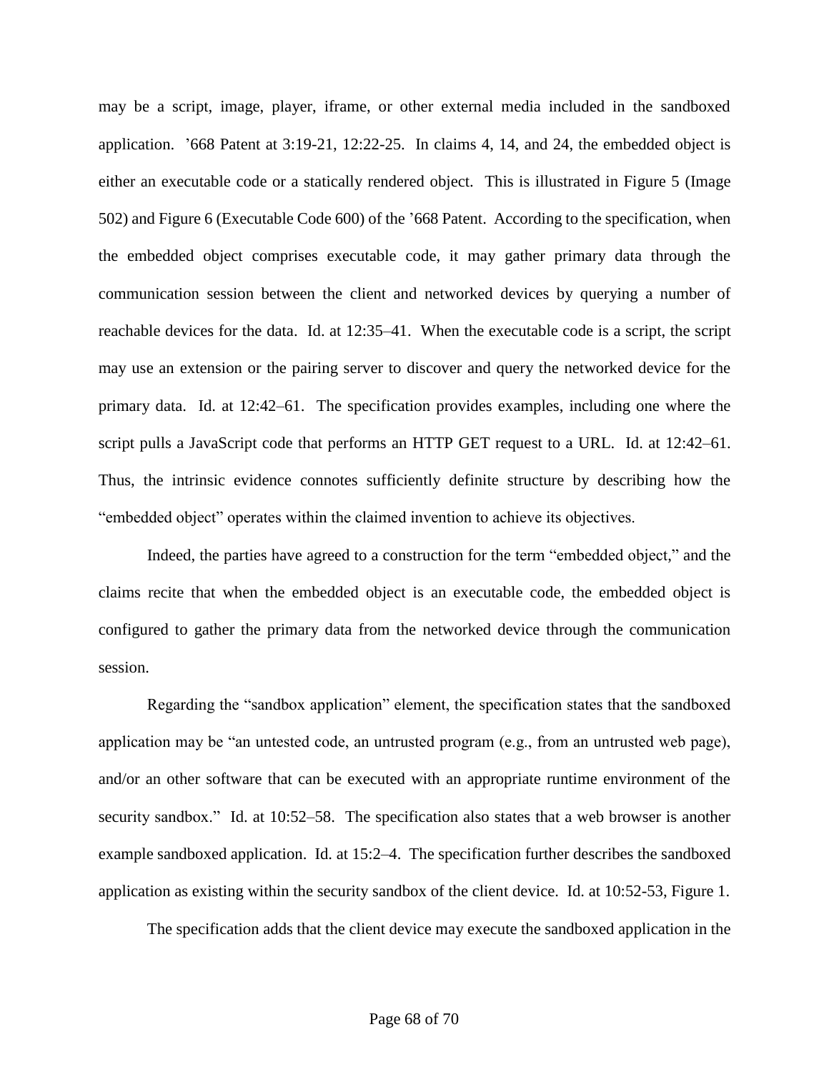may be a script, image, player, iframe, or other external media included in the sandboxed application. '668 Patent at 3:19-21, 12:22-25. In claims 4, 14, and 24, the embedded object is either an executable code or a statically rendered object. This is illustrated in Figure 5 (Image 502) and Figure 6 (Executable Code 600) of the '668 Patent. According to the specification, when the embedded object comprises executable code, it may gather primary data through the communication session between the client and networked devices by querying a number of reachable devices for the data. Id. at 12:35–41. When the executable code is a script, the script may use an extension or the pairing server to discover and query the networked device for the primary data. Id. at 12:42–61. The specification provides examples, including one where the script pulls a JavaScript code that performs an HTTP GET request to a URL. Id. at 12:42–61. Thus, the intrinsic evidence connotes sufficiently definite structure by describing how the "embedded object" operates within the claimed invention to achieve its objectives.

Indeed, the parties have agreed to a construction for the term "embedded object," and the claims recite that when the embedded object is an executable code, the embedded object is configured to gather the primary data from the networked device through the communication session.

Regarding the "sandbox application" element, the specification states that the sandboxed application may be "an untested code, an untrusted program (e.g., from an untrusted web page), and/or an other software that can be executed with an appropriate runtime environment of the security sandbox." Id. at 10:52–58. The specification also states that a web browser is another example sandboxed application. Id. at 15:2–4. The specification further describes the sandboxed application as existing within the security sandbox of the client device. Id. at 10:52-53, Figure 1.

The specification adds that the client device may execute the sandboxed application in the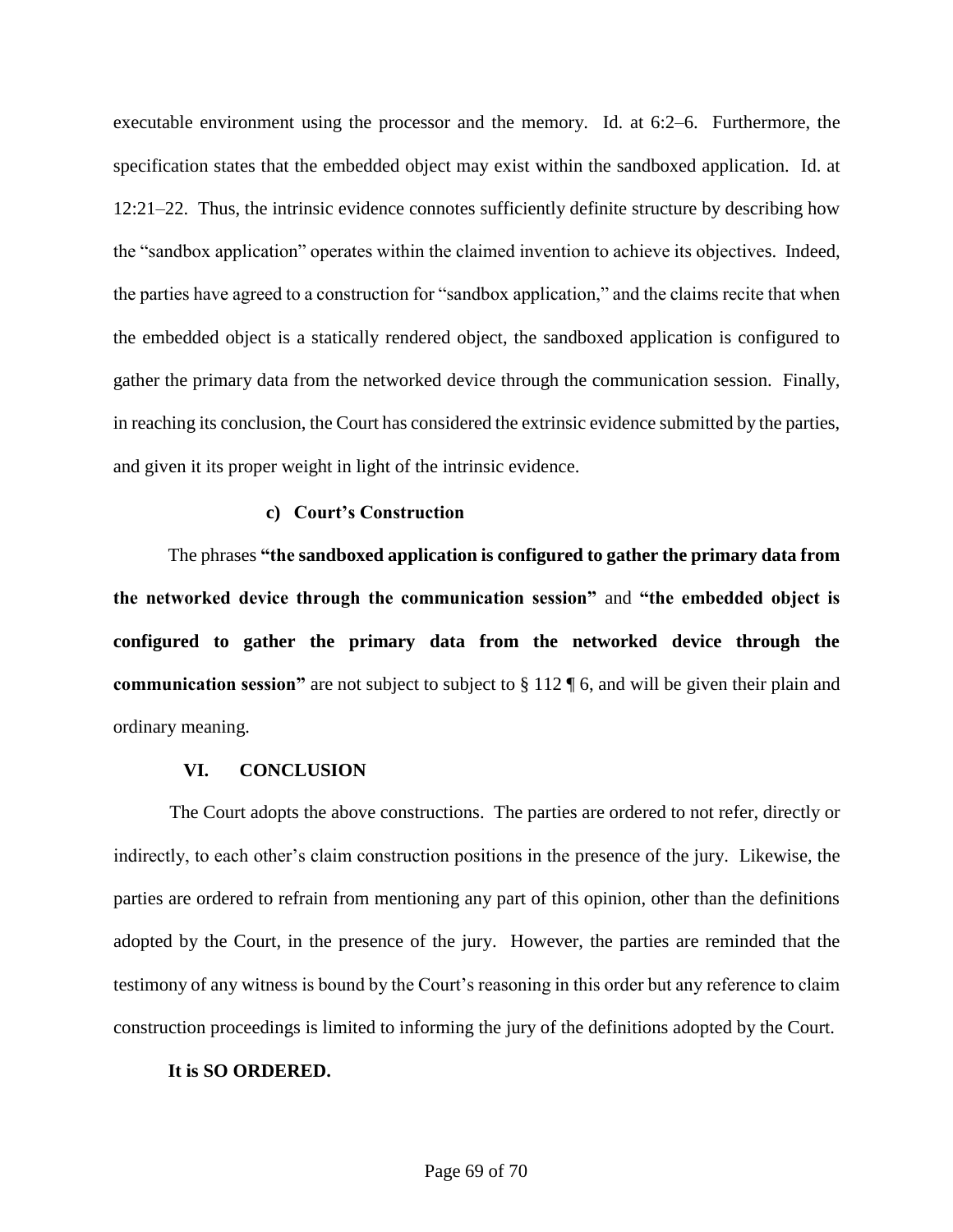executable environment using the processor and the memory. Id. at 6:2–6. Furthermore, the specification states that the embedded object may exist within the sandboxed application. Id. at 12:21–22. Thus, the intrinsic evidence connotes sufficiently definite structure by describing how the "sandbox application" operates within the claimed invention to achieve its objectives. Indeed, the parties have agreed to a construction for "sandbox application," and the claims recite that when the embedded object is a statically rendered object, the sandboxed application is configured to gather the primary data from the networked device through the communication session. Finally, in reaching its conclusion, the Court has considered the extrinsic evidence submitted by the parties, and given it its proper weight in light of the intrinsic evidence.

#### c) Court's Construction

The phrases **"the sandboxed application is configured to gather the primary data from the networked device through the communication session"** and **"the embedded object is configured to gather the primary data from the networked device through the communication session"** are not subject to subject to § 112 ¶ 6, and will be given their plain and ordinary meaning.

## VI. CONCLUSION

The Court adopts the above constructions. The parties are ordered to not refer, directly or indirectly, to each other's claim construction positions in the presence of the jury. Likewise, the parties are ordered to refrain from mentioning any part of this opinion, other than the definitions adopted by the Court, in the presence of the jury. However, the parties are reminded that the testimony of any witness is bound by the Court's reasoning in this order but any reference to claim construction proceedings is limited to informing the jury of the definitions adopted by the Court.

**It is SO ORDERED.**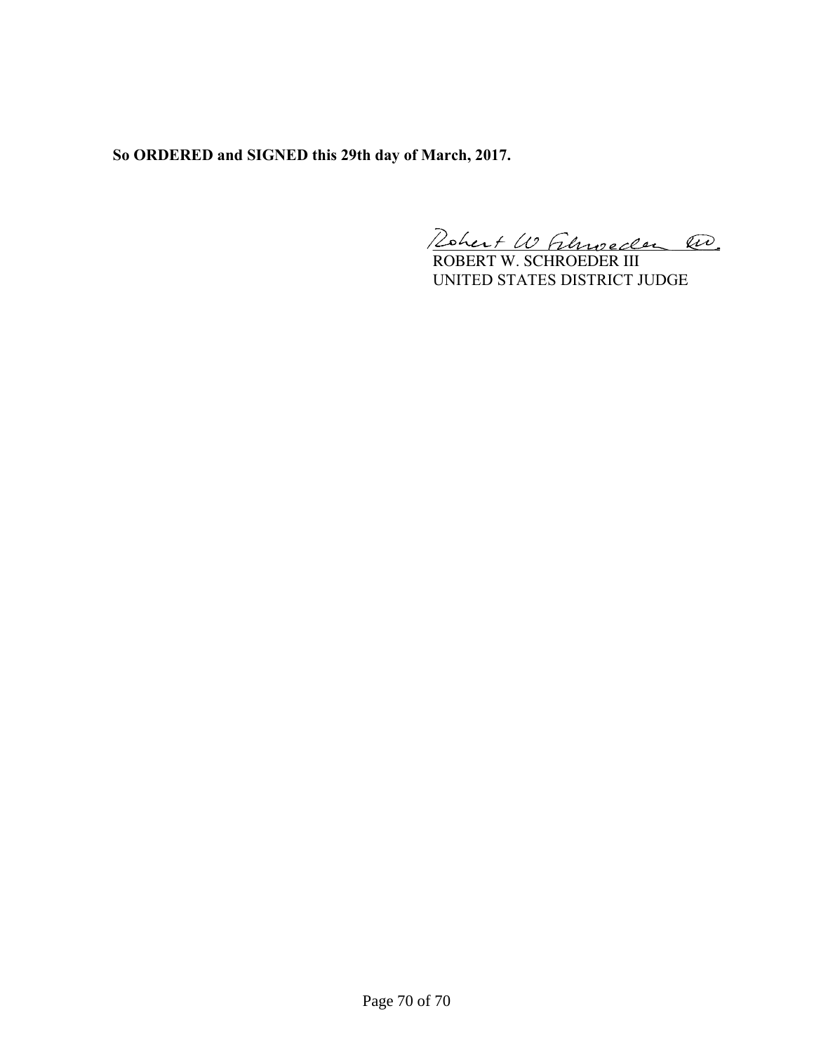**So ORDERED and SIGNED this 29th day of March, 2017.**

ROBERT W. SCHROEDER III
UNITED STATES DISTRICT JUDGE